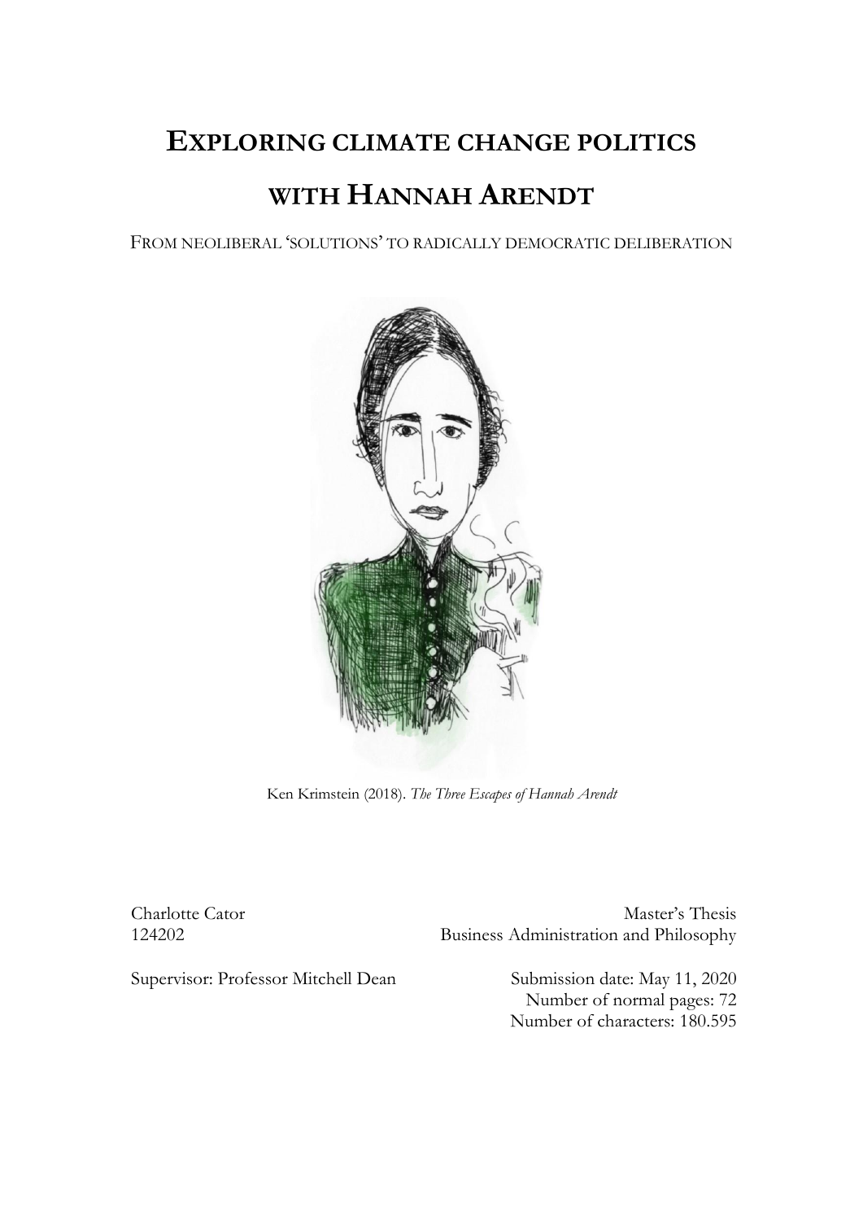# Exploring climate change politics with Hannah Arendt

From neoliberal 'solutions' to radically democratic deliberation

Ken Krimstein (2018). *The Three Escapes of Hannah Arendt*

Charlotte Cator
124202

Master's Thesis
Business Administration and Philosophy

Supervisor: Professor Mitchell Dean

Submission date: May 11, 2020
Number of normal pages: 72
Number of characters: 180.595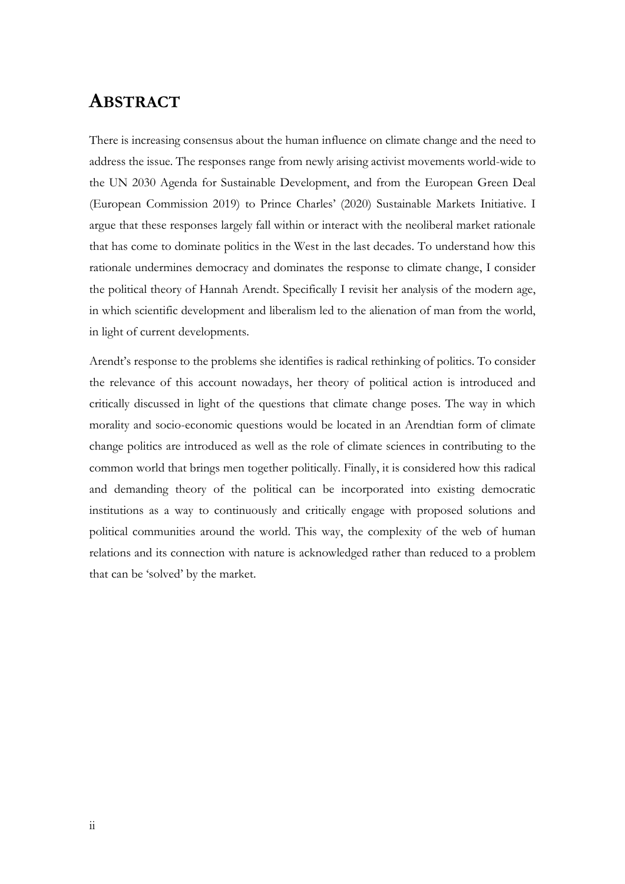# ABSTRACT

There is increasing consensus about the human influence on climate change and the need to address the issue. The responses range from newly arising activist movements world-wide to the UN 2030 Agenda for Sustainable Development, and from the European Green Deal (European Commission 2019) to Prince Charles' (2020) Sustainable Markets Initiative. I argue that these responses largely fall within or interact with the neoliberal market rationale that has come to dominate politics in the West in the last decades. To understand how this rationale undermines democracy and dominates the response to climate change, I consider the political theory of Hannah Arendt. Specifically I revisit her analysis of the modern age, in which scientific development and liberalism led to the alienation of man from the world, in light of current developments.

Arendt's response to the problems she identifies is radical rethinking of politics. To consider the relevance of this account nowadays, her theory of political action is introduced and critically discussed in light of the questions that climate change poses. The way in which morality and socio-economic questions would be located in an Arendtian form of climate change politics are introduced as well as the role of climate sciences in contributing to the common world that brings men together politically. Finally, it is considered how this radical and demanding theory of the political can be incorporated into existing democratic institutions as a way to continuously and critically engage with proposed solutions and political communities around the world. This way, the complexity of the web of human relations and its connection with nature is acknowledged rather than reduced to a problem that can be 'solved' by the market.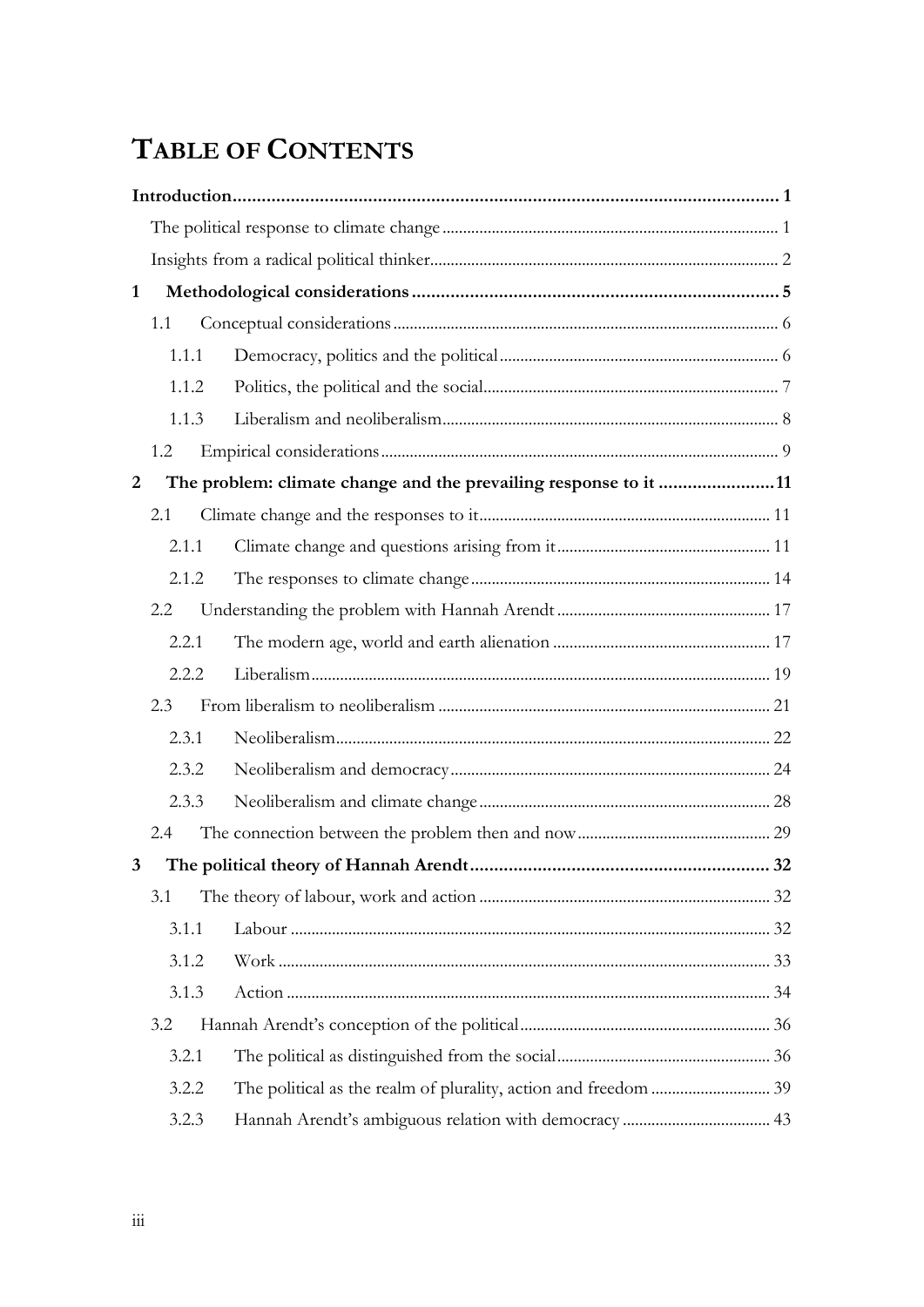# TABLE OF CONTENTS

**Introduction** ..... **1**

The political response to climate change ..... 1

Insights from a radical political thinker ..... 2

**1 Methodological considerations** ..... **5**

1.1 Conceptual considerations ..... 6

1.1.1 Democracy, politics and the political ..... 6

1.1.2 Politics, the political and the social ..... 7

1.1.3 Liberalism and neoliberalism ..... 8

1.2 Empirical considerations ..... 9

**2 The problem: climate change and the prevailing response to it** ..... **11**

2.1 Climate change and the responses to it ..... 11

2.1.1 Climate change and questions arising from it ..... 11

2.1.2 The responses to climate change ..... 14

2.2 Understanding the problem with Hannah Arendt ..... 17

2.2.1 The modern age, world and earth alienation ..... 17

2.2.2 Liberalism ..... 19

2.3 From liberalism to neoliberalism ..... 21

2.3.1 Neoliberalism ..... 22

2.3.2 Neoliberalism and democracy ..... 24

2.3.3 Neoliberalism and climate change ..... 28

2.4 The connection between the problem then and now ..... 29

**3 The political theory of Hannah Arendt** ..... **32**

3.1 The theory of labour, work and action ..... 32

3.1.1 Labour ..... 32

3.1.2 Work ..... 33

3.1.3 Action ..... 34

3.2 Hannah Arendt's conception of the political ..... 36

3.2.1 The political as distinguished from the social ..... 36

3.2.2 The political as the realm of plurality, action and freedom ..... 39

3.2.3 Hannah Arendt's ambiguous relation with democracy ..... 43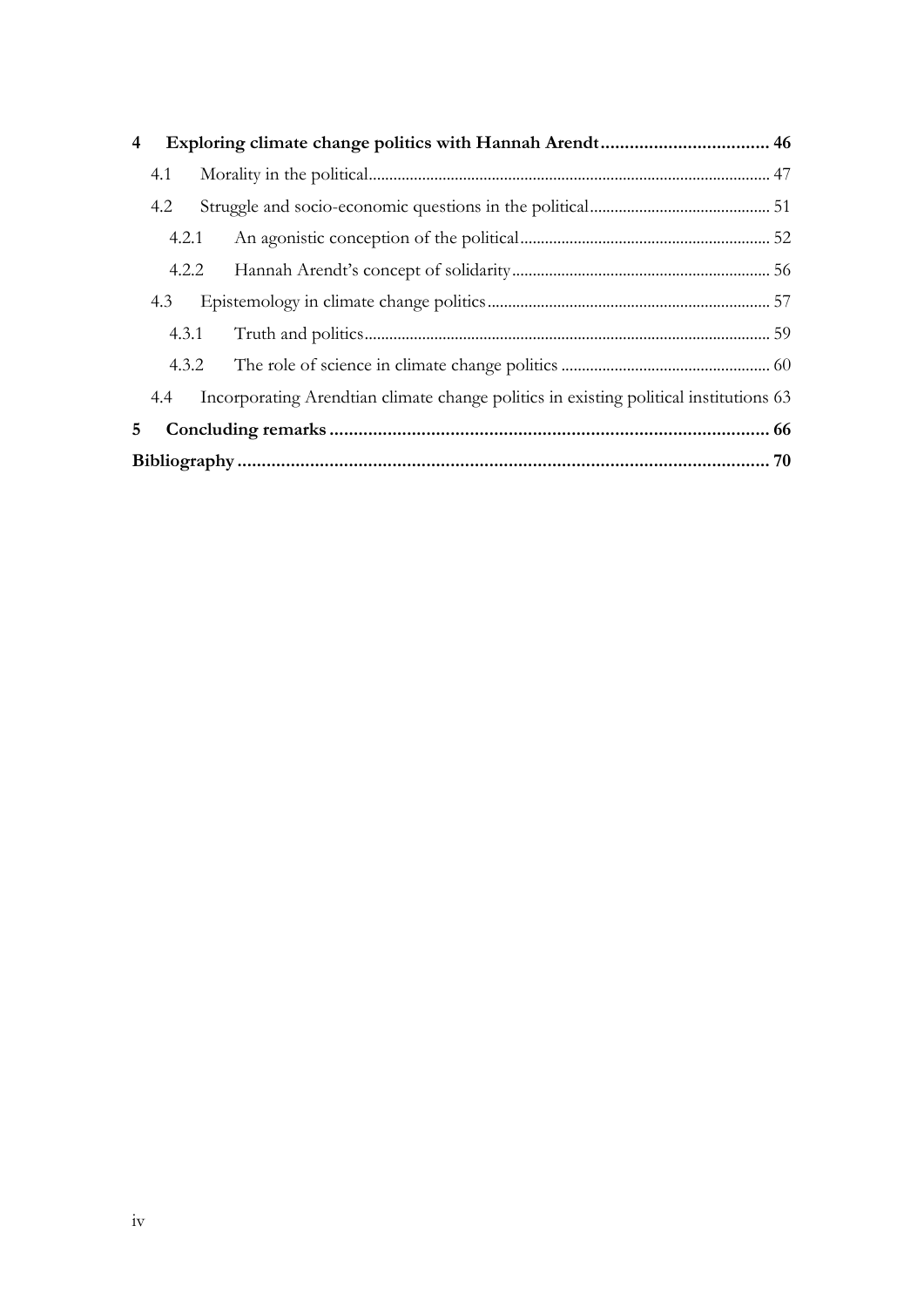**4 Exploring climate change politics with Hannah Arendt ... 46**

- 4.1 Morality in the political ... 47
- 4.2 Struggle and socio-economic questions in the political ... 51
  - 4.2.1 An agonistic conception of the political ... 52
  - 4.2.2 Hannah Arendt's concept of solidarity ... 56
- 4.3 Epistemology in climate change politics ... 57
  - 4.3.1 Truth and politics ... 59
  - 4.3.2 The role of science in climate change politics ... 60
- 4.4 Incorporating Arendtian climate change politics in existing political institutions 63

**5 Concluding remarks ... 66**

**Bibliography ... 70**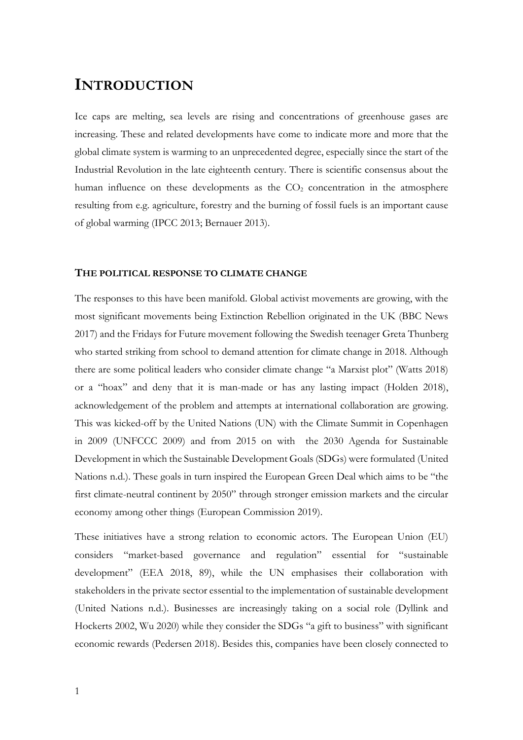# INTRODUCTION

Ice caps are melting, sea levels are rising and concentrations of greenhouse gases are increasing. These and related developments have come to indicate more and more that the global climate system is warming to an unprecedented degree, especially since the start of the Industrial Revolution in the late eighteenth century. There is scientific consensus about the human influence on these developments as the $CO_2$ concentration in the atmosphere resulting from e.g. agriculture, forestry and the burning of fossil fuels is an important cause of global warming (IPCC 2013; Bernauer 2013).

### THE POLITICAL RESPONSE TO CLIMATE CHANGE

The responses to this have been manifold. Global activist movements are growing, with the most significant movements being Extinction Rebellion originated in the UK (BBC News 2017) and the Fridays for Future movement following the Swedish teenager Greta Thunberg who started striking from school to demand attention for climate change in 2018. Although there are some political leaders who consider climate change "a Marxist plot" (Watts 2018) or a "hoax" and deny that it is man-made or has any lasting impact (Holden 2018), acknowledgement of the problem and attempts at international collaboration are growing. This was kicked-off by the United Nations (UN) with the Climate Summit in Copenhagen in 2009 (UNFCCC 2009) and from 2015 on with the 2030 Agenda for Sustainable Development in which the Sustainable Development Goals (SDGs) were formulated (United Nations n.d.). These goals in turn inspired the European Green Deal which aims to be "the first climate-neutral continent by 2050" through stronger emission markets and the circular economy among other things (European Commission 2019).

These initiatives have a strong relation to economic actors. The European Union (EU) considers "market-based governance and regulation" essential for "sustainable development" (EEA 2018, 89), while the UN emphasises their collaboration with stakeholders in the private sector essential to the implementation of sustainable development (United Nations n.d.). Businesses are increasingly taking on a social role (Dyllink and Hockerts 2002, Wu 2020) while they consider the SDGs "a gift to business" with significant economic rewards (Pedersen 2018). Besides this, companies have been closely connected to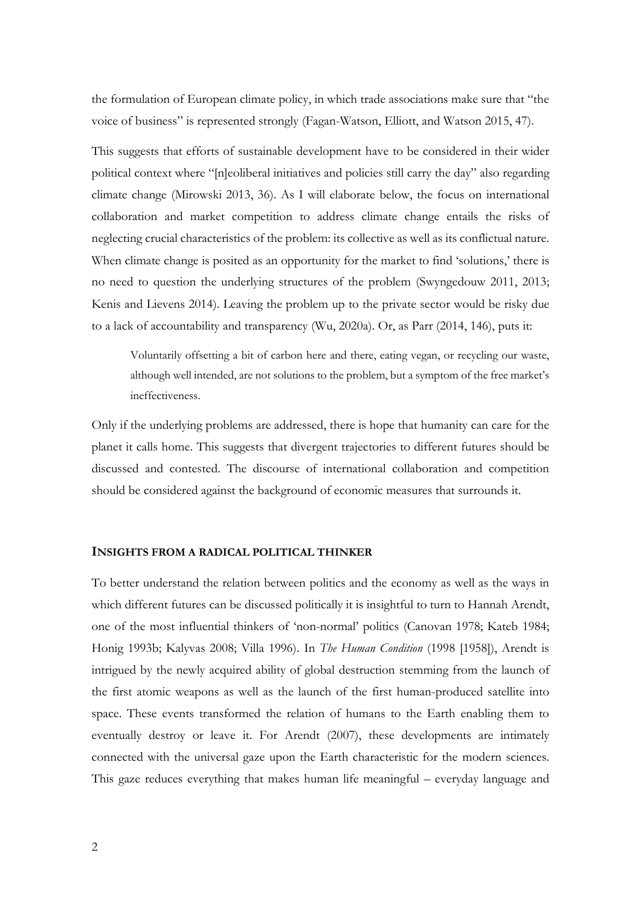the formulation of European climate policy, in which trade associations make sure that "the voice of business" is represented strongly (Fagan-Watson, Elliott, and Watson 2015, 47).

This suggests that efforts of sustainable development have to be considered in their wider political context where "[n]eoliberal initiatives and policies still carry the day" also regarding climate change (Mirowski 2013, 36). As I will elaborate below, the focus on international collaboration and market competition to address climate change entails the risks of neglecting crucial characteristics of the problem: its collective as well as its conflictual nature. When climate change is posited as an opportunity for the market to find 'solutions,' there is no need to question the underlying structures of the problem (Swyngedouw 2011, 2013; Kenis and Lievens 2014). Leaving the problem up to the private sector would be risky due to a lack of accountability and transparency (Wu, 2020a). Or, as Parr (2014, 146), puts it:

> Voluntarily offsetting a bit of carbon here and there, eating vegan, or recycling our waste, although well intended, are not solutions to the problem, but a symptom of the free market's ineffectiveness.

Only if the underlying problems are addressed, there is hope that humanity can care for the planet it calls home. This suggests that divergent trajectories to different futures should be discussed and contested. The discourse of international collaboration and competition should be considered against the background of economic measures that surrounds it.

## INSIGHTS FROM A RADICAL POLITICAL THINKER

To better understand the relation between politics and the economy as well as the ways in which different futures can be discussed politically it is insightful to turn to Hannah Arendt, one of the most influential thinkers of 'non-normal' politics (Canovan 1978; Kateb 1984; Honig 1993b; Kalyvas 2008; Villa 1996). In *The Human Condition* (1998 [1958]), Arendt is intrigued by the newly acquired ability of global destruction stemming from the launch of the first atomic weapons as well as the launch of the first human-produced satellite into space. These events transformed the relation of humans to the Earth enabling them to eventually destroy or leave it. For Arendt (2007), these developments are intimately connected with the universal gaze upon the Earth characteristic for the modern sciences. This gaze reduces everything that makes human life meaningful – everyday language and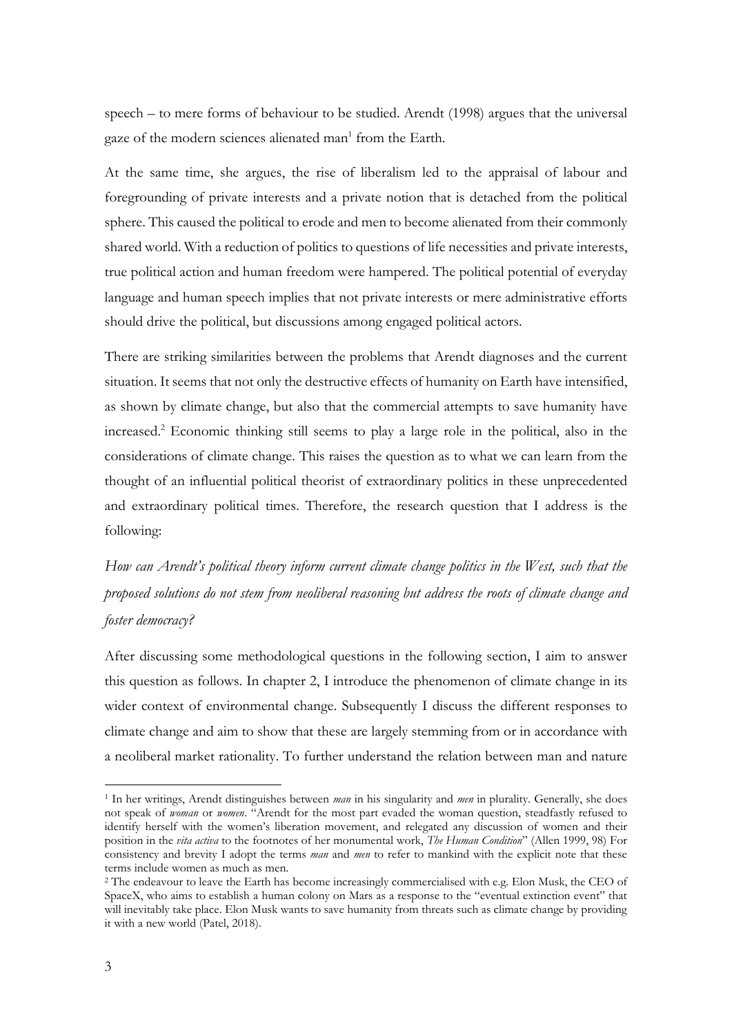speech – to mere forms of behaviour to be studied. Arendt (1998) argues that the universal gaze of the modern sciences alienated man[1] from the Earth.

At the same time, she argues, the rise of liberalism led to the appraisal of labour and foregrounding of private interests and a private notion that is detached from the political sphere. This caused the political to erode and men to become alienated from their commonly shared world. With a reduction of politics to questions of life necessities and private interests, true political action and human freedom were hampered. The political potential of everyday language and human speech implies that not private interests or mere administrative efforts should drive the political, but discussions among engaged political actors.

There are striking similarities between the problems that Arendt diagnoses and the current situation. It seems that not only the destructive effects of humanity on Earth have intensified, as shown by climate change, but also that the commercial attempts to save humanity have increased.[2] Economic thinking still seems to play a large role in the political, also in the considerations of climate change. This raises the question as to what we can learn from the thought of an influential political theorist of extraordinary politics in these unprecedented and extraordinary political times. Therefore, the research question that I address is the following:

*How can Arendt's political theory inform current climate change politics in the West, such that the proposed solutions do not stem from neoliberal reasoning but address the roots of climate change and foster democracy?*

After discussing some methodological questions in the following section, I aim to answer this question as follows. In chapter 2, I introduce the phenomenon of climate change in its wider context of environmental change. Subsequently I discuss the different responses to climate change and aim to show that these are largely stemming from or in accordance with a neoliberal market rationality. To further understand the relation between man and nature

[1] In her writings, Arendt distinguishes between *man* in his singularity and *men* in plurality. Generally, she does not speak of *woman* or *women*. "Arendt for the most part evaded the woman question, steadfastly refused to identify herself with the women's liberation movement, and relegated any discussion of women and their position in the *vita activa* to the footnotes of her monumental work, *The Human Condition*" (Allen 1999, 98) For consistency and brevity I adopt the terms *man* and *men* to refer to mankind with the explicit note that these terms include women as much as men.

[2] The endeavour to leave the Earth has become increasingly commercialised with e.g. Elon Musk, the CEO of SpaceX, who aims to establish a human colony on Mars as a response to the "eventual extinction event" that will inevitably take place. Elon Musk wants to save humanity from threats such as climate change by providing it with a new world (Patel, 2018).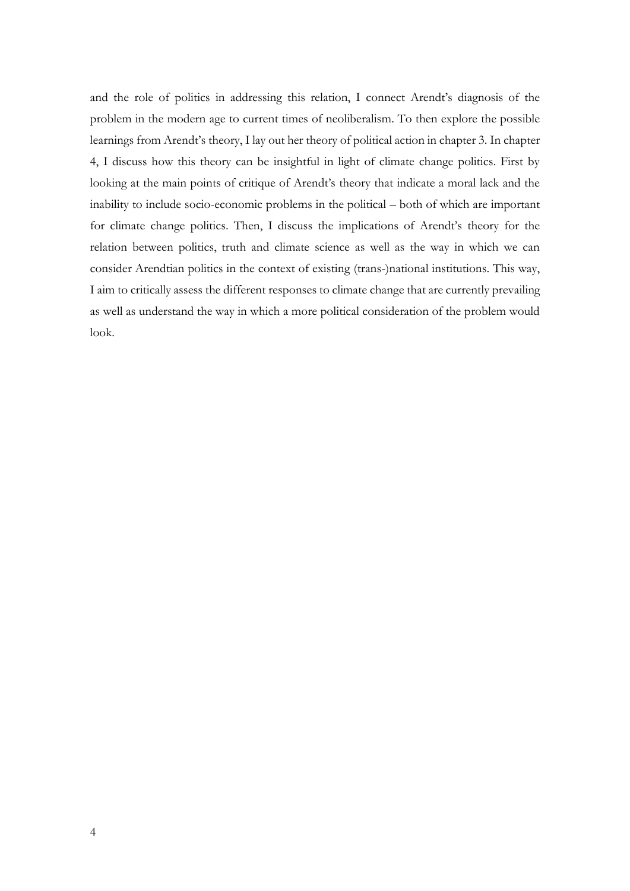and the role of politics in addressing this relation, I connect Arendt's diagnosis of the problem in the modern age to current times of neoliberalism. To then explore the possible learnings from Arendt's theory, I lay out her theory of political action in chapter 3. In chapter 4, I discuss how this theory can be insightful in light of climate change politics. First by looking at the main points of critique of Arendt's theory that indicate a moral lack and the inability to include socio-economic problems in the political – both of which are important for climate change politics. Then, I discuss the implications of Arendt's theory for the relation between politics, truth and climate science as well as the way in which we can consider Arendtian politics in the context of existing (trans-)national institutions. This way, I aim to critically assess the different responses to climate change that are currently prevailing as well as understand the way in which a more political consideration of the problem would look.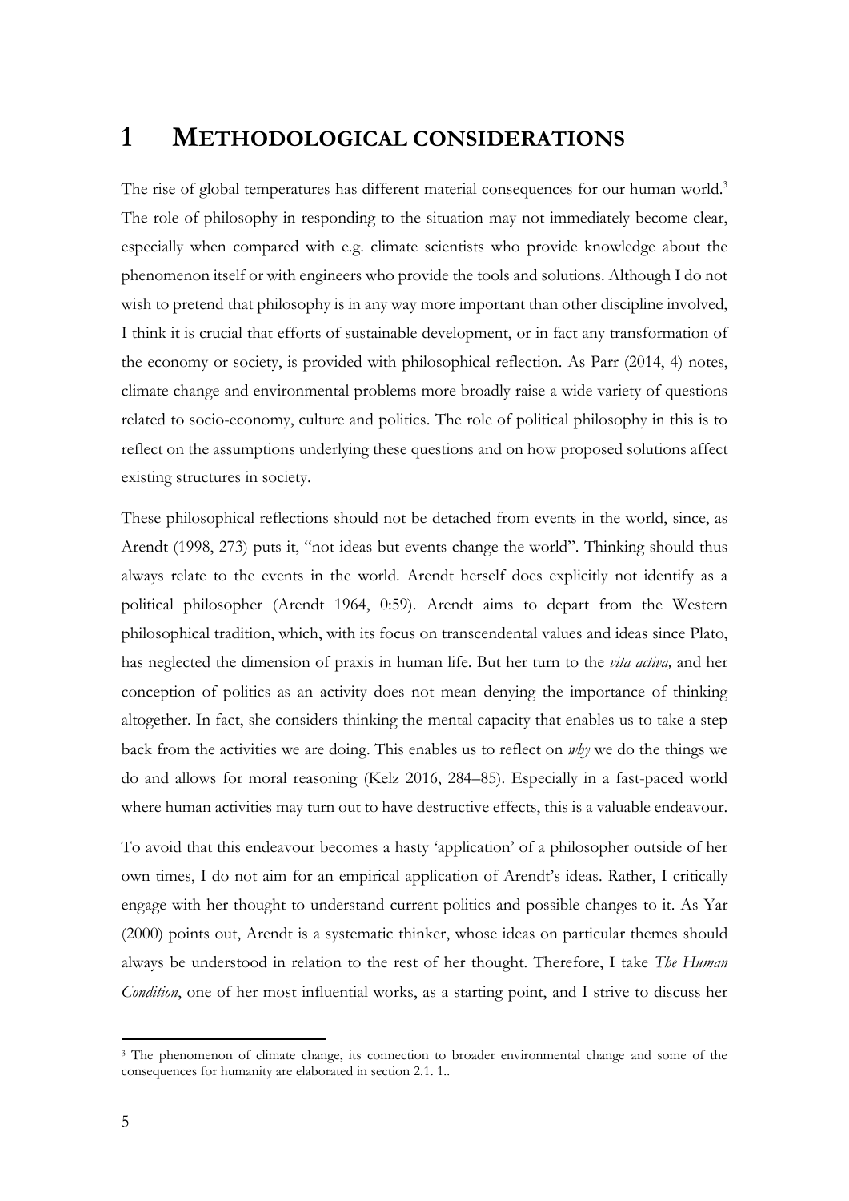# 1 METHODOLOGICAL CONSIDERATIONS

The rise of global temperatures has different material consequences for our human world.[3] The role of philosophy in responding to the situation may not immediately become clear, especially when compared with e.g. climate scientists who provide knowledge about the phenomenon itself or with engineers who provide the tools and solutions. Although I do not wish to pretend that philosophy is in any way more important than other discipline involved, I think it is crucial that efforts of sustainable development, or in fact any transformation of the economy or society, is provided with philosophical reflection. As Parr (2014, 4) notes, climate change and environmental problems more broadly raise a wide variety of questions related to socio-economy, culture and politics. The role of political philosophy in this is to reflect on the assumptions underlying these questions and on how proposed solutions affect existing structures in society.

These philosophical reflections should not be detached from events in the world, since, as Arendt (1998, 273) puts it, "not ideas but events change the world". Thinking should thus always relate to the events in the world. Arendt herself does explicitly not identify as a political philosopher (Arendt 1964, 0:59). Arendt aims to depart from the Western philosophical tradition, which, with its focus on transcendental values and ideas since Plato, has neglected the dimension of praxis in human life. But her turn to the *vita activa,* and her conception of politics as an activity does not mean denying the importance of thinking altogether. In fact, she considers thinking the mental capacity that enables us to take a step back from the activities we are doing. This enables us to reflect on *why* we do the things we do and allows for moral reasoning (Kelz 2016, 284–85). Especially in a fast-paced world where human activities may turn out to have destructive effects, this is a valuable endeavour.

To avoid that this endeavour becomes a hasty 'application' of a philosopher outside of her own times, I do not aim for an empirical application of Arendt's ideas. Rather, I critically engage with her thought to understand current politics and possible changes to it. As Yar (2000) points out, Arendt is a systematic thinker, whose ideas on particular themes should always be understood in relation to the rest of her thought. Therefore, I take *The Human Condition*, one of her most influential works, as a starting point, and I strive to discuss her

---

[3] The phenomenon of climate change, its connection to broader environmental change and some of the consequences for humanity are elaborated in section 2.1. 1..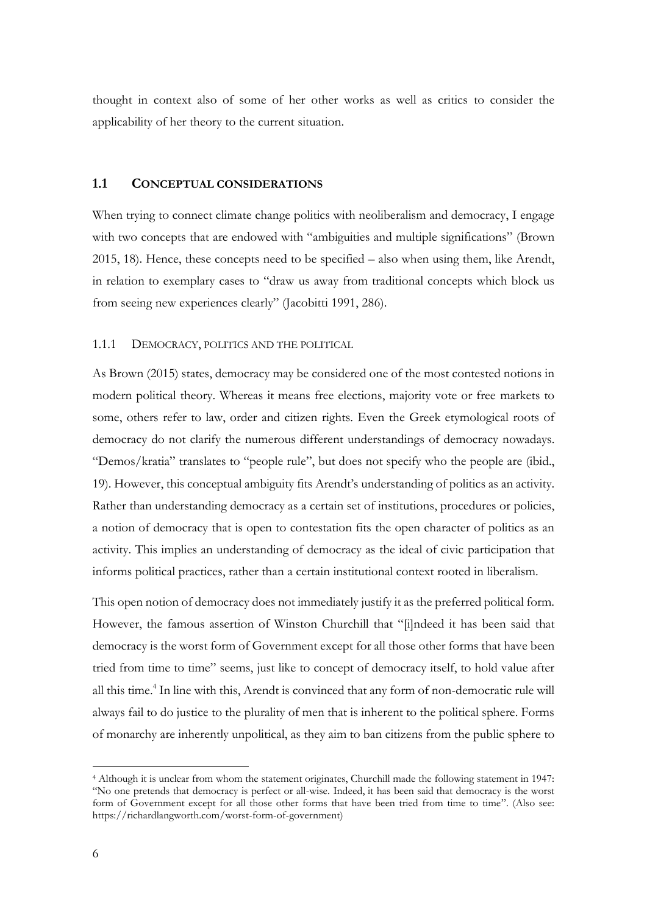thought in context also of some of her other works as well as critics to consider the applicability of her theory to the current situation.

## 1.1 CONCEPTUAL CONSIDERATIONS

When trying to connect climate change politics with neoliberalism and democracy, I engage with two concepts that are endowed with "ambiguities and multiple significations" (Brown 2015, 18). Hence, these concepts need to be specified – also when using them, like Arendt, in relation to exemplary cases to "draw us away from traditional concepts which block us from seeing new experiences clearly" (Jacobitti 1991, 286).

### 1.1.1 DEMOCRACY, POLITICS AND THE POLITICAL

As Brown (2015) states, democracy may be considered one of the most contested notions in modern political theory. Whereas it means free elections, majority vote or free markets to some, others refer to law, order and citizen rights. Even the Greek etymological roots of democracy do not clarify the numerous different understandings of democracy nowadays. "Demos/kratia" translates to "people rule", but does not specify who the people are (ibid., 19). However, this conceptual ambiguity fits Arendt's understanding of politics as an activity. Rather than understanding democracy as a certain set of institutions, procedures or policies, a notion of democracy that is open to contestation fits the open character of politics as an activity. This implies an understanding of democracy as the ideal of civic participation that informs political practices, rather than a certain institutional context rooted in liberalism.

This open notion of democracy does not immediately justify it as the preferred political form. However, the famous assertion of Winston Churchill that "[i]ndeed it has been said that democracy is the worst form of Government except for all those other forms that have been tried from time to time" seems, just like to concept of democracy itself, to hold value after all this time.[4] In line with this, Arendt is convinced that any form of non-democratic rule will always fail to do justice to the plurality of men that is inherent to the political sphere. Forms of monarchy are inherently unpolitical, as they aim to ban citizens from the public sphere to

---

[4] Although it is unclear from whom the statement originates, Churchill made the following statement in 1947: "No one pretends that democracy is perfect or all-wise. Indeed, it has been said that democracy is the worst form of Government except for all those other forms that have been tried from time to time". (Also see: https://richardlangworth.com/worst-form-of-government)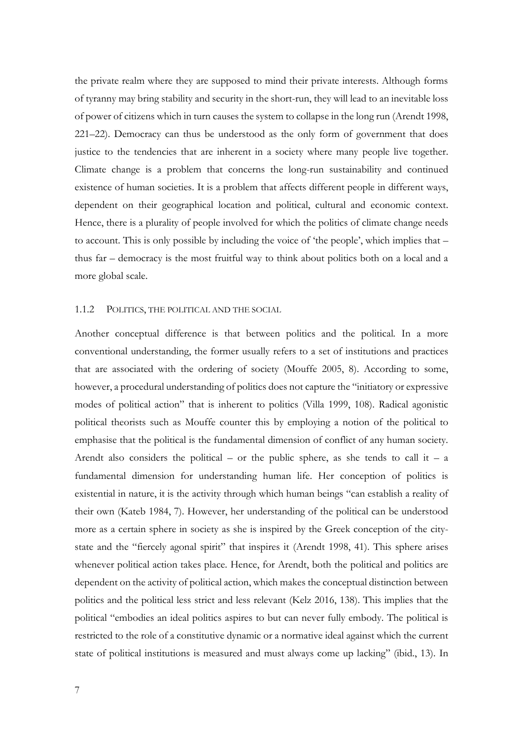the private realm where they are supposed to mind their private interests. Although forms of tyranny may bring stability and security in the short-run, they will lead to an inevitable loss of power of citizens which in turn causes the system to collapse in the long run (Arendt 1998, 221–22). Democracy can thus be understood as the only form of government that does justice to the tendencies that are inherent in a society where many people live together. Climate change is a problem that concerns the long-run sustainability and continued existence of human societies. It is a problem that affects different people in different ways, dependent on their geographical location and political, cultural and economic context. Hence, there is a plurality of people involved for which the politics of climate change needs to account. This is only possible by including the voice of 'the people', which implies that – thus far – democracy is the most fruitful way to think about politics both on a local and a more global scale.

### 1.1.2 POLITICS, THE POLITICAL AND THE SOCIAL

Another conceptual difference is that between politics and the political. In a more conventional understanding, the former usually refers to a set of institutions and practices that are associated with the ordering of society (Mouffe 2005, 8). According to some, however, a procedural understanding of politics does not capture the "initiatory or expressive modes of political action" that is inherent to politics (Villa 1999, 108). Radical agonistic political theorists such as Mouffe counter this by employing a notion of the political to emphasise that the political is the fundamental dimension of conflict of any human society. Arendt also considers the political – or the public sphere, as she tends to call it – a fundamental dimension for understanding human life. Her conception of politics is existential in nature, it is the activity through which human beings "can establish a reality of their own (Kateb 1984, 7). However, her understanding of the political can be understood more as a certain sphere in society as she is inspired by the Greek conception of the city-state and the "fiercely agonal spirit" that inspires it (Arendt 1998, 41). This sphere arises whenever political action takes place. Hence, for Arendt, both the political and politics are dependent on the activity of political action, which makes the conceptual distinction between politics and the political less strict and less relevant (Kelz 2016, 138). This implies that the political "embodies an ideal politics aspires to but can never fully embody. The political is restricted to the role of a constitutive dynamic or a normative ideal against which the current state of political institutions is measured and must always come up lacking" (ibid., 13). In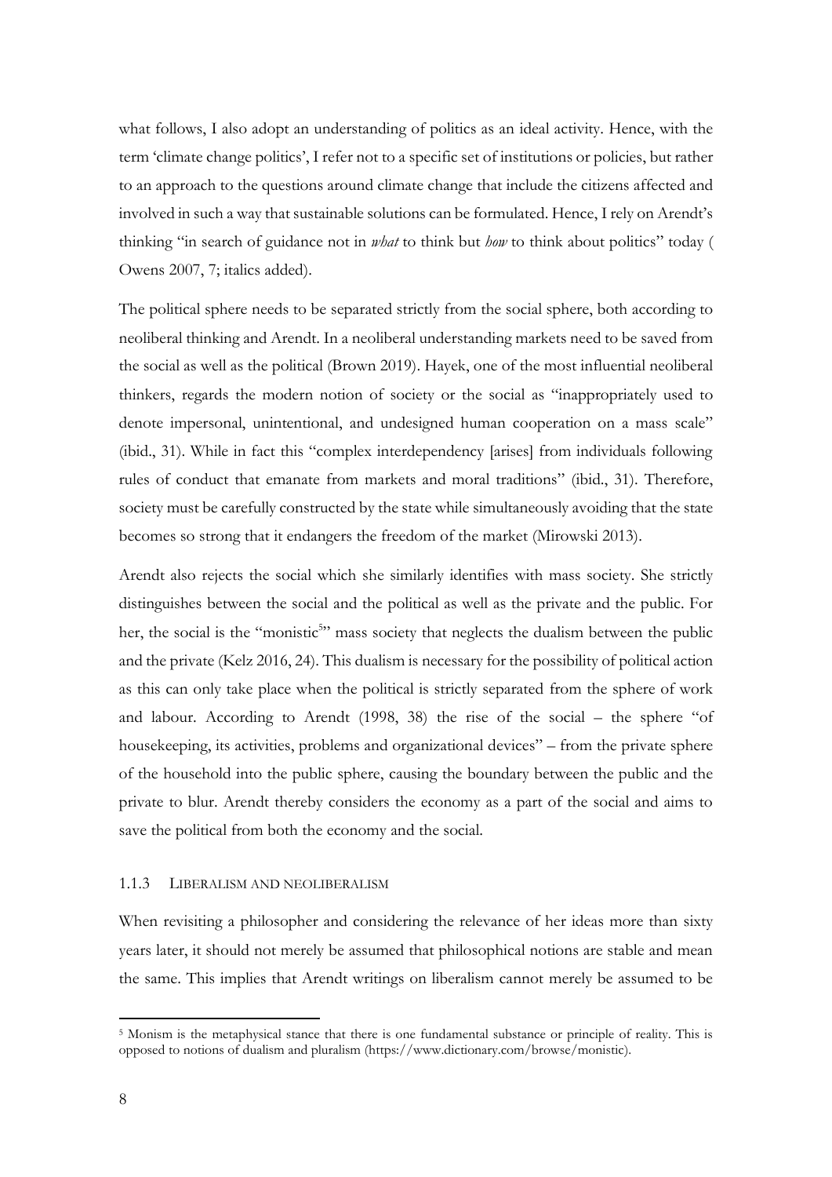what follows, I also adopt an understanding of politics as an ideal activity. Hence, with the term 'climate change politics', I refer not to a specific set of institutions or policies, but rather to an approach to the questions around climate change that include the citizens affected and involved in such a way that sustainable solutions can be formulated. Hence, I rely on Arendt's thinking "in search of guidance not in *what* to think but *how* to think about politics" today ( Owens 2007, 7; italics added).

The political sphere needs to be separated strictly from the social sphere, both according to neoliberal thinking and Arendt. In a neoliberal understanding markets need to be saved from the social as well as the political (Brown 2019). Hayek, one of the most influential neoliberal thinkers, regards the modern notion of society or the social as "inappropriately used to denote impersonal, unintentional, and undesigned human cooperation on a mass scale" (ibid., 31). While in fact this "complex interdependency [arises] from individuals following rules of conduct that emanate from markets and moral traditions" (ibid., 31). Therefore, society must be carefully constructed by the state while simultaneously avoiding that the state becomes so strong that it endangers the freedom of the market (Mirowski 2013).

Arendt also rejects the social which she similarly identifies with mass society. She strictly distinguishes between the social and the political as well as the private and the public. For her, the social is the "monistic[5]" mass society that neglects the dualism between the public and the private (Kelz 2016, 24). This dualism is necessary for the possibility of political action as this can only take place when the political is strictly separated from the sphere of work and labour. According to Arendt (1998, 38) the rise of the social – the sphere "of housekeeping, its activities, problems and organizational devices" – from the private sphere of the household into the public sphere, causing the boundary between the public and the private to blur. Arendt thereby considers the economy as a part of the social and aims to save the political from both the economy and the social.

### 1.1.3 Liberalism and neoliberalism

When revisiting a philosopher and considering the relevance of her ideas more than sixty years later, it should not merely be assumed that philosophical notions are stable and mean the same. This implies that Arendt writings on liberalism cannot merely be assumed to be

[5] Monism is the metaphysical stance that there is one fundamental substance or principle of reality. This is opposed to notions of dualism and pluralism (https://www.dictionary.com/browse/monistic).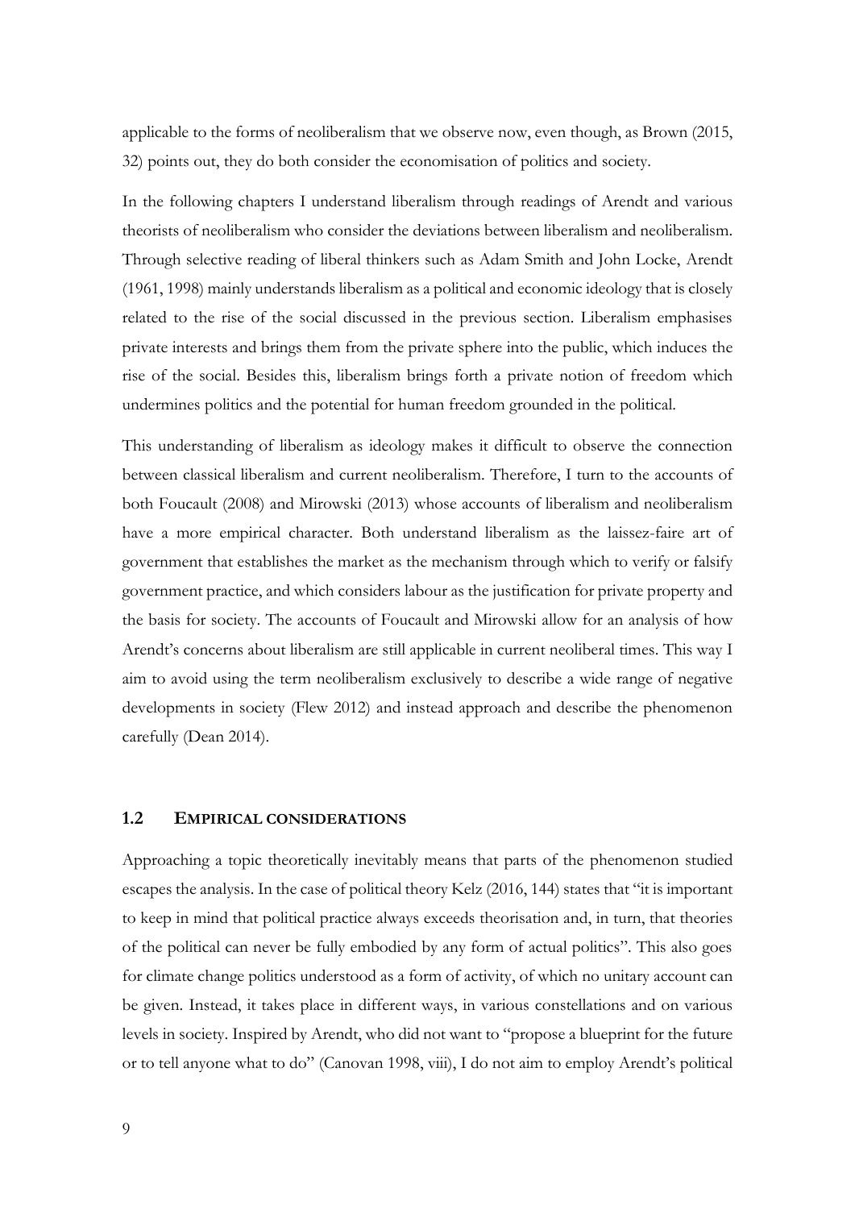applicable to the forms of neoliberalism that we observe now, even though, as Brown (2015, 32) points out, they do both consider the economisation of politics and society.

In the following chapters I understand liberalism through readings of Arendt and various theorists of neoliberalism who consider the deviations between liberalism and neoliberalism. Through selective reading of liberal thinkers such as Adam Smith and John Locke, Arendt (1961, 1998) mainly understands liberalism as a political and economic ideology that is closely related to the rise of the social discussed in the previous section. Liberalism emphasises private interests and brings them from the private sphere into the public, which induces the rise of the social. Besides this, liberalism brings forth a private notion of freedom which undermines politics and the potential for human freedom grounded in the political.

This understanding of liberalism as ideology makes it difficult to observe the connection between classical liberalism and current neoliberalism. Therefore, I turn to the accounts of both Foucault (2008) and Mirowski (2013) whose accounts of liberalism and neoliberalism have a more empirical character. Both understand liberalism as the laissez-faire art of government that establishes the market as the mechanism through which to verify or falsify government practice, and which considers labour as the justification for private property and the basis for society. The accounts of Foucault and Mirowski allow for an analysis of how Arendt's concerns about liberalism are still applicable in current neoliberal times. This way I aim to avoid using the term neoliberalism exclusively to describe a wide range of negative developments in society (Flew 2012) and instead approach and describe the phenomenon carefully (Dean 2014).

## 1.2 Empirical considerations

Approaching a topic theoretically inevitably means that parts of the phenomenon studied escapes the analysis. In the case of political theory Kelz (2016, 144) states that "it is important to keep in mind that political practice always exceeds theorisation and, in turn, that theories of the political can never be fully embodied by any form of actual politics". This also goes for climate change politics understood as a form of activity, of which no unitary account can be given. Instead, it takes place in different ways, in various constellations and on various levels in society. Inspired by Arendt, who did not want to "propose a blueprint for the future or to tell anyone what to do" (Canovan 1998, viii), I do not aim to employ Arendt's political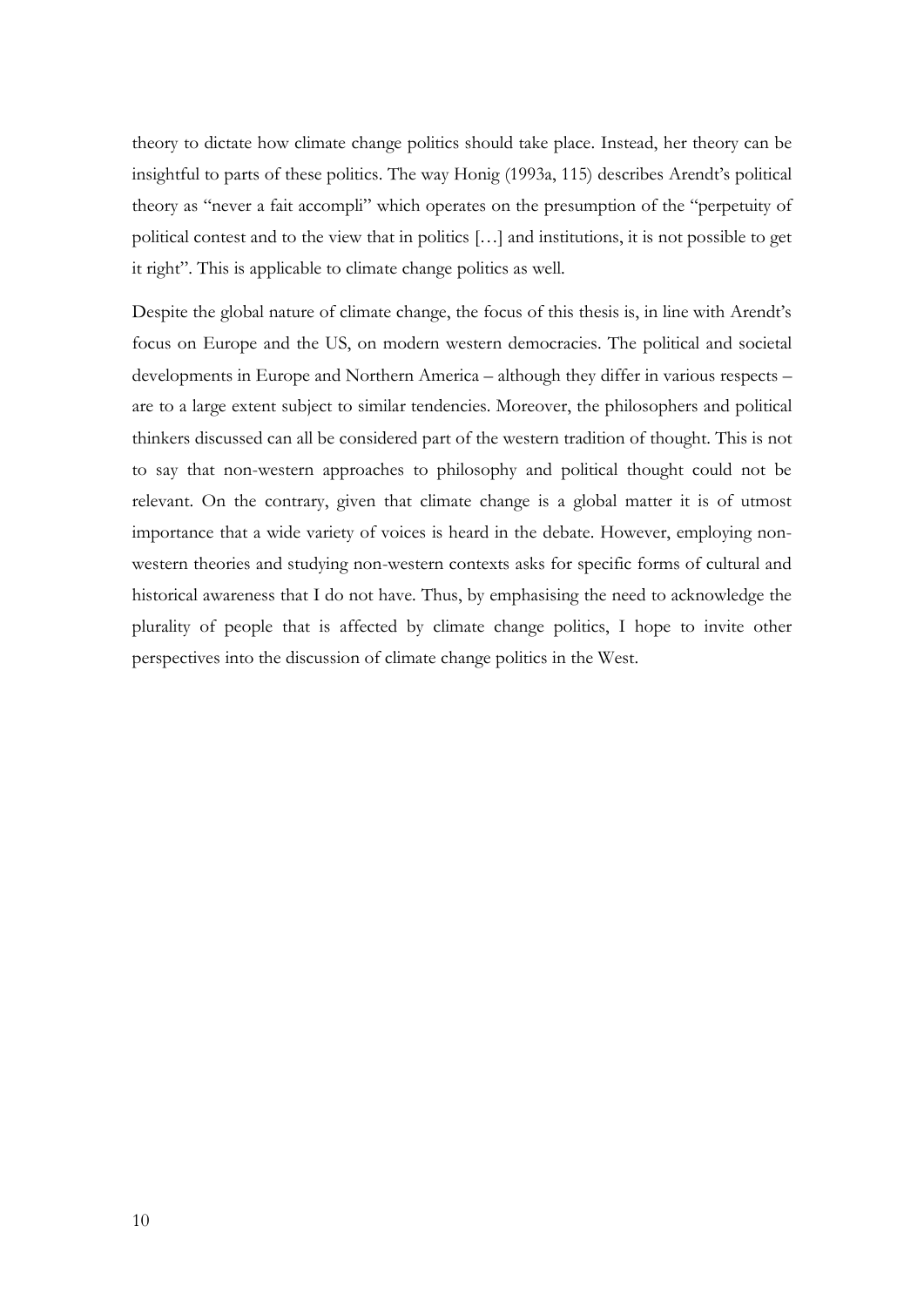theory to dictate how climate change politics should take place. Instead, her theory can be insightful to parts of these politics. The way Honig (1993a, 115) describes Arendt's political theory as "never a fait accompli" which operates on the presumption of the "perpetuity of political contest and to the view that in politics […] and institutions, it is not possible to get it right". This is applicable to climate change politics as well.

Despite the global nature of climate change, the focus of this thesis is, in line with Arendt's focus on Europe and the US, on modern western democracies. The political and societal developments in Europe and Northern America – although they differ in various respects – are to a large extent subject to similar tendencies. Moreover, the philosophers and political thinkers discussed can all be considered part of the western tradition of thought. This is not to say that non-western approaches to philosophy and political thought could not be relevant. On the contrary, given that climate change is a global matter it is of utmost importance that a wide variety of voices is heard in the debate. However, employing non-western theories and studying non-western contexts asks for specific forms of cultural and historical awareness that I do not have. Thus, by emphasising the need to acknowledge the plurality of people that is affected by climate change politics, I hope to invite other perspectives into the discussion of climate change politics in the West.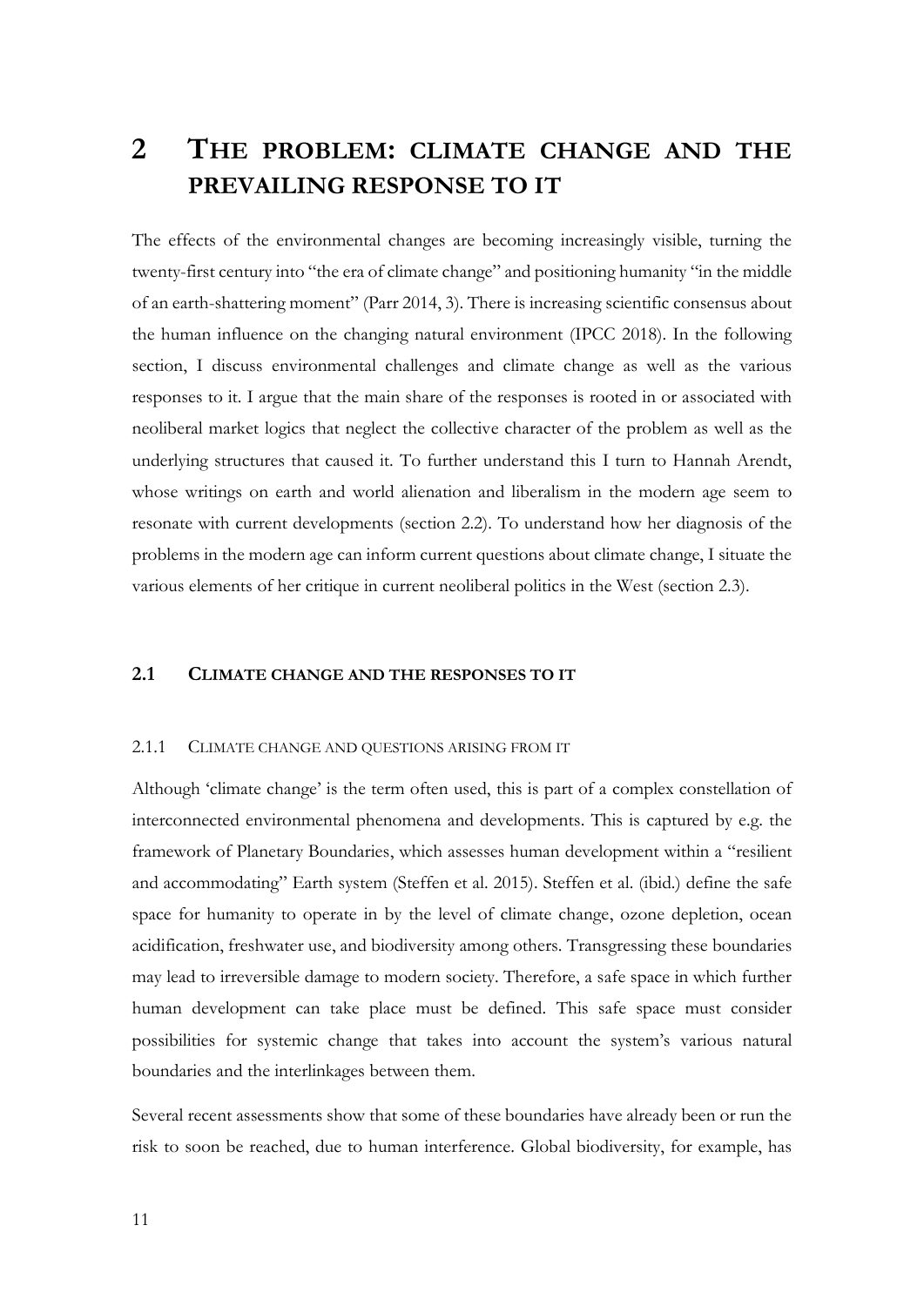# 2 THE PROBLEM: CLIMATE CHANGE AND THE PREVAILING RESPONSE TO IT

The effects of the environmental changes are becoming increasingly visible, turning the twenty-first century into "the era of climate change" and positioning humanity "in the middle of an earth-shattering moment" (Parr 2014, 3). There is increasing scientific consensus about the human influence on the changing natural environment (IPCC 2018). In the following section, I discuss environmental challenges and climate change as well as the various responses to it. I argue that the main share of the responses is rooted in or associated with neoliberal market logics that neglect the collective character of the problem as well as the underlying structures that caused it. To further understand this I turn to Hannah Arendt, whose writings on earth and world alienation and liberalism in the modern age seem to resonate with current developments (section 2.2). To understand how her diagnosis of the problems in the modern age can inform current questions about climate change, I situate the various elements of her critique in current neoliberal politics in the West (section 2.3).

## 2.1 CLIMATE CHANGE AND THE RESPONSES TO IT

### 2.1.1 CLIMATE CHANGE AND QUESTIONS ARISING FROM IT

Although 'climate change' is the term often used, this is part of a complex constellation of interconnected environmental phenomena and developments. This is captured by e.g. the framework of Planetary Boundaries, which assesses human development within a "resilient and accommodating" Earth system (Steffen et al. 2015). Steffen et al. (ibid.) define the safe space for humanity to operate in by the level of climate change, ozone depletion, ocean acidification, freshwater use, and biodiversity among others. Transgressing these boundaries may lead to irreversible damage to modern society. Therefore, a safe space in which further human development can take place must be defined. This safe space must consider possibilities for systemic change that takes into account the system's various natural boundaries and the interlinkages between them.

Several recent assessments show that some of these boundaries have already been or run the risk to soon be reached, due to human interference. Global biodiversity, for example, has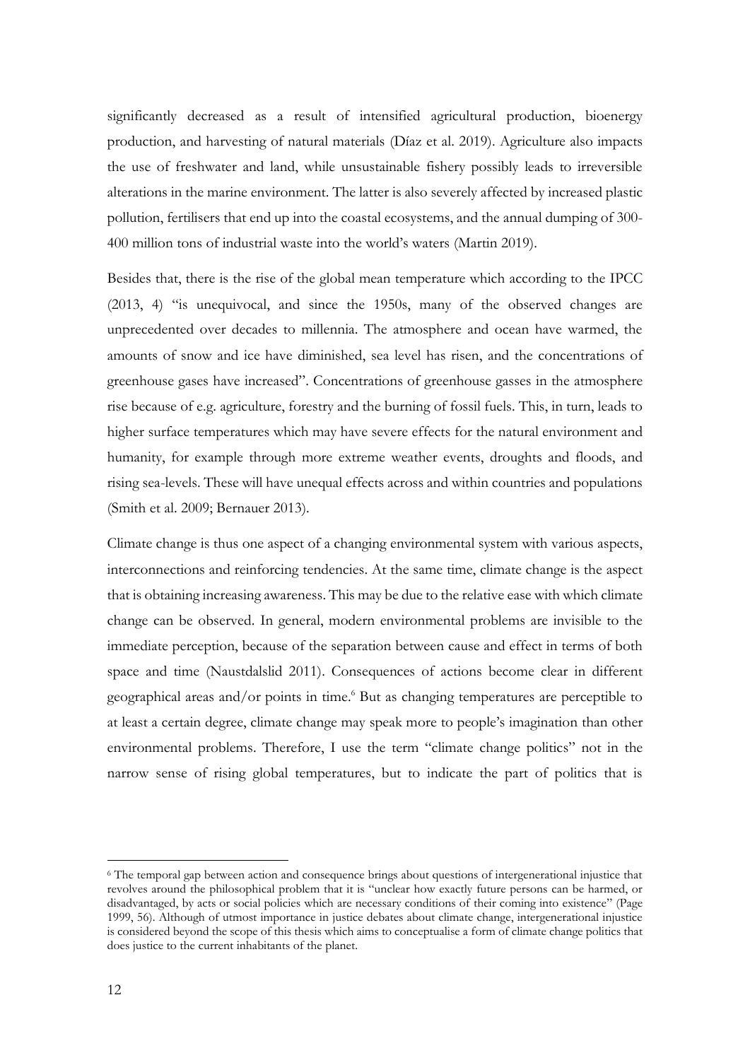significantly decreased as a result of intensified agricultural production, bioenergy production, and harvesting of natural materials (Díaz et al. 2019). Agriculture also impacts the use of freshwater and land, while unsustainable fishery possibly leads to irreversible alterations in the marine environment. The latter is also severely affected by increased plastic pollution, fertilisers that end up into the coastal ecosystems, and the annual dumping of 300-400 million tons of industrial waste into the world's waters (Martin 2019).

Besides that, there is the rise of the global mean temperature which according to the IPCC (2013, 4) "is unequivocal, and since the 1950s, many of the observed changes are unprecedented over decades to millennia. The atmosphere and ocean have warmed, the amounts of snow and ice have diminished, sea level has risen, and the concentrations of greenhouse gases have increased". Concentrations of greenhouse gasses in the atmosphere rise because of e.g. agriculture, forestry and the burning of fossil fuels. This, in turn, leads to higher surface temperatures which may have severe effects for the natural environment and humanity, for example through more extreme weather events, droughts and floods, and rising sea-levels. These will have unequal effects across and within countries and populations (Smith et al. 2009; Bernauer 2013).

Climate change is thus one aspect of a changing environmental system with various aspects, interconnections and reinforcing tendencies. At the same time, climate change is the aspect that is obtaining increasing awareness. This may be due to the relative ease with which climate change can be observed. In general, modern environmental problems are invisible to the immediate perception, because of the separation between cause and effect in terms of both space and time (Naustdalslid 2011). Consequences of actions become clear in different geographical areas and/or points in time.[6] But as changing temperatures are perceptible to at least a certain degree, climate change may speak more to people's imagination than other environmental problems. Therefore, I use the term "climate change politics" not in the narrow sense of rising global temperatures, but to indicate the part of politics that is

[6] The temporal gap between action and consequence brings about questions of intergenerational injustice that revolves around the philosophical problem that it is "unclear how exactly future persons can be harmed, or disadvantaged, by acts or social policies which are necessary conditions of their coming into existence" (Page 1999, 56). Although of utmost importance in justice debates about climate change, intergenerational injustice is considered beyond the scope of this thesis which aims to conceptualise a form of climate change politics that does justice to the current inhabitants of the planet.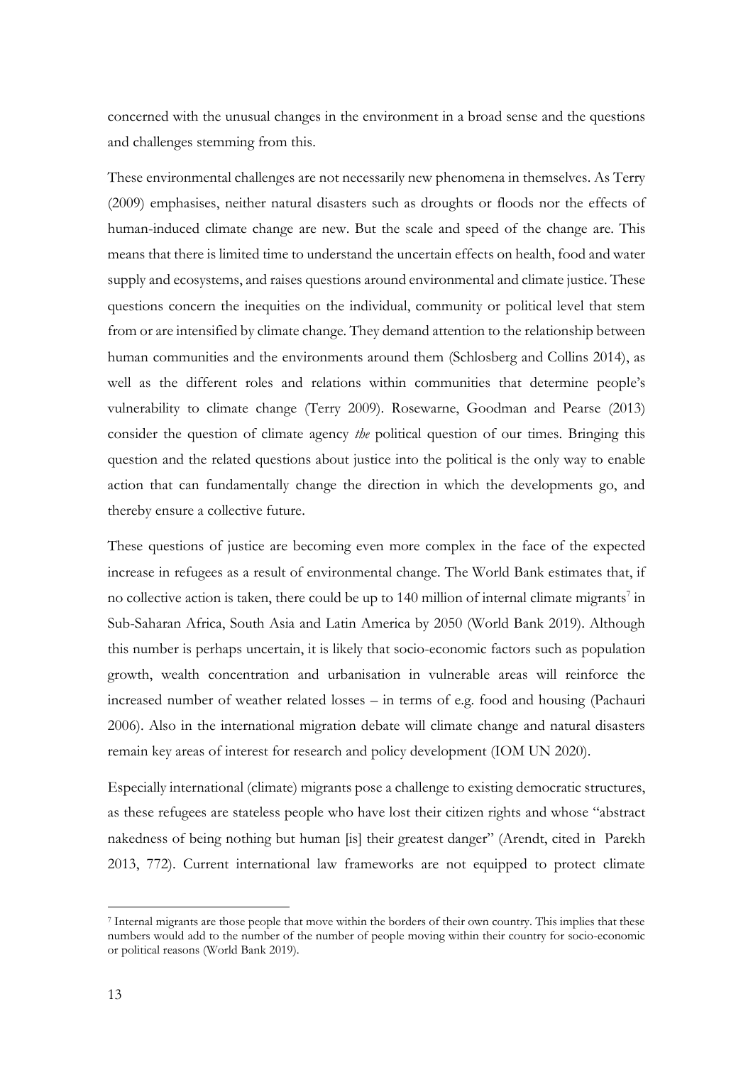concerned with the unusual changes in the environment in a broad sense and the questions and challenges stemming from this.

These environmental challenges are not necessarily new phenomena in themselves. As Terry (2009) emphasises, neither natural disasters such as droughts or floods nor the effects of human-induced climate change are new. But the scale and speed of the change are. This means that there is limited time to understand the uncertain effects on health, food and water supply and ecosystems, and raises questions around environmental and climate justice. These questions concern the inequities on the individual, community or political level that stem from or are intensified by climate change. They demand attention to the relationship between human communities and the environments around them (Schlosberg and Collins 2014), as well as the different roles and relations within communities that determine people's vulnerability to climate change (Terry 2009). Rosewarne, Goodman and Pearse (2013) consider the question of climate agency *the* political question of our times. Bringing this question and the related questions about justice into the political is the only way to enable action that can fundamentally change the direction in which the developments go, and thereby ensure a collective future.

These questions of justice are becoming even more complex in the face of the expected increase in refugees as a result of environmental change. The World Bank estimates that, if no collective action is taken, there could be up to 140 million of internal climate migrants[7] in Sub-Saharan Africa, South Asia and Latin America by 2050 (World Bank 2019). Although this number is perhaps uncertain, it is likely that socio-economic factors such as population growth, wealth concentration and urbanisation in vulnerable areas will reinforce the increased number of weather related losses – in terms of e.g. food and housing (Pachauri 2006). Also in the international migration debate will climate change and natural disasters remain key areas of interest for research and policy development (IOM UN 2020).

Especially international (climate) migrants pose a challenge to existing democratic structures, as these refugees are stateless people who have lost their citizen rights and whose "abstract nakedness of being nothing but human [is] their greatest danger" (Arendt, cited in Parekh 2013, 772). Current international law frameworks are not equipped to protect climate

---

[7] Internal migrants are those people that move within the borders of their own country. This implies that these numbers would add to the number of the number of people moving within their country for socio-economic or political reasons (World Bank 2019).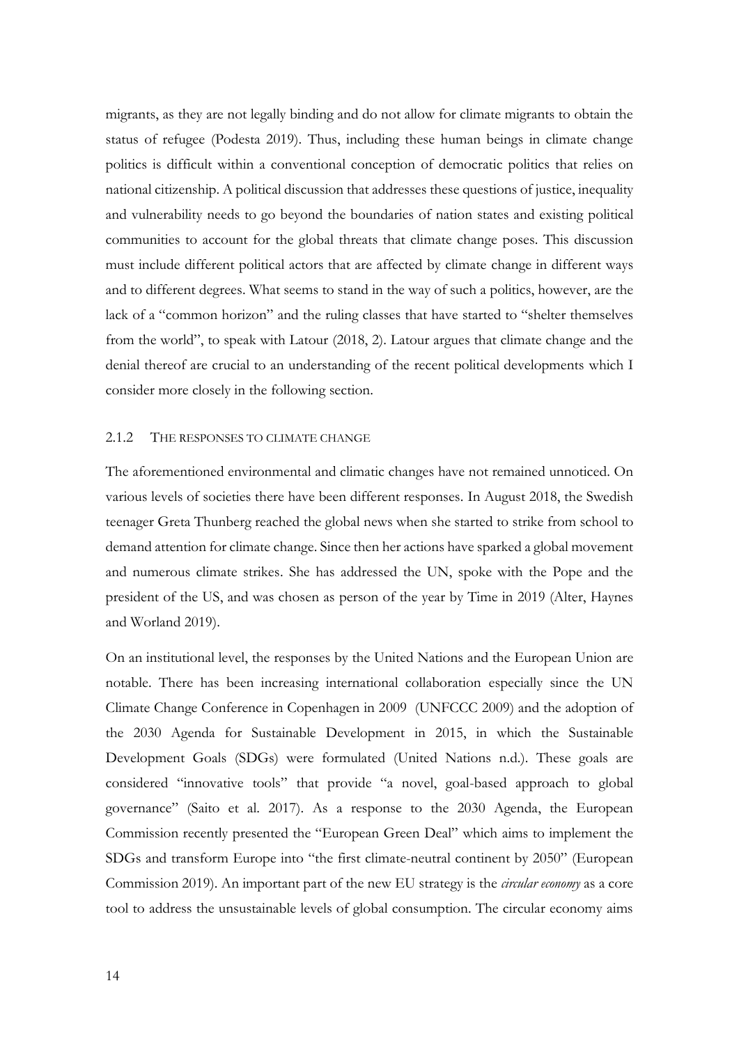migrants, as they are not legally binding and do not allow for climate migrants to obtain the status of refugee (Podesta 2019). Thus, including these human beings in climate change politics is difficult within a conventional conception of democratic politics that relies on national citizenship. A political discussion that addresses these questions of justice, inequality and vulnerability needs to go beyond the boundaries of nation states and existing political communities to account for the global threats that climate change poses. This discussion must include different political actors that are affected by climate change in different ways and to different degrees. What seems to stand in the way of such a politics, however, are the lack of a "common horizon" and the ruling classes that have started to "shelter themselves from the world", to speak with Latour (2018, 2). Latour argues that climate change and the denial thereof are crucial to an understanding of the recent political developments which I consider more closely in the following section.

### 2.1.2 The responses to climate change

The aforementioned environmental and climatic changes have not remained unnoticed. On various levels of societies there have been different responses. In August 2018, the Swedish teenager Greta Thunberg reached the global news when she started to strike from school to demand attention for climate change. Since then her actions have sparked a global movement and numerous climate strikes. She has addressed the UN, spoke with the Pope and the president of the US, and was chosen as person of the year by Time in 2019 (Alter, Haynes and Worland 2019).

On an institutional level, the responses by the United Nations and the European Union are notable. There has been increasing international collaboration especially since the UN Climate Change Conference in Copenhagen in 2009 (UNFCCC 2009) and the adoption of the 2030 Agenda for Sustainable Development in 2015, in which the Sustainable Development Goals (SDGs) were formulated (United Nations n.d.). These goals are considered "innovative tools" that provide "a novel, goal-based approach to global governance" (Saito et al. 2017). As a response to the 2030 Agenda, the European Commission recently presented the "European Green Deal" which aims to implement the SDGs and transform Europe into "the first climate-neutral continent by 2050" (European Commission 2019). An important part of the new EU strategy is the *circular economy* as a core tool to address the unsustainable levels of global consumption. The circular economy aims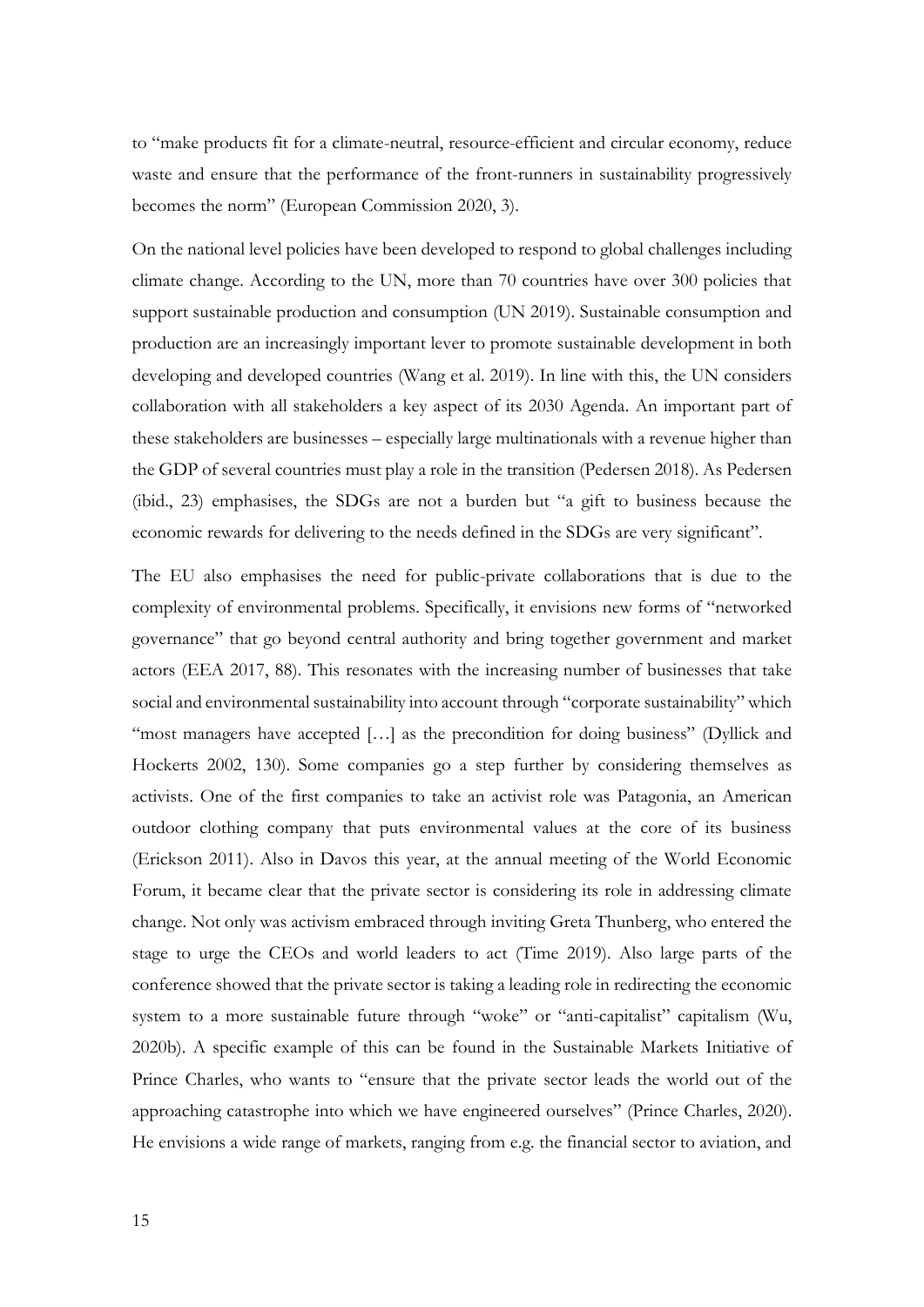to "make products fit for a climate-neutral, resource-efficient and circular economy, reduce waste and ensure that the performance of the front-runners in sustainability progressively becomes the norm" (European Commission 2020, 3).

On the national level policies have been developed to respond to global challenges including climate change. According to the UN, more than 70 countries have over 300 policies that support sustainable production and consumption (UN 2019). Sustainable consumption and production are an increasingly important lever to promote sustainable development in both developing and developed countries (Wang et al. 2019). In line with this, the UN considers collaboration with all stakeholders a key aspect of its 2030 Agenda. An important part of these stakeholders are businesses – especially large multinationals with a revenue higher than the GDP of several countries must play a role in the transition (Pedersen 2018). As Pedersen (ibid., 23) emphasises, the SDGs are not a burden but "a gift to business because the economic rewards for delivering to the needs defined in the SDGs are very significant".

The EU also emphasises the need for public-private collaborations that is due to the complexity of environmental problems. Specifically, it envisions new forms of "networked governance" that go beyond central authority and bring together government and market actors (EEA 2017, 88). This resonates with the increasing number of businesses that take social and environmental sustainability into account through "corporate sustainability" which "most managers have accepted […] as the precondition for doing business" (Dyllick and Hockerts 2002, 130). Some companies go a step further by considering themselves as activists. One of the first companies to take an activist role was Patagonia, an American outdoor clothing company that puts environmental values at the core of its business (Erickson 2011). Also in Davos this year, at the annual meeting of the World Economic Forum, it became clear that the private sector is considering its role in addressing climate change. Not only was activism embraced through inviting Greta Thunberg, who entered the stage to urge the CEOs and world leaders to act (Time 2019). Also large parts of the conference showed that the private sector is taking a leading role in redirecting the economic system to a more sustainable future through "woke" or "anti-capitalist" capitalism (Wu, 2020b). A specific example of this can be found in the Sustainable Markets Initiative of Prince Charles, who wants to "ensure that the private sector leads the world out of the approaching catastrophe into which we have engineered ourselves" (Prince Charles, 2020). He envisions a wide range of markets, ranging from e.g. the financial sector to aviation, and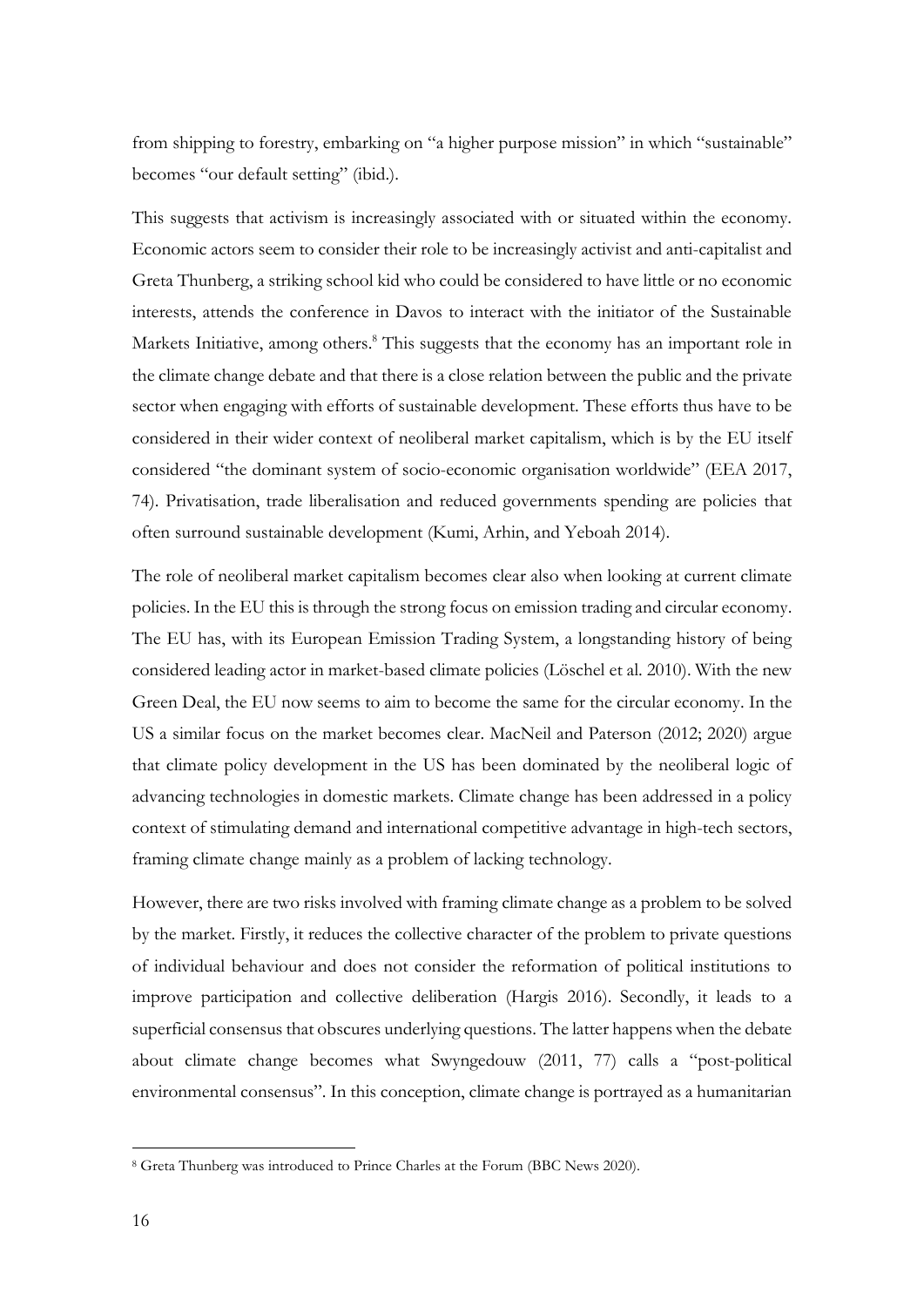from shipping to forestry, embarking on "a higher purpose mission" in which "sustainable" becomes "our default setting" (ibid.).

This suggests that activism is increasingly associated with or situated within the economy. Economic actors seem to consider their role to be increasingly activist and anti-capitalist and Greta Thunberg, a striking school kid who could be considered to have little or no economic interests, attends the conference in Davos to interact with the initiator of the Sustainable Markets Initiative, among others.[8] This suggests that the economy has an important role in the climate change debate and that there is a close relation between the public and the private sector when engaging with efforts of sustainable development. These efforts thus have to be considered in their wider context of neoliberal market capitalism, which is by the EU itself considered "the dominant system of socio-economic organisation worldwide" (EEA 2017, 74). Privatisation, trade liberalisation and reduced governments spending are policies that often surround sustainable development (Kumi, Arhin, and Yeboah 2014).

The role of neoliberal market capitalism becomes clear also when looking at current climate policies. In the EU this is through the strong focus on emission trading and circular economy. The EU has, with its European Emission Trading System, a longstanding history of being considered leading actor in market-based climate policies (Löschel et al. 2010). With the new Green Deal, the EU now seems to aim to become the same for the circular economy. In the US a similar focus on the market becomes clear. MacNeil and Paterson (2012; 2020) argue that climate policy development in the US has been dominated by the neoliberal logic of advancing technologies in domestic markets. Climate change has been addressed in a policy context of stimulating demand and international competitive advantage in high-tech sectors, framing climate change mainly as a problem of lacking technology.

However, there are two risks involved with framing climate change as a problem to be solved by the market. Firstly, it reduces the collective character of the problem to private questions of individual behaviour and does not consider the reformation of political institutions to improve participation and collective deliberation (Hargis 2016). Secondly, it leads to a superficial consensus that obscures underlying questions. The latter happens when the debate about climate change becomes what Swyngedouw (2011, 77) calls a "post-political environmental consensus". In this conception, climate change is portrayed as a humanitarian

---

[8] Greta Thunberg was introduced to Prince Charles at the Forum (BBC News 2020).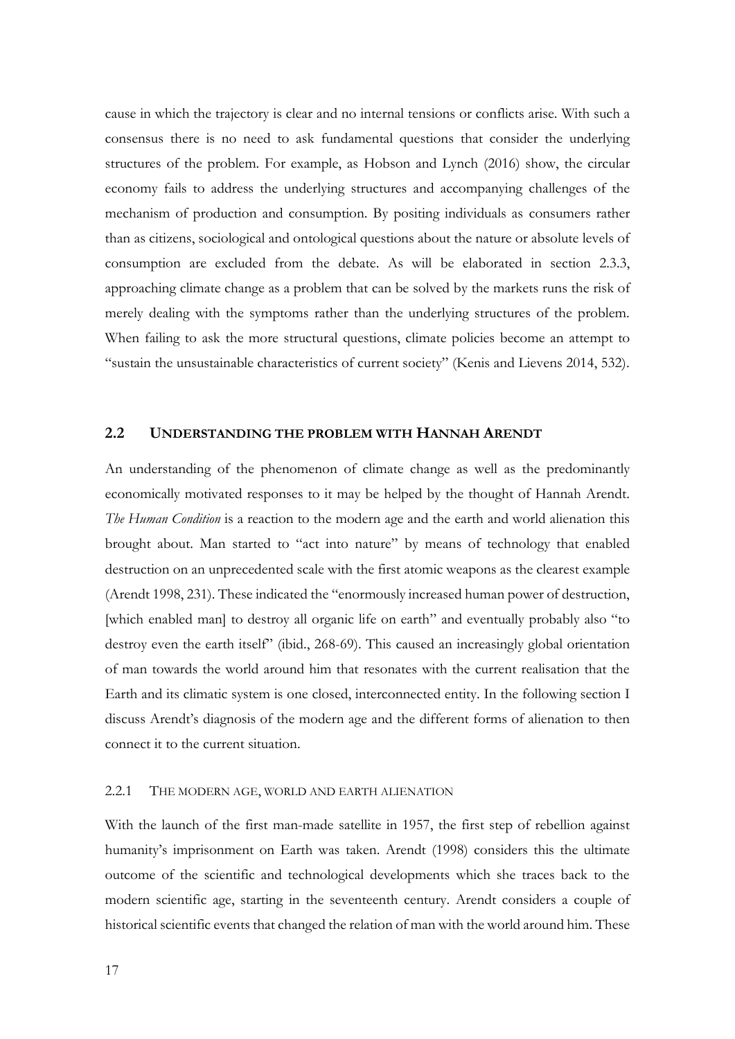cause in which the trajectory is clear and no internal tensions or conflicts arise. With such a consensus there is no need to ask fundamental questions that consider the underlying structures of the problem. For example, as Hobson and Lynch (2016) show, the circular economy fails to address the underlying structures and accompanying challenges of the mechanism of production and consumption. By positing individuals as consumers rather than as citizens, sociological and ontological questions about the nature or absolute levels of consumption are excluded from the debate. As will be elaborated in section 2.3.3, approaching climate change as a problem that can be solved by the markets runs the risk of merely dealing with the symptoms rather than the underlying structures of the problem. When failing to ask the more structural questions, climate policies become an attempt to "sustain the unsustainable characteristics of current society" (Kenis and Lievens 2014, 532).

## 2.2 UNDERSTANDING THE PROBLEM WITH HANNAH ARENDT

An understanding of the phenomenon of climate change as well as the predominantly economically motivated responses to it may be helped by the thought of Hannah Arendt. *The Human Condition* is a reaction to the modern age and the earth and world alienation this brought about. Man started to "act into nature" by means of technology that enabled destruction on an unprecedented scale with the first atomic weapons as the clearest example (Arendt 1998, 231). These indicated the "enormously increased human power of destruction, [which enabled man] to destroy all organic life on earth" and eventually probably also "to destroy even the earth itself" (ibid., 268-69). This caused an increasingly global orientation of man towards the world around him that resonates with the current realisation that the Earth and its climatic system is one closed, interconnected entity. In the following section I discuss Arendt's diagnosis of the modern age and the different forms of alienation to then connect it to the current situation.

### 2.2.1 THE MODERN AGE, WORLD AND EARTH ALIENATION

With the launch of the first man-made satellite in 1957, the first step of rebellion against humanity's imprisonment on Earth was taken. Arendt (1998) considers this the ultimate outcome of the scientific and technological developments which she traces back to the modern scientific age, starting in the seventeenth century. Arendt considers a couple of historical scientific events that changed the relation of man with the world around him. These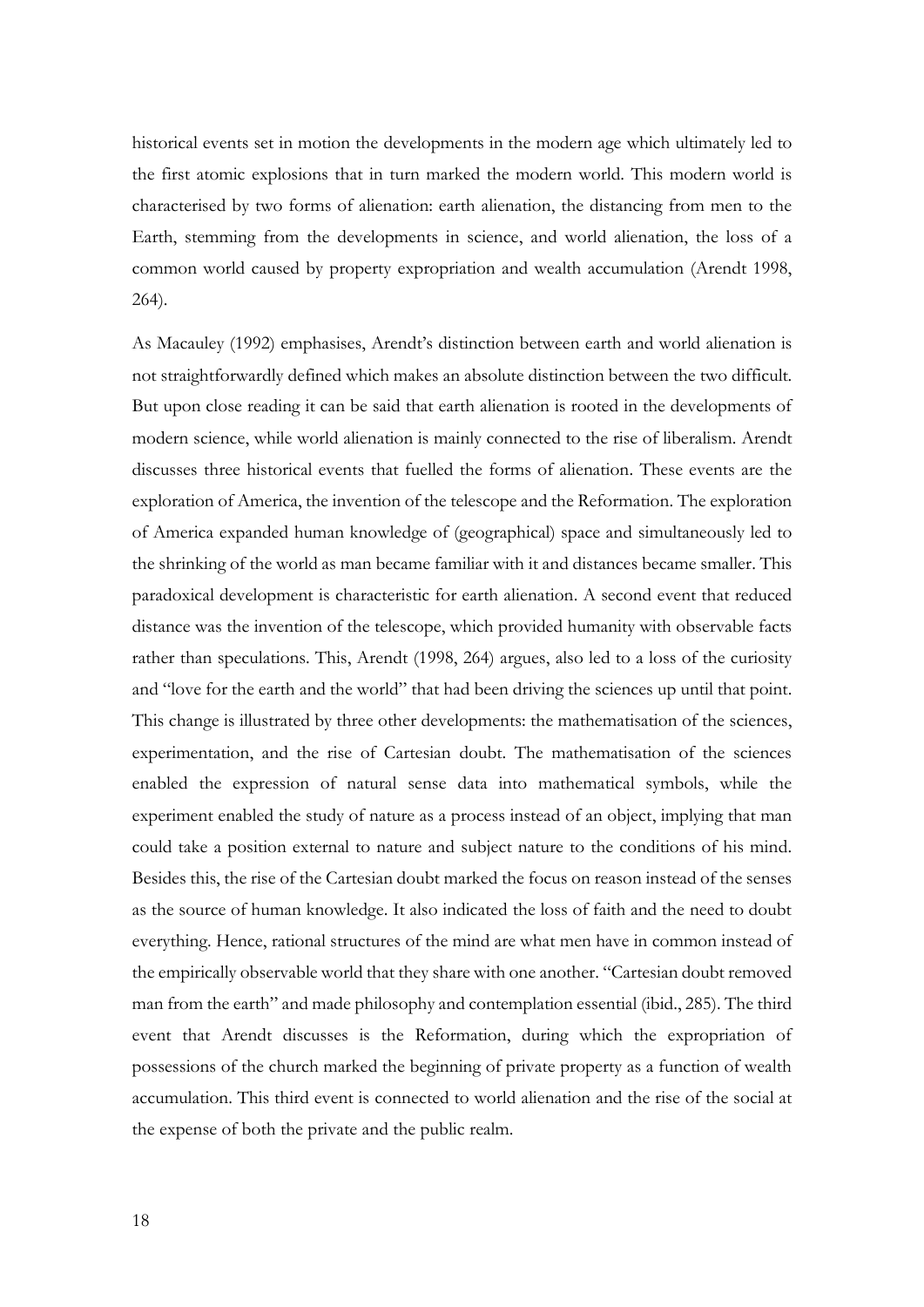historical events set in motion the developments in the modern age which ultimately led to the first atomic explosions that in turn marked the modern world. This modern world is characterised by two forms of alienation: earth alienation, the distancing from men to the Earth, stemming from the developments in science, and world alienation, the loss of a common world caused by property expropriation and wealth accumulation (Arendt 1998, 264).

As Macauley (1992) emphasises, Arendt's distinction between earth and world alienation is not straightforwardly defined which makes an absolute distinction between the two difficult. But upon close reading it can be said that earth alienation is rooted in the developments of modern science, while world alienation is mainly connected to the rise of liberalism. Arendt discusses three historical events that fuelled the forms of alienation. These events are the exploration of America, the invention of the telescope and the Reformation. The exploration of America expanded human knowledge of (geographical) space and simultaneously led to the shrinking of the world as man became familiar with it and distances became smaller. This paradoxical development is characteristic for earth alienation. A second event that reduced distance was the invention of the telescope, which provided humanity with observable facts rather than speculations. This, Arendt (1998, 264) argues, also led to a loss of the curiosity and "love for the earth and the world" that had been driving the sciences up until that point. This change is illustrated by three other developments: the mathematisation of the sciences, experimentation, and the rise of Cartesian doubt. The mathematisation of the sciences enabled the expression of natural sense data into mathematical symbols, while the experiment enabled the study of nature as a process instead of an object, implying that man could take a position external to nature and subject nature to the conditions of his mind. Besides this, the rise of the Cartesian doubt marked the focus on reason instead of the senses as the source of human knowledge. It also indicated the loss of faith and the need to doubt everything. Hence, rational structures of the mind are what men have in common instead of the empirically observable world that they share with one another. "Cartesian doubt removed man from the earth" and made philosophy and contemplation essential (ibid., 285). The third event that Arendt discusses is the Reformation, during which the expropriation of possessions of the church marked the beginning of private property as a function of wealth accumulation. This third event is connected to world alienation and the rise of the social at the expense of both the private and the public realm.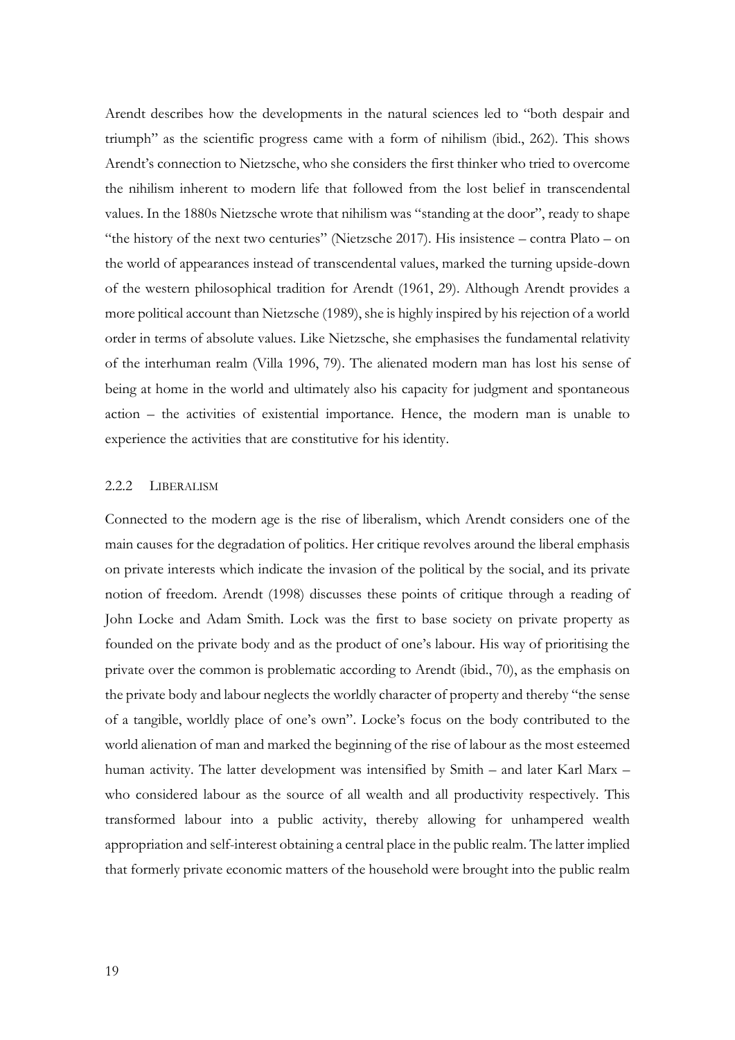Arendt describes how the developments in the natural sciences led to "both despair and triumph" as the scientific progress came with a form of nihilism (ibid., 262). This shows Arendt's connection to Nietzsche, who she considers the first thinker who tried to overcome the nihilism inherent to modern life that followed from the lost belief in transcendental values. In the 1880s Nietzsche wrote that nihilism was "standing at the door", ready to shape "the history of the next two centuries" (Nietzsche 2017). His insistence – contra Plato – on the world of appearances instead of transcendental values, marked the turning upside-down of the western philosophical tradition for Arendt (1961, 29). Although Arendt provides a more political account than Nietzsche (1989), she is highly inspired by his rejection of a world order in terms of absolute values. Like Nietzsche, she emphasises the fundamental relativity of the interhuman realm (Villa 1996, 79). The alienated modern man has lost his sense of being at home in the world and ultimately also his capacity for judgment and spontaneous action – the activities of existential importance. Hence, the modern man is unable to experience the activities that are constitutive for his identity.

### 2.2.2 Liberalism

Connected to the modern age is the rise of liberalism, which Arendt considers one of the main causes for the degradation of politics. Her critique revolves around the liberal emphasis on private interests which indicate the invasion of the political by the social, and its private notion of freedom. Arendt (1998) discusses these points of critique through a reading of John Locke and Adam Smith. Lock was the first to base society on private property as founded on the private body and as the product of one's labour. His way of prioritising the private over the common is problematic according to Arendt (ibid., 70), as the emphasis on the private body and labour neglects the worldly character of property and thereby "the sense of a tangible, worldly place of one's own". Locke's focus on the body contributed to the world alienation of man and marked the beginning of the rise of labour as the most esteemed human activity. The latter development was intensified by Smith – and later Karl Marx – who considered labour as the source of all wealth and all productivity respectively. This transformed labour into a public activity, thereby allowing for unhampered wealth appropriation and self-interest obtaining a central place in the public realm. The latter implied that formerly private economic matters of the household were brought into the public realm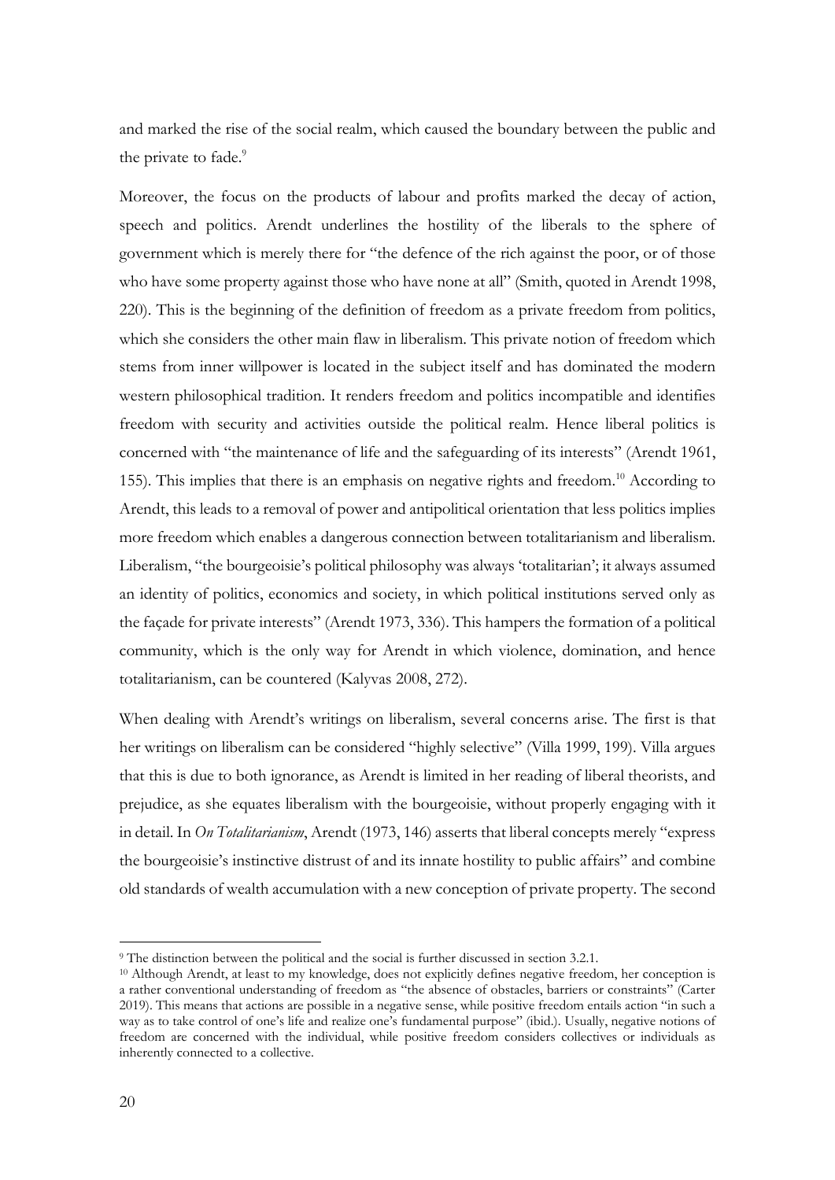and marked the rise of the social realm, which caused the boundary between the public and the private to fade.[9]

Moreover, the focus on the products of labour and profits marked the decay of action, speech and politics. Arendt underlines the hostility of the liberals to the sphere of government which is merely there for "the defence of the rich against the poor, or of those who have some property against those who have none at all" (Smith, quoted in Arendt 1998, 220). This is the beginning of the definition of freedom as a private freedom from politics, which she considers the other main flaw in liberalism. This private notion of freedom which stems from inner willpower is located in the subject itself and has dominated the modern western philosophical tradition. It renders freedom and politics incompatible and identifies freedom with security and activities outside the political realm. Hence liberal politics is concerned with "the maintenance of life and the safeguarding of its interests" (Arendt 1961, 155). This implies that there is an emphasis on negative rights and freedom.[10] According to Arendt, this leads to a removal of power and antipolitical orientation that less politics implies more freedom which enables a dangerous connection between totalitarianism and liberalism. Liberalism, "the bourgeoisie's political philosophy was always 'totalitarian'; it always assumed an identity of politics, economics and society, in which political institutions served only as the façade for private interests" (Arendt 1973, 336). This hampers the formation of a political community, which is the only way for Arendt in which violence, domination, and hence totalitarianism, can be countered (Kalyvas 2008, 272).

When dealing with Arendt's writings on liberalism, several concerns arise. The first is that her writings on liberalism can be considered "highly selective" (Villa 1999, 199). Villa argues that this is due to both ignorance, as Arendt is limited in her reading of liberal theorists, and prejudice, as she equates liberalism with the bourgeoisie, without properly engaging with it in detail. In *On Totalitarianism*, Arendt (1973, 146) asserts that liberal concepts merely "express the bourgeoisie's instinctive distrust of and its innate hostility to public affairs" and combine old standards of wealth accumulation with a new conception of private property. The second

[9] The distinction between the political and the social is further discussed in section 3.2.1.

[10] Although Arendt, at least to my knowledge, does not explicitly defines negative freedom, her conception is a rather conventional understanding of freedom as "the absence of obstacles, barriers or constraints" (Carter 2019). This means that actions are possible in a negative sense, while positive freedom entails action "in such a way as to take control of one's life and realize one's fundamental purpose" (ibid.). Usually, negative notions of freedom are concerned with the individual, while positive freedom considers collectives or individuals as inherently connected to a collective.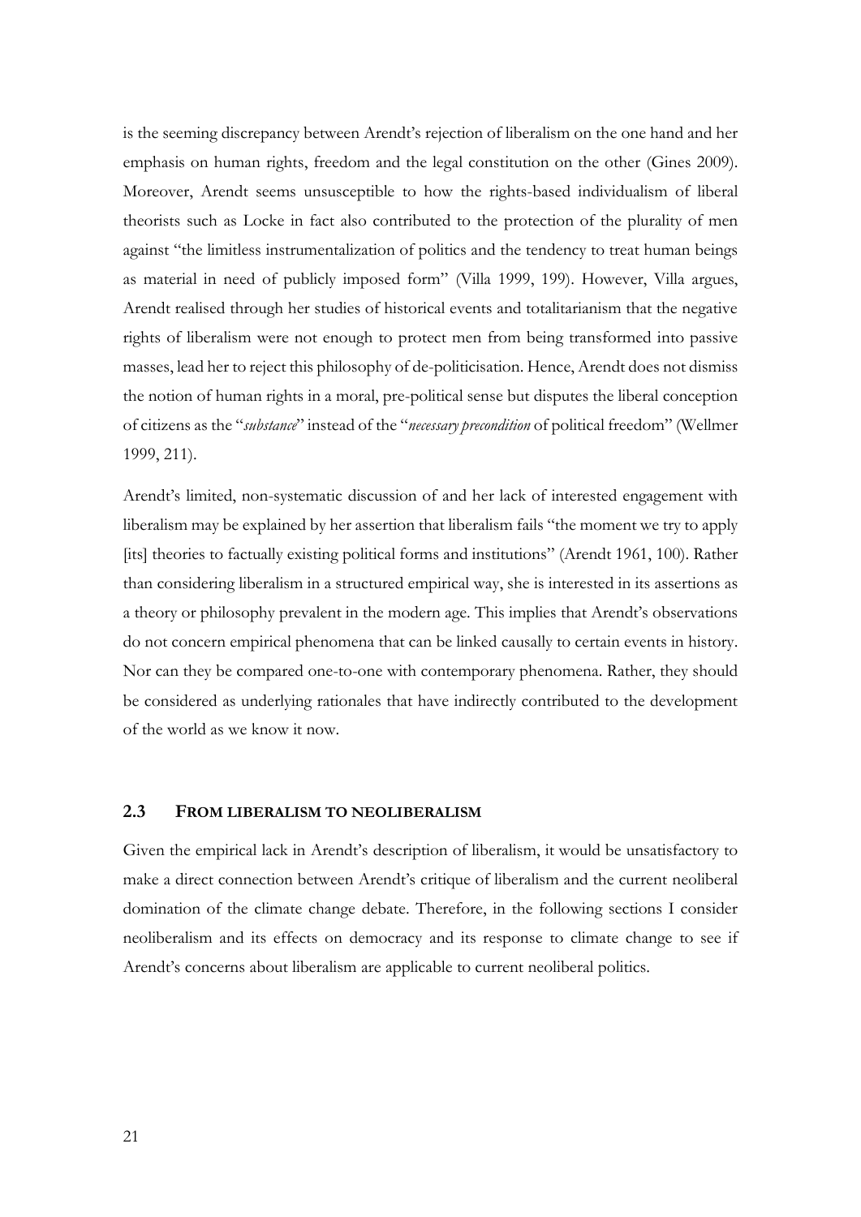is the seeming discrepancy between Arendt's rejection of liberalism on the one hand and her emphasis on human rights, freedom and the legal constitution on the other (Gines 2009). Moreover, Arendt seems unsusceptible to how the rights-based individualism of liberal theorists such as Locke in fact also contributed to the protection of the plurality of men against "the limitless instrumentalization of politics and the tendency to treat human beings as material in need of publicly imposed form" (Villa 1999, 199). However, Villa argues, Arendt realised through her studies of historical events and totalitarianism that the negative rights of liberalism were not enough to protect men from being transformed into passive masses, lead her to reject this philosophy of de-politicisation. Hence, Arendt does not dismiss the notion of human rights in a moral, pre-political sense but disputes the liberal conception of citizens as the "*substance*" instead of the "*necessary precondition* of political freedom" (Wellmer 1999, 211).

Arendt's limited, non-systematic discussion of and her lack of interested engagement with liberalism may be explained by her assertion that liberalism fails "the moment we try to apply [its] theories to factually existing political forms and institutions" (Arendt 1961, 100). Rather than considering liberalism in a structured empirical way, she is interested in its assertions as a theory or philosophy prevalent in the modern age. This implies that Arendt's observations do not concern empirical phenomena that can be linked causally to certain events in history. Nor can they be compared one-to-one with contemporary phenomena. Rather, they should be considered as underlying rationales that have indirectly contributed to the development of the world as we know it now.

### 2.3 FROM LIBERALISM TO NEOLIBERALISM

Given the empirical lack in Arendt's description of liberalism, it would be unsatisfactory to make a direct connection between Arendt's critique of liberalism and the current neoliberal domination of the climate change debate. Therefore, in the following sections I consider neoliberalism and its effects on democracy and its response to climate change to see if Arendt's concerns about liberalism are applicable to current neoliberal politics.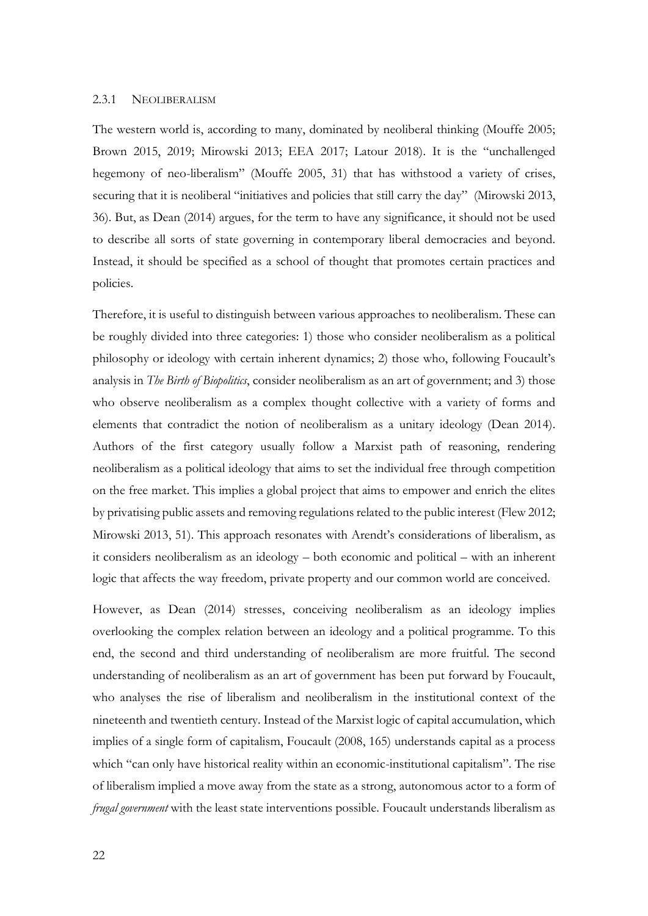### 2.3.1 Neoliberalism

The western world is, according to many, dominated by neoliberal thinking (Mouffe 2005; Brown 2015, 2019; Mirowski 2013; EEA 2017; Latour 2018). It is the "unchallenged hegemony of neo-liberalism" (Mouffe 2005, 31) that has withstood a variety of crises, securing that it is neoliberal "initiatives and policies that still carry the day" (Mirowski 2013, 36). But, as Dean (2014) argues, for the term to have any significance, it should not be used to describe all sorts of state governing in contemporary liberal democracies and beyond. Instead, it should be specified as a school of thought that promotes certain practices and policies.

Therefore, it is useful to distinguish between various approaches to neoliberalism. These can be roughly divided into three categories: 1) those who consider neoliberalism as a political philosophy or ideology with certain inherent dynamics; 2) those who, following Foucault's analysis in *The Birth of Biopolitics*, consider neoliberalism as an art of government; and 3) those who observe neoliberalism as a complex thought collective with a variety of forms and elements that contradict the notion of neoliberalism as a unitary ideology (Dean 2014). Authors of the first category usually follow a Marxist path of reasoning, rendering neoliberalism as a political ideology that aims to set the individual free through competition on the free market. This implies a global project that aims to empower and enrich the elites by privatising public assets and removing regulations related to the public interest (Flew 2012; Mirowski 2013, 51). This approach resonates with Arendt's considerations of liberalism, as it considers neoliberalism as an ideology – both economic and political – with an inherent logic that affects the way freedom, private property and our common world are conceived.

However, as Dean (2014) stresses, conceiving neoliberalism as an ideology implies overlooking the complex relation between an ideology and a political programme. To this end, the second and third understanding of neoliberalism are more fruitful. The second understanding of neoliberalism as an art of government has been put forward by Foucault, who analyses the rise of liberalism and neoliberalism in the institutional context of the nineteenth and twentieth century. Instead of the Marxist logic of capital accumulation, which implies of a single form of capitalism, Foucault (2008, 165) understands capital as a process which "can only have historical reality within an economic-institutional capitalism". The rise of liberalism implied a move away from the state as a strong, autonomous actor to a form of *frugal government* with the least state interventions possible. Foucault understands liberalism as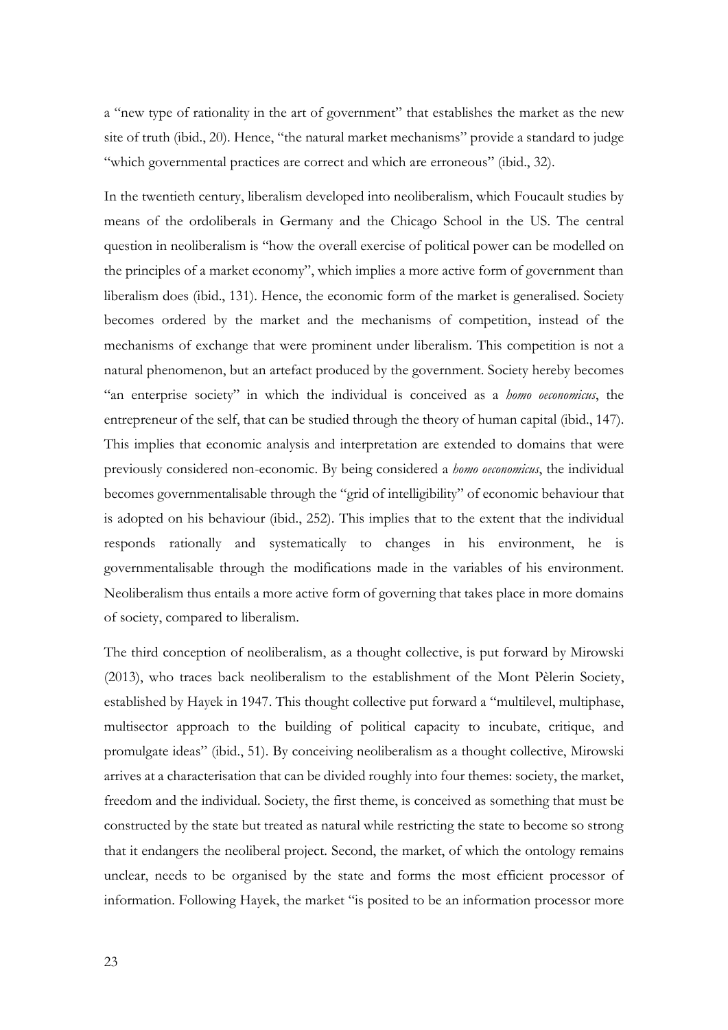a "new type of rationality in the art of government" that establishes the market as the new site of truth (ibid., 20). Hence, "the natural market mechanisms" provide a standard to judge "which governmental practices are correct and which are erroneous" (ibid., 32).

In the twentieth century, liberalism developed into neoliberalism, which Foucault studies by means of the ordoliberals in Germany and the Chicago School in the US. The central question in neoliberalism is "how the overall exercise of political power can be modelled on the principles of a market economy", which implies a more active form of government than liberalism does (ibid., 131). Hence, the economic form of the market is generalised. Society becomes ordered by the market and the mechanisms of competition, instead of the mechanisms of exchange that were prominent under liberalism. This competition is not a natural phenomenon, but an artefact produced by the government. Society hereby becomes "an enterprise society" in which the individual is conceived as a *homo oeconomicus*, the entrepreneur of the self, that can be studied through the theory of human capital (ibid., 147). This implies that economic analysis and interpretation are extended to domains that were previously considered non-economic. By being considered a *homo oeconomicus*, the individual becomes governmentalisable through the "grid of intelligibility" of economic behaviour that is adopted on his behaviour (ibid., 252). This implies that to the extent that the individual responds rationally and systematically to changes in his environment, he is governmentalisable through the modifications made in the variables of his environment. Neoliberalism thus entails a more active form of governing that takes place in more domains of society, compared to liberalism.

The third conception of neoliberalism, as a thought collective, is put forward by Mirowski (2013), who traces back neoliberalism to the establishment of the Mont Pèlerin Society, established by Hayek in 1947. This thought collective put forward a "multilevel, multiphase, multisector approach to the building of political capacity to incubate, critique, and promulgate ideas" (ibid., 51). By conceiving neoliberalism as a thought collective, Mirowski arrives at a characterisation that can be divided roughly into four themes: society, the market, freedom and the individual. Society, the first theme, is conceived as something that must be constructed by the state but treated as natural while restricting the state to become so strong that it endangers the neoliberal project. Second, the market, of which the ontology remains unclear, needs to be organised by the state and forms the most efficient processor of information. Following Hayek, the market "is posited to be an information processor more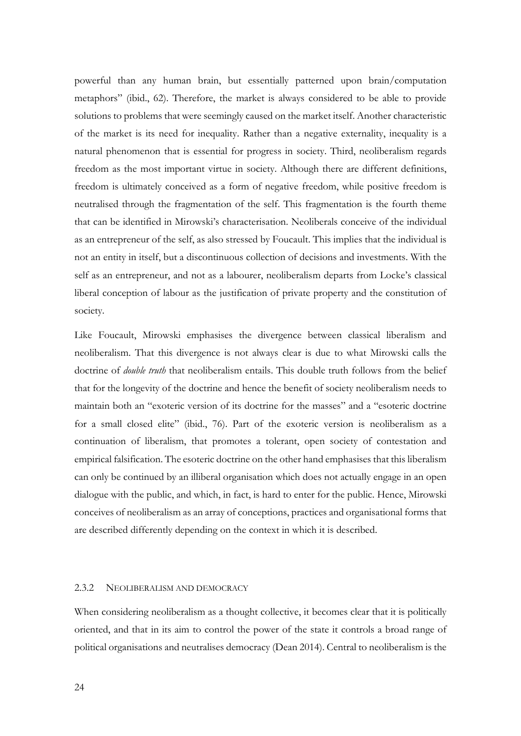powerful than any human brain, but essentially patterned upon brain/computation metaphors" (ibid., 62). Therefore, the market is always considered to be able to provide solutions to problems that were seemingly caused on the market itself. Another characteristic of the market is its need for inequality. Rather than a negative externality, inequality is a natural phenomenon that is essential for progress in society. Third, neoliberalism regards freedom as the most important virtue in society. Although there are different definitions, freedom is ultimately conceived as a form of negative freedom, while positive freedom is neutralised through the fragmentation of the self. This fragmentation is the fourth theme that can be identified in Mirowski's characterisation. Neoliberals conceive of the individual as an entrepreneur of the self, as also stressed by Foucault. This implies that the individual is not an entity in itself, but a discontinuous collection of decisions and investments. With the self as an entrepreneur, and not as a labourer, neoliberalism departs from Locke's classical liberal conception of labour as the justification of private property and the constitution of society.

Like Foucault, Mirowski emphasises the divergence between classical liberalism and neoliberalism. That this divergence is not always clear is due to what Mirowski calls the doctrine of *double truth* that neoliberalism entails. This double truth follows from the belief that for the longevity of the doctrine and hence the benefit of society neoliberalism needs to maintain both an "exoteric version of its doctrine for the masses" and a "esoteric doctrine for a small closed elite" (ibid., 76). Part of the exoteric version is neoliberalism as a continuation of liberalism, that promotes a tolerant, open society of contestation and empirical falsification. The esoteric doctrine on the other hand emphasises that this liberalism can only be continued by an illiberal organisation which does not actually engage in an open dialogue with the public, and which, in fact, is hard to enter for the public. Hence, Mirowski conceives of neoliberalism as an array of conceptions, practices and organisational forms that are described differently depending on the context in which it is described.

### 2.3.2 Neoliberalism and democracy

When considering neoliberalism as a thought collective, it becomes clear that it is politically oriented, and that in its aim to control the power of the state it controls a broad range of political organisations and neutralises democracy (Dean 2014). Central to neoliberalism is the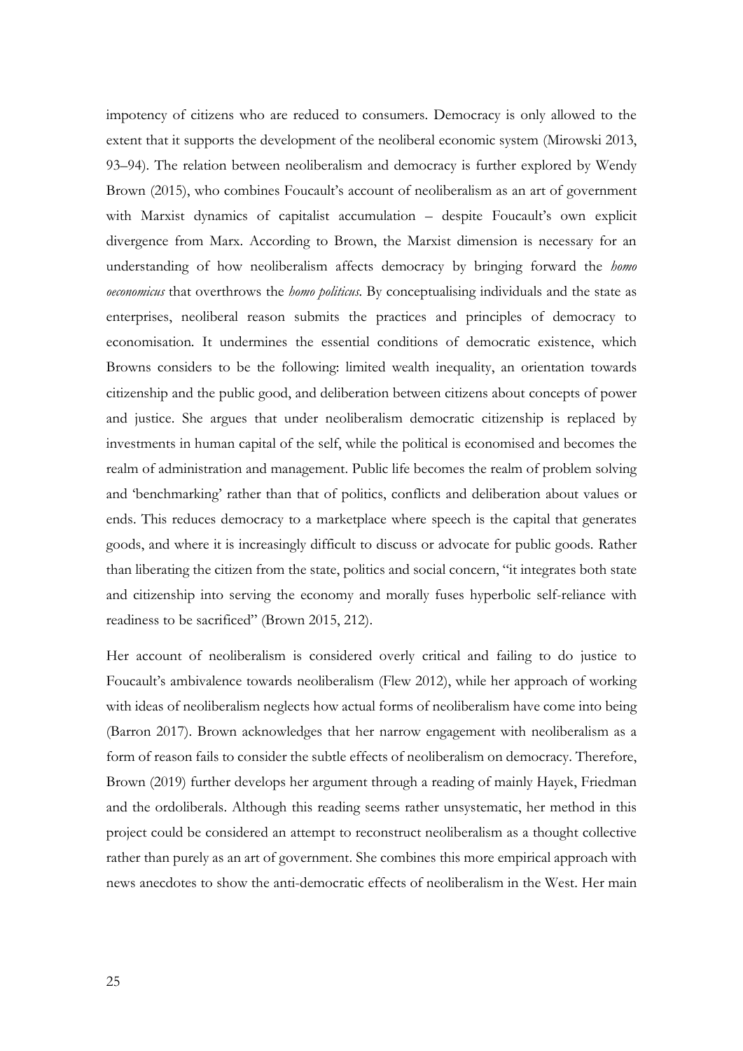impotency of citizens who are reduced to consumers. Democracy is only allowed to the extent that it supports the development of the neoliberal economic system (Mirowski 2013, 93–94). The relation between neoliberalism and democracy is further explored by Wendy Brown (2015), who combines Foucault's account of neoliberalism as an art of government with Marxist dynamics of capitalist accumulation – despite Foucault's own explicit divergence from Marx. According to Brown, the Marxist dimension is necessary for an understanding of how neoliberalism affects democracy by bringing forward the *homo oeconomicus* that overthrows the *homo politicus*. By conceptualising individuals and the state as enterprises, neoliberal reason submits the practices and principles of democracy to economisation. It undermines the essential conditions of democratic existence, which Browns considers to be the following: limited wealth inequality, an orientation towards citizenship and the public good, and deliberation between citizens about concepts of power and justice. She argues that under neoliberalism democratic citizenship is replaced by investments in human capital of the self, while the political is economised and becomes the realm of administration and management. Public life becomes the realm of problem solving and 'benchmarking' rather than that of politics, conflicts and deliberation about values or ends. This reduces democracy to a marketplace where speech is the capital that generates goods, and where it is increasingly difficult to discuss or advocate for public goods. Rather than liberating the citizen from the state, politics and social concern, "it integrates both state and citizenship into serving the economy and morally fuses hyperbolic self-reliance with readiness to be sacrificed" (Brown 2015, 212).

Her account of neoliberalism is considered overly critical and failing to do justice to Foucault's ambivalence towards neoliberalism (Flew 2012), while her approach of working with ideas of neoliberalism neglects how actual forms of neoliberalism have come into being (Barron 2017). Brown acknowledges that her narrow engagement with neoliberalism as a form of reason fails to consider the subtle effects of neoliberalism on democracy. Therefore, Brown (2019) further develops her argument through a reading of mainly Hayek, Friedman and the ordoliberals. Although this reading seems rather unsystematic, her method in this project could be considered an attempt to reconstruct neoliberalism as a thought collective rather than purely as an art of government. She combines this more empirical approach with news anecdotes to show the anti-democratic effects of neoliberalism in the West. Her main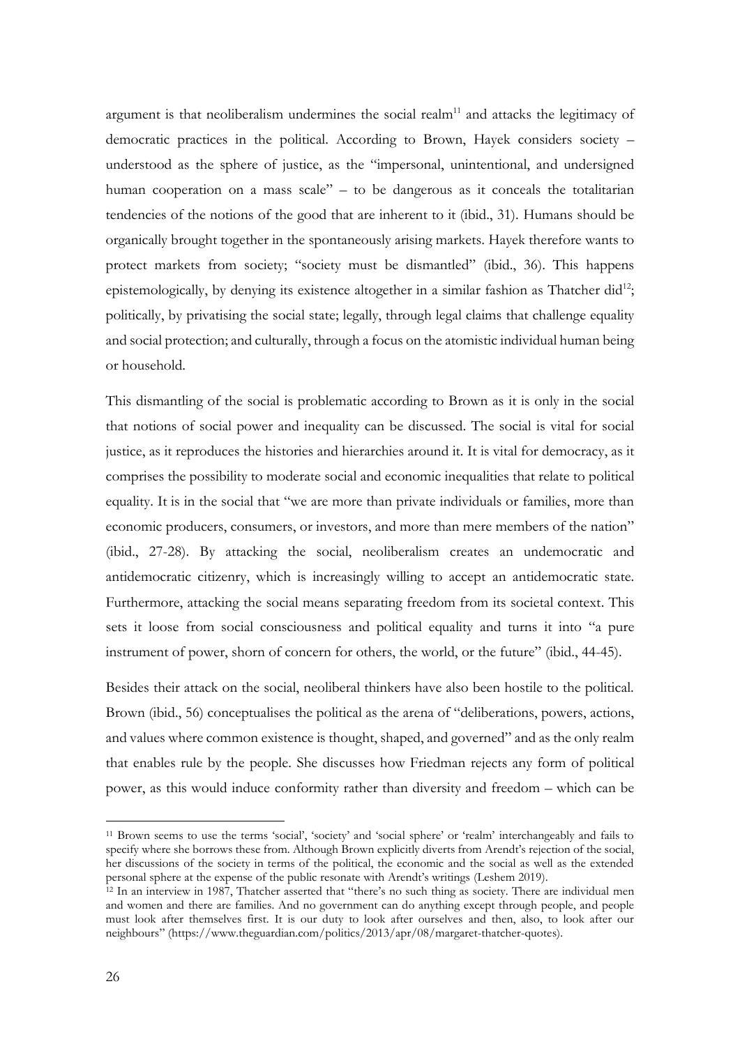argument is that neoliberalism undermines the social realm[11] and attacks the legitimacy of democratic practices in the political. According to Brown, Hayek considers society – understood as the sphere of justice, as the "impersonal, unintentional, and undersigned human cooperation on a mass scale" – to be dangerous as it conceals the totalitarian tendencies of the notions of the good that are inherent to it (ibid., 31). Humans should be organically brought together in the spontaneously arising markets. Hayek therefore wants to protect markets from society; "society must be dismantled" (ibid., 36). This happens epistemologically, by denying its existence altogether in a similar fashion as Thatcher did[12]; politically, by privatising the social state; legally, through legal claims that challenge equality and social protection; and culturally, through a focus on the atomistic individual human being or household.

This dismantling of the social is problematic according to Brown as it is only in the social that notions of social power and inequality can be discussed. The social is vital for social justice, as it reproduces the histories and hierarchies around it. It is vital for democracy, as it comprises the possibility to moderate social and economic inequalities that relate to political equality. It is in the social that "we are more than private individuals or families, more than economic producers, consumers, or investors, and more than mere members of the nation" (ibid., 27-28). By attacking the social, neoliberalism creates an undemocratic and antidemocratic citizenry, which is increasingly willing to accept an antidemocratic state. Furthermore, attacking the social means separating freedom from its societal context. This sets it loose from social consciousness and political equality and turns it into "a pure instrument of power, shorn of concern for others, the world, or the future" (ibid., 44-45).

Besides their attack on the social, neoliberal thinkers have also been hostile to the political. Brown (ibid., 56) conceptualises the political as the arena of "deliberations, powers, actions, and values where common existence is thought, shaped, and governed" and as the only realm that enables rule by the people. She discusses how Friedman rejects any form of political power, as this would induce conformity rather than diversity and freedom – which can be

---

[11] Brown seems to use the terms 'social', 'society' and 'social sphere' or 'realm' interchangeably and fails to specify where she borrows these from. Although Brown explicitly diverts from Arendt's rejection of the social, her discussions of the society in terms of the political, the economic and the social as well as the extended personal sphere at the expense of the public resonate with Arendt's writings (Leshem 2019).

[12] In an interview in 1987, Thatcher asserted that "there's no such thing as society. There are individual men and women and there are families. And no government can do anything except through people, and people must look after themselves first. It is our duty to look after ourselves and then, also, to look after our neighbours" (https://www.theguardian.com/politics/2013/apr/08/margaret-thatcher-quotes).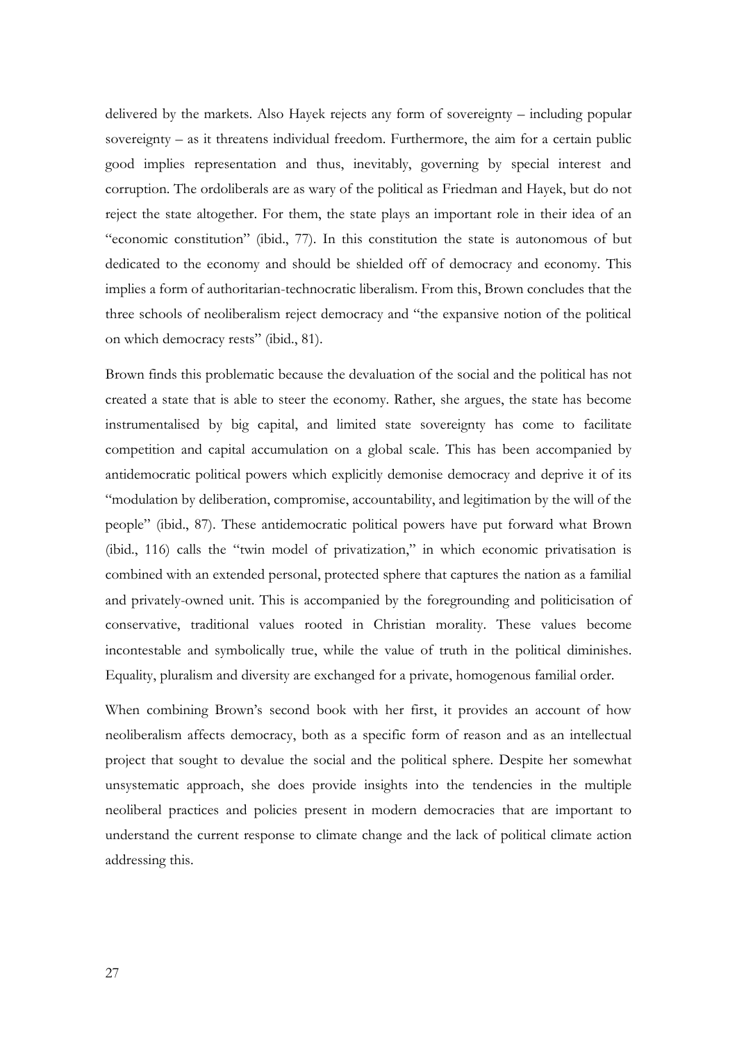delivered by the markets. Also Hayek rejects any form of sovereignty – including popular sovereignty – as it threatens individual freedom. Furthermore, the aim for a certain public good implies representation and thus, inevitably, governing by special interest and corruption. The ordoliberals are as wary of the political as Friedman and Hayek, but do not reject the state altogether. For them, the state plays an important role in their idea of an "economic constitution" (ibid., 77). In this constitution the state is autonomous of but dedicated to the economy and should be shielded off of democracy and economy. This implies a form of authoritarian-technocratic liberalism. From this, Brown concludes that the three schools of neoliberalism reject democracy and "the expansive notion of the political on which democracy rests" (ibid., 81).

Brown finds this problematic because the devaluation of the social and the political has not created a state that is able to steer the economy. Rather, she argues, the state has become instrumentalised by big capital, and limited state sovereignty has come to facilitate competition and capital accumulation on a global scale. This has been accompanied by antidemocratic political powers which explicitly demonise democracy and deprive it of its "modulation by deliberation, compromise, accountability, and legitimation by the will of the people" (ibid., 87). These antidemocratic political powers have put forward what Brown (ibid., 116) calls the "twin model of privatization," in which economic privatisation is combined with an extended personal, protected sphere that captures the nation as a familial and privately-owned unit. This is accompanied by the foregrounding and politicisation of conservative, traditional values rooted in Christian morality. These values become incontestable and symbolically true, while the value of truth in the political diminishes. Equality, pluralism and diversity are exchanged for a private, homogenous familial order.

When combining Brown's second book with her first, it provides an account of how neoliberalism affects democracy, both as a specific form of reason and as an intellectual project that sought to devalue the social and the political sphere. Despite her somewhat unsystematic approach, she does provide insights into the tendencies in the multiple neoliberal practices and policies present in modern democracies that are important to understand the current response to climate change and the lack of political climate action addressing this.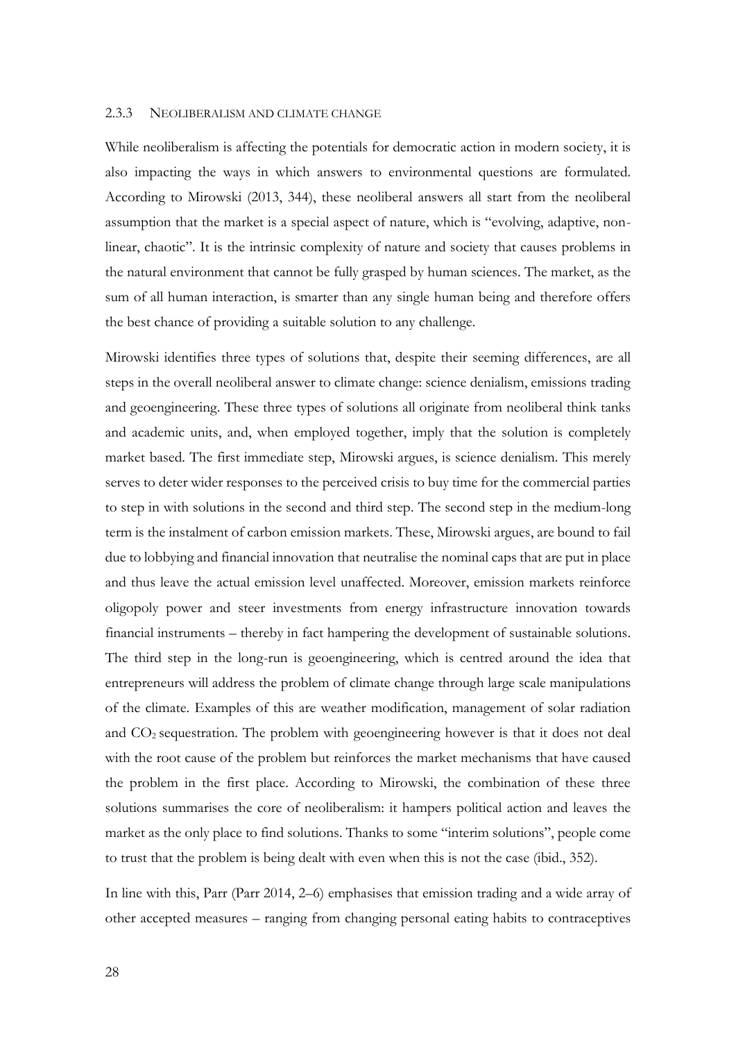### 2.3.3 NEOLIBERALISM AND CLIMATE CHANGE

While neoliberalism is affecting the potentials for democratic action in modern society, it is also impacting the ways in which answers to environmental questions are formulated. According to Mirowski (2013, 344), these neoliberal answers all start from the neoliberal assumption that the market is a special aspect of nature, which is "evolving, adaptive, non-linear, chaotic". It is the intrinsic complexity of nature and society that causes problems in the natural environment that cannot be fully grasped by human sciences. The market, as the sum of all human interaction, is smarter than any single human being and therefore offers the best chance of providing a suitable solution to any challenge.

Mirowski identifies three types of solutions that, despite their seeming differences, are all steps in the overall neoliberal answer to climate change: science denialism, emissions trading and geoengineering. These three types of solutions all originate from neoliberal think tanks and academic units, and, when employed together, imply that the solution is completely market based. The first immediate step, Mirowski argues, is science denialism. This merely serves to deter wider responses to the perceived crisis to buy time for the commercial parties to step in with solutions in the second and third step. The second step in the medium-long term is the instalment of carbon emission markets. These, Mirowski argues, are bound to fail due to lobbying and financial innovation that neutralise the nominal caps that are put in place and thus leave the actual emission level unaffected. Moreover, emission markets reinforce oligopoly power and steer investments from energy infrastructure innovation towards financial instruments – thereby in fact hampering the development of sustainable solutions. The third step in the long-run is geoengineering, which is centred around the idea that entrepreneurs will address the problem of climate change through large scale manipulations of the climate. Examples of this are weather modification, management of solar radiation and $CO_2$ sequestration. The problem with geoengineering however is that it does not deal with the root cause of the problem but reinforces the market mechanisms that have caused the problem in the first place. According to Mirowski, the combination of these three solutions summarises the core of neoliberalism: it hampers political action and leaves the market as the only place to find solutions. Thanks to some "interim solutions", people come to trust that the problem is being dealt with even when this is not the case (ibid., 352).

In line with this, Parr (Parr 2014, 2–6) emphasises that emission trading and a wide array of other accepted measures – ranging from changing personal eating habits to contraceptives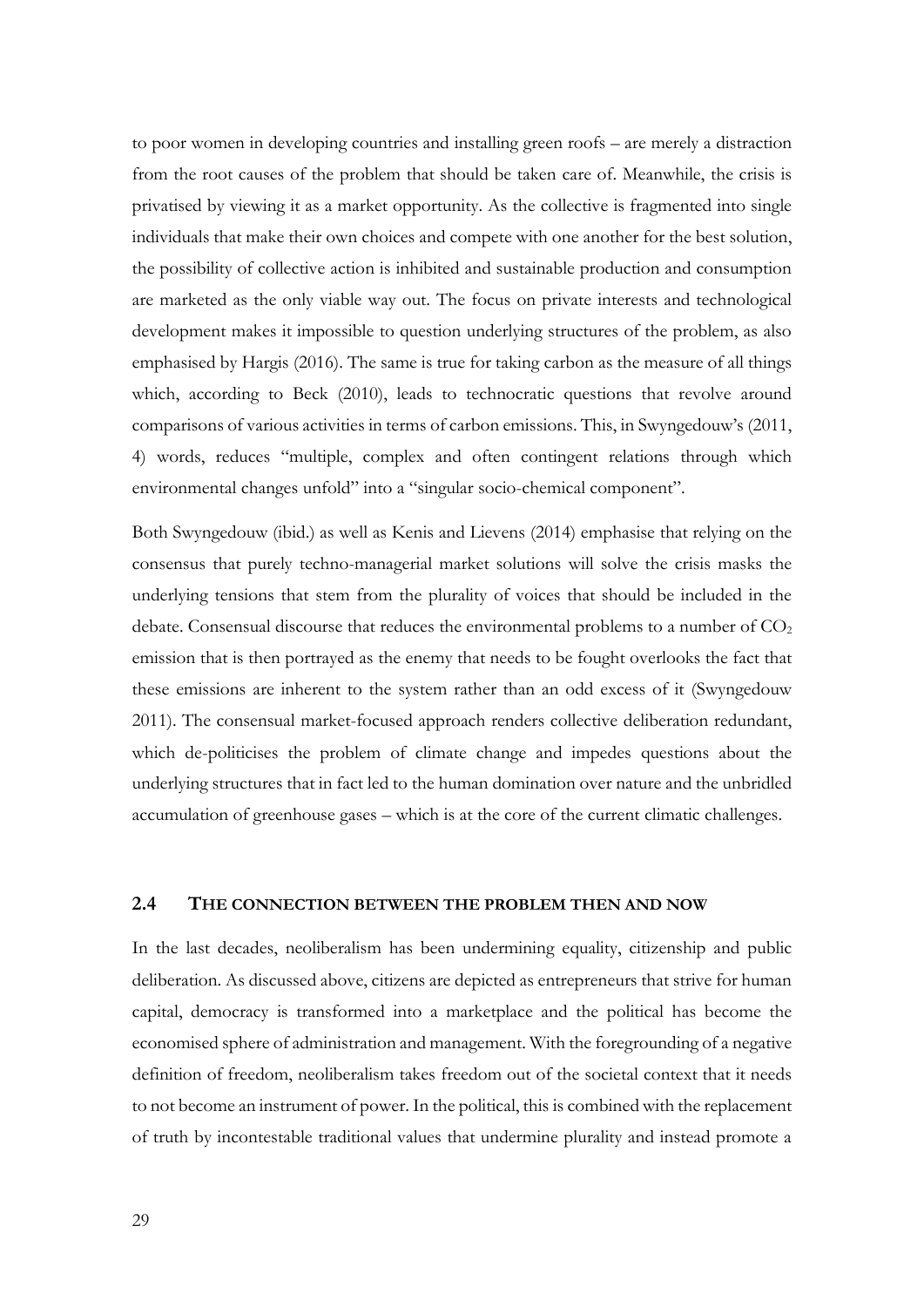to poor women in developing countries and installing green roofs – are merely a distraction from the root causes of the problem that should be taken care of. Meanwhile, the crisis is privatised by viewing it as a market opportunity. As the collective is fragmented into single individuals that make their own choices and compete with one another for the best solution, the possibility of collective action is inhibited and sustainable production and consumption are marketed as the only viable way out. The focus on private interests and technological development makes it impossible to question underlying structures of the problem, as also emphasised by Hargis (2016). The same is true for taking carbon as the measure of all things which, according to Beck (2010), leads to technocratic questions that revolve around comparisons of various activities in terms of carbon emissions. This, in Swyngedouw's (2011, 4) words, reduces "multiple, complex and often contingent relations through which environmental changes unfold" into a "singular socio-chemical component".

Both Swyngedouw (ibid.) as well as Kenis and Lievens (2014) emphasise that relying on the consensus that purely techno-managerial market solutions will solve the crisis masks the underlying tensions that stem from the plurality of voices that should be included in the debate. Consensual discourse that reduces the environmental problems to a number of $CO_2$ emission that is then portrayed as the enemy that needs to be fought overlooks the fact that these emissions are inherent to the system rather than an odd excess of it (Swyngedouw 2011). The consensual market-focused approach renders collective deliberation redundant, which de-politicises the problem of climate change and impedes questions about the underlying structures that in fact led to the human domination over nature and the unbridled accumulation of greenhouse gases – which is at the core of the current climatic challenges.

## 2.4 The connection between the problem then and now

In the last decades, neoliberalism has been undermining equality, citizenship and public deliberation. As discussed above, citizens are depicted as entrepreneurs that strive for human capital, democracy is transformed into a marketplace and the political has become the economised sphere of administration and management. With the foregrounding of a negative definition of freedom, neoliberalism takes freedom out of the societal context that it needs to not become an instrument of power. In the political, this is combined with the replacement of truth by incontestable traditional values that undermine plurality and instead promote a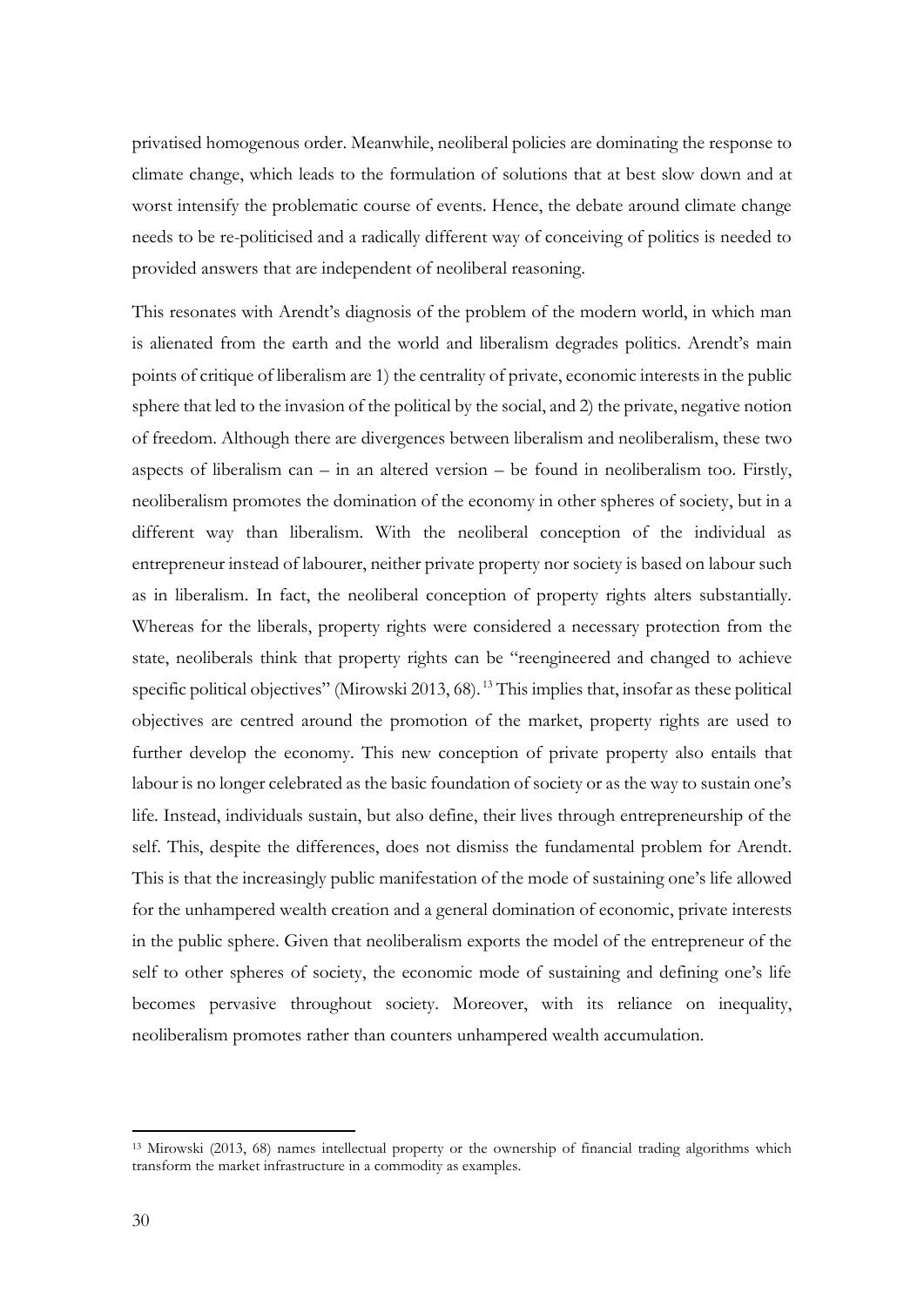privatised homogenous order. Meanwhile, neoliberal policies are dominating the response to climate change, which leads to the formulation of solutions that at best slow down and at worst intensify the problematic course of events. Hence, the debate around climate change needs to be re-politicised and a radically different way of conceiving of politics is needed to provided answers that are independent of neoliberal reasoning.

This resonates with Arendt's diagnosis of the problem of the modern world, in which man is alienated from the earth and the world and liberalism degrades politics. Arendt's main points of critique of liberalism are 1) the centrality of private, economic interests in the public sphere that led to the invasion of the political by the social, and 2) the private, negative notion of freedom. Although there are divergences between liberalism and neoliberalism, these two aspects of liberalism can – in an altered version – be found in neoliberalism too. Firstly, neoliberalism promotes the domination of the economy in other spheres of society, but in a different way than liberalism. With the neoliberal conception of the individual as entrepreneur instead of labourer, neither private property nor society is based on labour such as in liberalism. In fact, the neoliberal conception of property rights alters substantially. Whereas for the liberals, property rights were considered a necessary protection from the state, neoliberals think that property rights can be "reengineered and changed to achieve specific political objectives" (Mirowski 2013, 68).[13] This implies that, insofar as these political objectives are centred around the promotion of the market, property rights are used to further develop the economy. This new conception of private property also entails that labour is no longer celebrated as the basic foundation of society or as the way to sustain one's life. Instead, individuals sustain, but also define, their lives through entrepreneurship of the self. This, despite the differences, does not dismiss the fundamental problem for Arendt. This is that the increasingly public manifestation of the mode of sustaining one's life allowed for the unhampered wealth creation and a general domination of economic, private interests in the public sphere. Given that neoliberalism exports the model of the entrepreneur of the self to other spheres of society, the economic mode of sustaining and defining one's life becomes pervasive throughout society. Moreover, with its reliance on inequality, neoliberalism promotes rather than counters unhampered wealth accumulation.

[13] Mirowski (2013, 68) names intellectual property or the ownership of financial trading algorithms which transform the market infrastructure in a commodity as examples.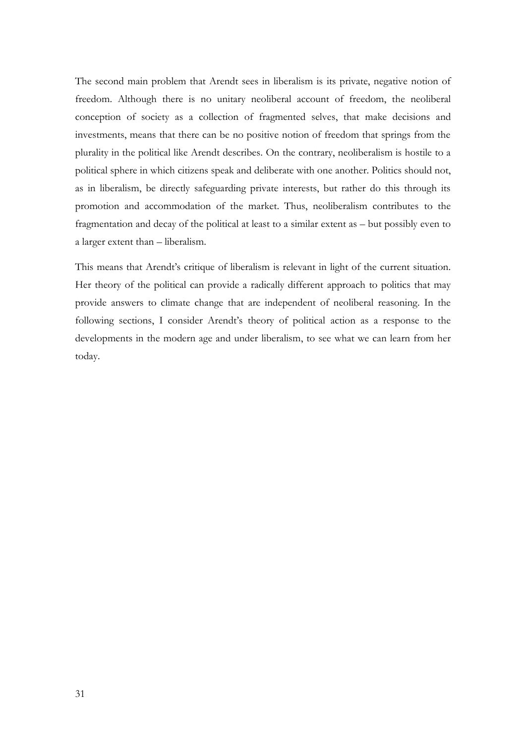The second main problem that Arendt sees in liberalism is its private, negative notion of freedom. Although there is no unitary neoliberal account of freedom, the neoliberal conception of society as a collection of fragmented selves, that make decisions and investments, means that there can be no positive notion of freedom that springs from the plurality in the political like Arendt describes. On the contrary, neoliberalism is hostile to a political sphere in which citizens speak and deliberate with one another. Politics should not, as in liberalism, be directly safeguarding private interests, but rather do this through its promotion and accommodation of the market. Thus, neoliberalism contributes to the fragmentation and decay of the political at least to a similar extent as – but possibly even to a larger extent than – liberalism.

This means that Arendt's critique of liberalism is relevant in light of the current situation. Her theory of the political can provide a radically different approach to politics that may provide answers to climate change that are independent of neoliberal reasoning. In the following sections, I consider Arendt's theory of political action as a response to the developments in the modern age and under liberalism, to see what we can learn from her today.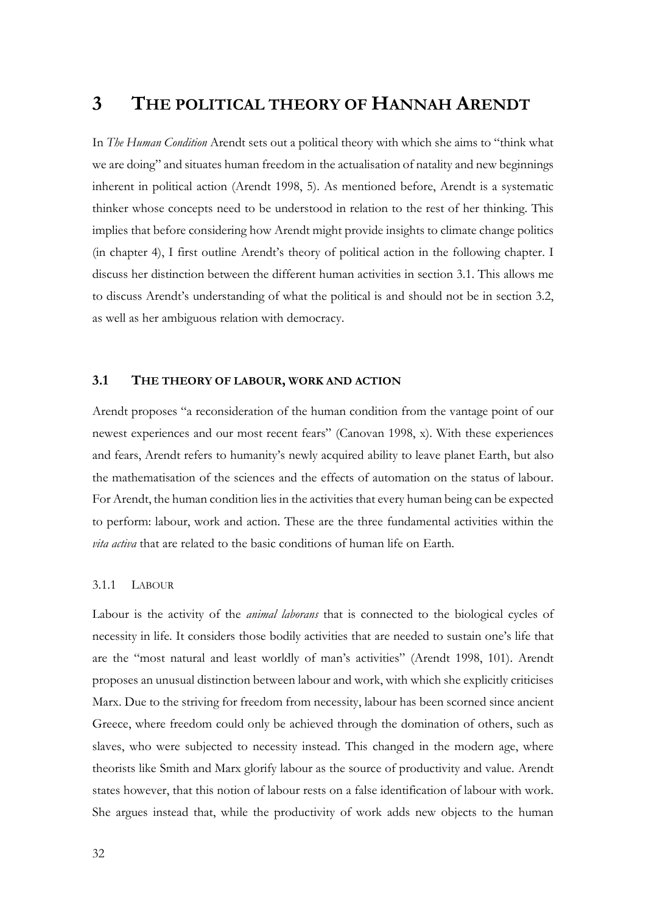# 3 THE POLITICAL THEORY OF HANNAH ARENDT

In *The Human Condition* Arendt sets out a political theory with which she aims to "think what we are doing" and situates human freedom in the actualisation of natality and new beginnings inherent in political action (Arendt 1998, 5). As mentioned before, Arendt is a systematic thinker whose concepts need to be understood in relation to the rest of her thinking. This implies that before considering how Arendt might provide insights to climate change politics (in chapter 4), I first outline Arendt's theory of political action in the following chapter. I discuss her distinction between the different human activities in section 3.1. This allows me to discuss Arendt's understanding of what the political is and should not be in section 3.2, as well as her ambiguous relation with democracy.

## 3.1 THE THEORY OF LABOUR, WORK AND ACTION

Arendt proposes "a reconsideration of the human condition from the vantage point of our newest experiences and our most recent fears" (Canovan 1998, x). With these experiences and fears, Arendt refers to humanity's newly acquired ability to leave planet Earth, but also the mathematisation of the sciences and the effects of automation on the status of labour. For Arendt, the human condition lies in the activities that every human being can be expected to perform: labour, work and action. These are the three fundamental activities within the *vita activa* that are related to the basic conditions of human life on Earth.

### 3.1.1 LABOUR

Labour is the activity of the *animal laborans* that is connected to the biological cycles of necessity in life. It considers those bodily activities that are needed to sustain one's life that are the "most natural and least worldly of man's activities" (Arendt 1998, 101). Arendt proposes an unusual distinction between labour and work, with which she explicitly criticises Marx. Due to the striving for freedom from necessity, labour has been scorned since ancient Greece, where freedom could only be achieved through the domination of others, such as slaves, who were subjected to necessity instead. This changed in the modern age, where theorists like Smith and Marx glorify labour as the source of productivity and value. Arendt states however, that this notion of labour rests on a false identification of labour with work. She argues instead that, while the productivity of work adds new objects to the human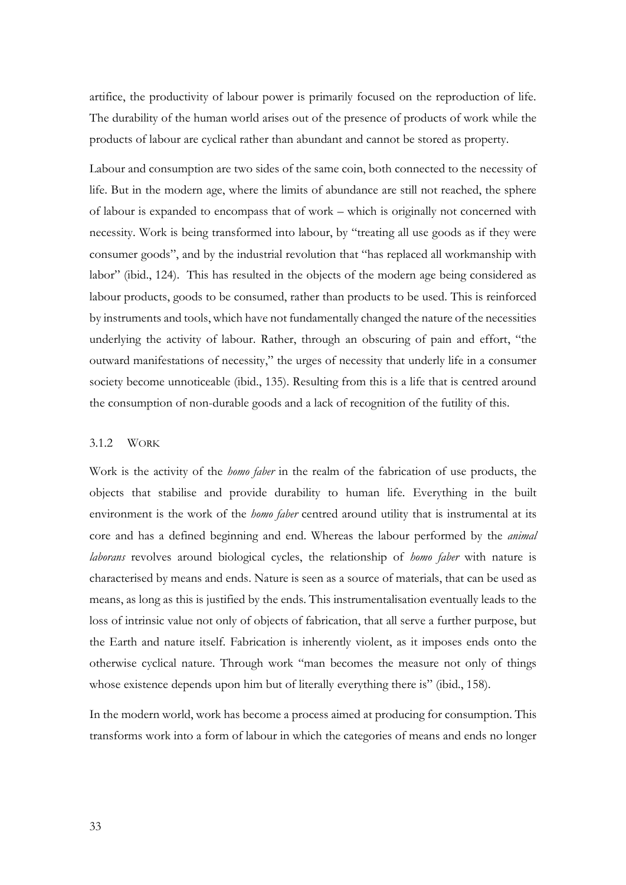artifice, the productivity of labour power is primarily focused on the reproduction of life. The durability of the human world arises out of the presence of products of work while the products of labour are cyclical rather than abundant and cannot be stored as property.

Labour and consumption are two sides of the same coin, both connected to the necessity of life. But in the modern age, where the limits of abundance are still not reached, the sphere of labour is expanded to encompass that of work – which is originally not concerned with necessity. Work is being transformed into labour, by "treating all use goods as if they were consumer goods", and by the industrial revolution that "has replaced all workmanship with labor" (ibid., 124). This has resulted in the objects of the modern age being considered as labour products, goods to be consumed, rather than products to be used. This is reinforced by instruments and tools, which have not fundamentally changed the nature of the necessities underlying the activity of labour. Rather, through an obscuring of pain and effort, "the outward manifestations of necessity," the urges of necessity that underly life in a consumer society become unnoticeable (ibid., 135). Resulting from this is a life that is centred around the consumption of non-durable goods and a lack of recognition of the futility of this.

### 3.1.2 WORK

Work is the activity of the *homo faber* in the realm of the fabrication of use products, the objects that stabilise and provide durability to human life. Everything in the built environment is the work of the *homo faber* centred around utility that is instrumental at its core and has a defined beginning and end. Whereas the labour performed by the *animal laborans* revolves around biological cycles, the relationship of *homo faber* with nature is characterised by means and ends. Nature is seen as a source of materials, that can be used as means, as long as this is justified by the ends. This instrumentalisation eventually leads to the loss of intrinsic value not only of objects of fabrication, that all serve a further purpose, but the Earth and nature itself. Fabrication is inherently violent, as it imposes ends onto the otherwise cyclical nature. Through work "man becomes the measure not only of things whose existence depends upon him but of literally everything there is" (ibid., 158).

In the modern world, work has become a process aimed at producing for consumption. This transforms work into a form of labour in which the categories of means and ends no longer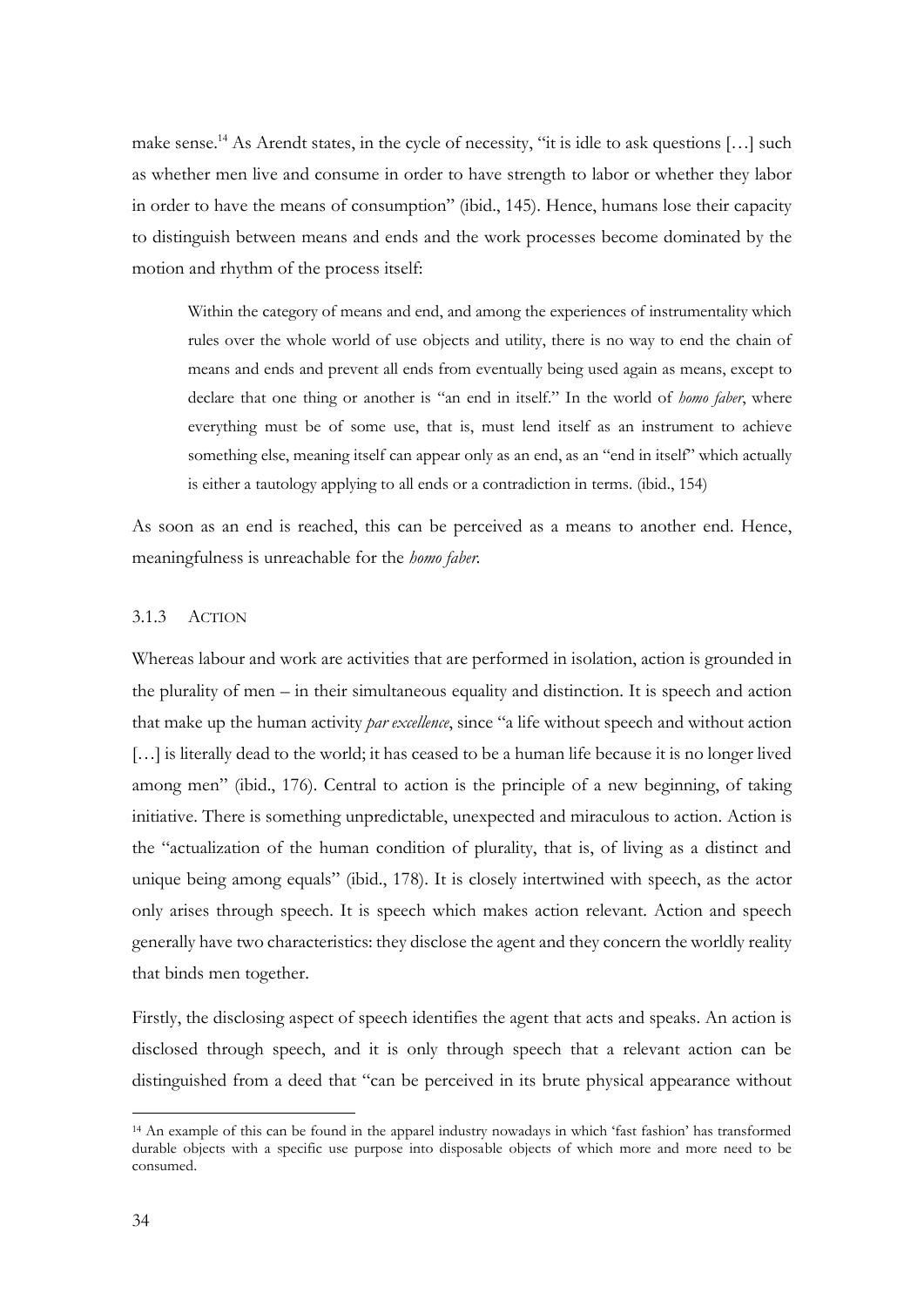make sense.[14] As Arendt states, in the cycle of necessity, "it is idle to ask questions […] such as whether men live and consume in order to have strength to labor or whether they labor in order to have the means of consumption" (ibid., 145). Hence, humans lose their capacity to distinguish between means and ends and the work processes become dominated by the motion and rhythm of the process itself:

> Within the category of means and end, and among the experiences of instrumentality which rules over the whole world of use objects and utility, there is no way to end the chain of means and ends and prevent all ends from eventually being used again as means, except to declare that one thing or another is "an end in itself." In the world of *homo faber*, where everything must be of some use, that is, must lend itself as an instrument to achieve something else, meaning itself can appear only as an end, as an "end in itself" which actually is either a tautology applying to all ends or a contradiction in terms. (ibid., 154)

As soon as an end is reached, this can be perceived as a means to another end. Hence, meaningfulness is unreachable for the *homo faber*.

### 3.1.3 Action

Whereas labour and work are activities that are performed in isolation, action is grounded in the plurality of men – in their simultaneous equality and distinction. It is speech and action that make up the human activity *par excellence*, since "a life without speech and without action […] is literally dead to the world; it has ceased to be a human life because it is no longer lived among men" (ibid., 176). Central to action is the principle of a new beginning, of taking initiative. There is something unpredictable, unexpected and miraculous to action. Action is the "actualization of the human condition of plurality, that is, of living as a distinct and unique being among equals" (ibid., 178). It is closely intertwined with speech, as the actor only arises through speech. It is speech which makes action relevant. Action and speech generally have two characteristics: they disclose the agent and they concern the worldly reality that binds men together.

Firstly, the disclosing aspect of speech identifies the agent that acts and speaks. An action is disclosed through speech, and it is only through speech that a relevant action can be distinguished from a deed that "can be perceived in its brute physical appearance without

[14] An example of this can be found in the apparel industry nowadays in which 'fast fashion' has transformed durable objects with a specific use purpose into disposable objects of which more and more need to be consumed.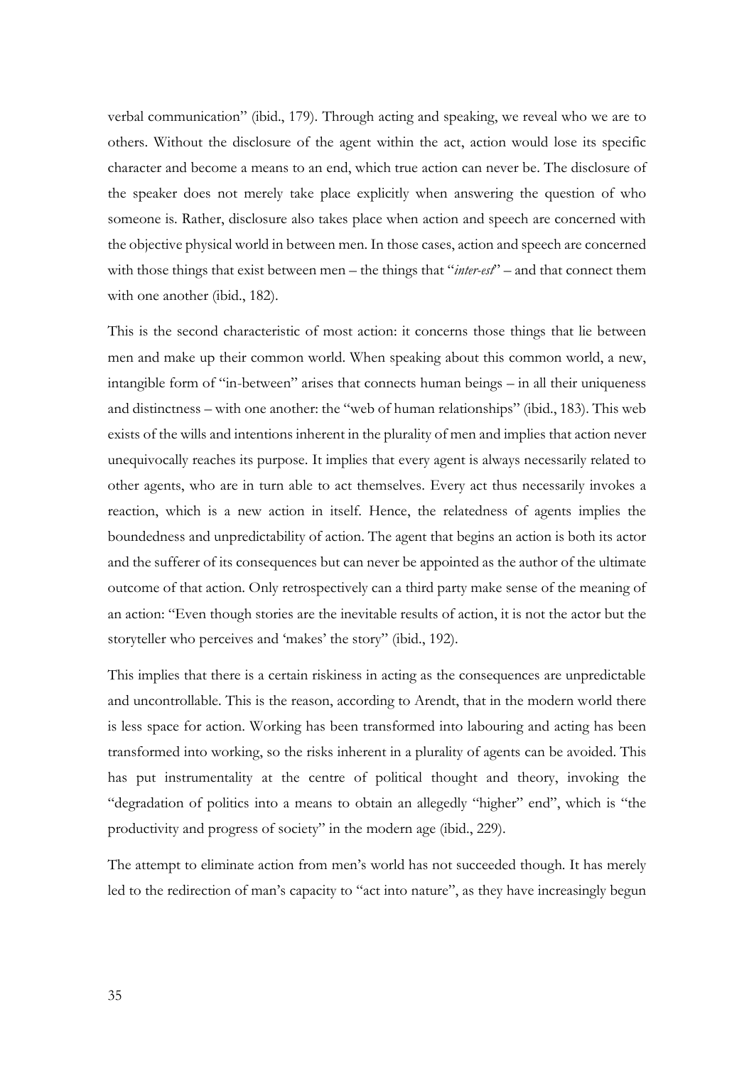verbal communication" (ibid., 179). Through acting and speaking, we reveal who we are to others. Without the disclosure of the agent within the act, action would lose its specific character and become a means to an end, which true action can never be. The disclosure of the speaker does not merely take place explicitly when answering the question of who someone is. Rather, disclosure also takes place when action and speech are concerned with the objective physical world in between men. In those cases, action and speech are concerned with those things that exist between men – the things that "*inter-est*" – and that connect them with one another (ibid., 182).

This is the second characteristic of most action: it concerns those things that lie between men and make up their common world. When speaking about this common world, a new, intangible form of "in-between" arises that connects human beings – in all their uniqueness and distinctness – with one another: the "web of human relationships" (ibid., 183). This web exists of the wills and intentions inherent in the plurality of men and implies that action never unequivocally reaches its purpose. It implies that every agent is always necessarily related to other agents, who are in turn able to act themselves. Every act thus necessarily invokes a reaction, which is a new action in itself. Hence, the relatedness of agents implies the boundedness and unpredictability of action. The agent that begins an action is both its actor and the sufferer of its consequences but can never be appointed as the author of the ultimate outcome of that action. Only retrospectively can a third party make sense of the meaning of an action: "Even though stories are the inevitable results of action, it is not the actor but the storyteller who perceives and 'makes' the story" (ibid., 192).

This implies that there is a certain riskiness in acting as the consequences are unpredictable and uncontrollable. This is the reason, according to Arendt, that in the modern world there is less space for action. Working has been transformed into labouring and acting has been transformed into working, so the risks inherent in a plurality of agents can be avoided. This has put instrumentality at the centre of political thought and theory, invoking the "degradation of politics into a means to obtain an allegedly "higher" end", which is "the productivity and progress of society" in the modern age (ibid., 229).

The attempt to eliminate action from men's world has not succeeded though. It has merely led to the redirection of man's capacity to "act into nature", as they have increasingly begun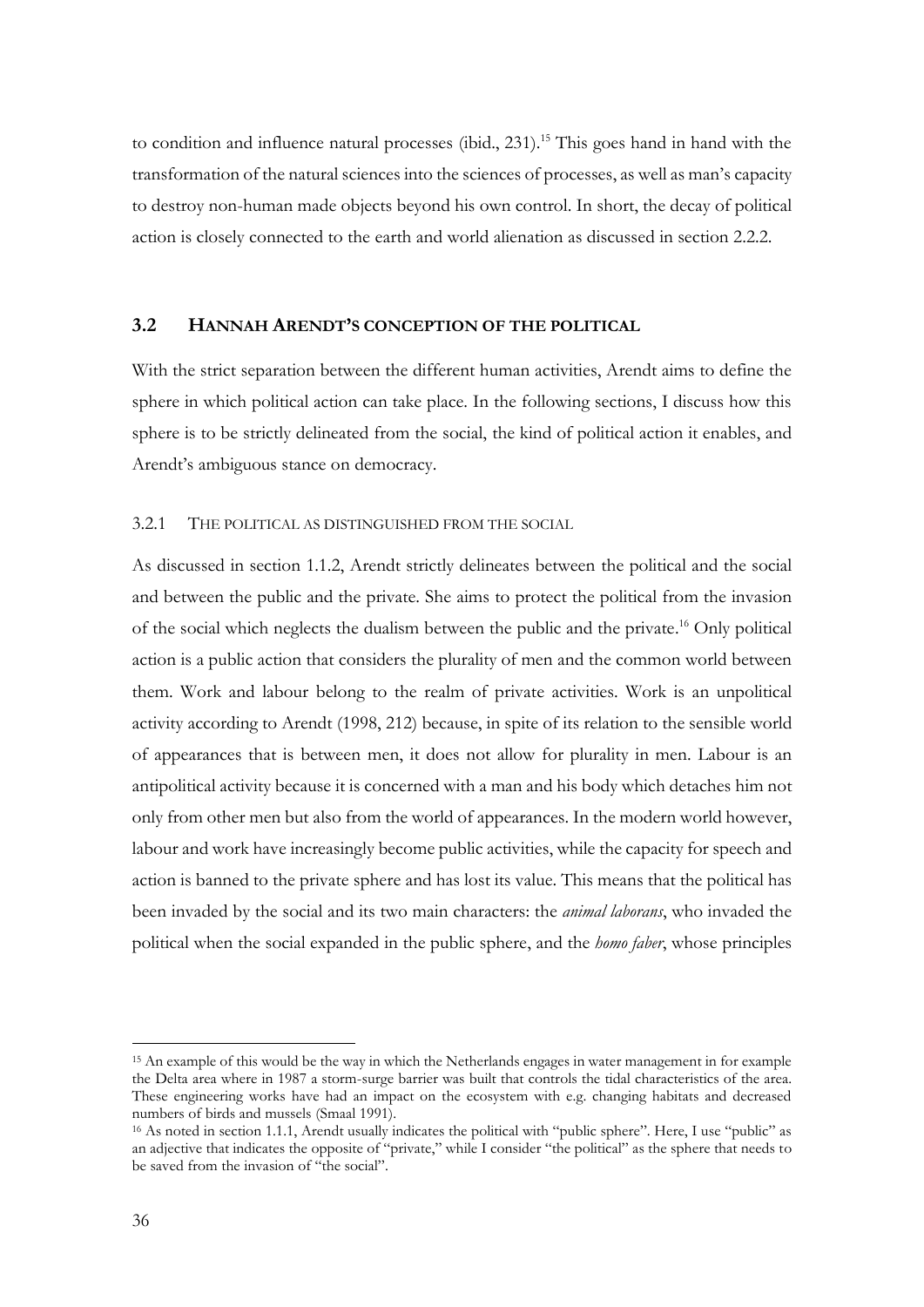to condition and influence natural processes (ibid., 231).[15] This goes hand in hand with the transformation of the natural sciences into the sciences of processes, as well as man's capacity to destroy non-human made objects beyond his own control. In short, the decay of political action is closely connected to the earth and world alienation as discussed in section 2.2.2.

## 3.2 Hannah Arendt's conception of the political

With the strict separation between the different human activities, Arendt aims to define the sphere in which political action can take place. In the following sections, I discuss how this sphere is to be strictly delineated from the social, the kind of political action it enables, and Arendt's ambiguous stance on democracy.

### 3.2.1 The political as distinguished from the social

As discussed in section 1.1.2, Arendt strictly delineates between the political and the social and between the public and the private. She aims to protect the political from the invasion of the social which neglects the dualism between the public and the private.[16] Only political action is a public action that considers the plurality of men and the common world between them. Work and labour belong to the realm of private activities. Work is an unpolitical activity according to Arendt (1998, 212) because, in spite of its relation to the sensible world of appearances that is between men, it does not allow for plurality in men. Labour is an antipolitical activity because it is concerned with a man and his body which detaches him not only from other men but also from the world of appearances. In the modern world however, labour and work have increasingly become public activities, while the capacity for speech and action is banned to the private sphere and has lost its value. This means that the political has been invaded by the social and its two main characters: the *animal laborans*, who invaded the political when the social expanded in the public sphere, and the *homo faber*, whose principles

---

[15] An example of this would be the way in which the Netherlands engages in water management in for example the Delta area where in 1987 a storm-surge barrier was built that controls the tidal characteristics of the area. These engineering works have had an impact on the ecosystem with e.g. changing habitats and decreased numbers of birds and mussels (Smaal 1991).

[16] As noted in section 1.1.1, Arendt usually indicates the political with "public sphere". Here, I use "public" as an adjective that indicates the opposite of "private," while I consider "the political" as the sphere that needs to be saved from the invasion of "the social".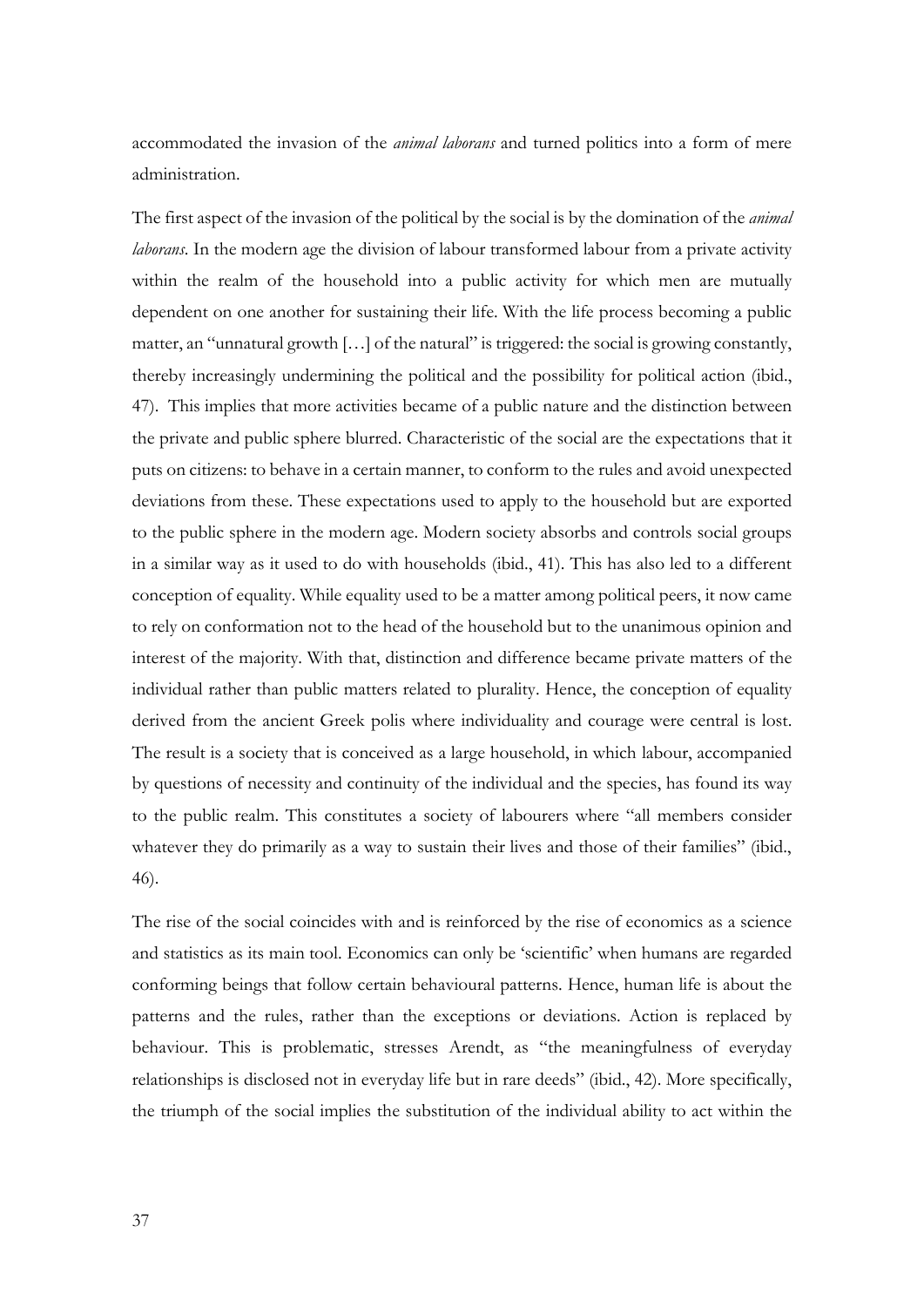accommodated the invasion of the *animal laborans* and turned politics into a form of mere administration.

The first aspect of the invasion of the political by the social is by the domination of the *animal laborans*. In the modern age the division of labour transformed labour from a private activity within the realm of the household into a public activity for which men are mutually dependent on one another for sustaining their life. With the life process becoming a public matter, an "unnatural growth […] of the natural" is triggered: the social is growing constantly, thereby increasingly undermining the political and the possibility for political action (ibid., 47). This implies that more activities became of a public nature and the distinction between the private and public sphere blurred. Characteristic of the social are the expectations that it puts on citizens: to behave in a certain manner, to conform to the rules and avoid unexpected deviations from these. These expectations used to apply to the household but are exported to the public sphere in the modern age. Modern society absorbs and controls social groups in a similar way as it used to do with households (ibid., 41). This has also led to a different conception of equality. While equality used to be a matter among political peers, it now came to rely on conformation not to the head of the household but to the unanimous opinion and interest of the majority. With that, distinction and difference became private matters of the individual rather than public matters related to plurality. Hence, the conception of equality derived from the ancient Greek polis where individuality and courage were central is lost. The result is a society that is conceived as a large household, in which labour, accompanied by questions of necessity and continuity of the individual and the species, has found its way to the public realm. This constitutes a society of labourers where "all members consider whatever they do primarily as a way to sustain their lives and those of their families" (ibid., 46).

The rise of the social coincides with and is reinforced by the rise of economics as a science and statistics as its main tool. Economics can only be 'scientific' when humans are regarded conforming beings that follow certain behavioural patterns. Hence, human life is about the patterns and the rules, rather than the exceptions or deviations. Action is replaced by behaviour. This is problematic, stresses Arendt, as "the meaningfulness of everyday relationships is disclosed not in everyday life but in rare deeds" (ibid., 42). More specifically, the triumph of the social implies the substitution of the individual ability to act within the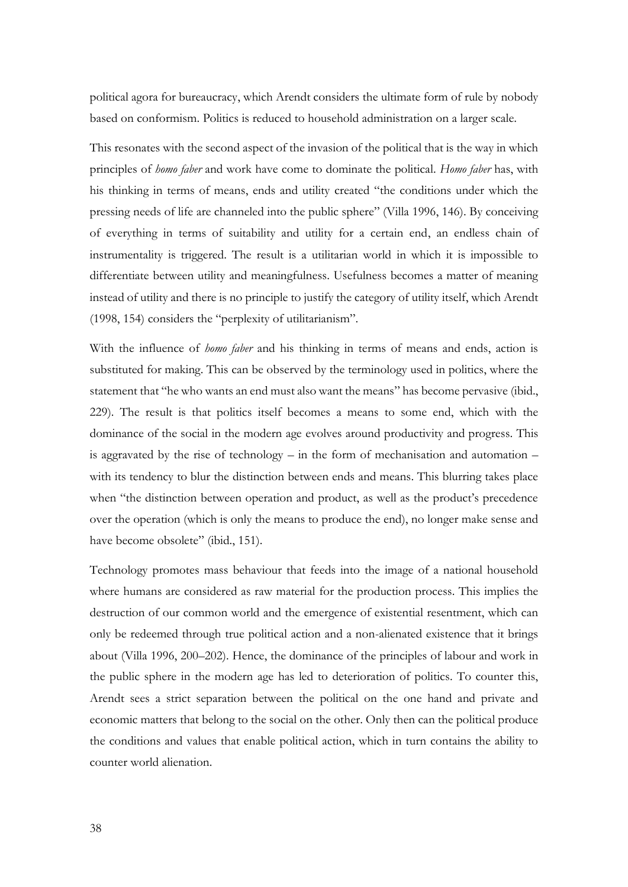political agora for bureaucracy, which Arendt considers the ultimate form of rule by nobody based on conformism. Politics is reduced to household administration on a larger scale.

This resonates with the second aspect of the invasion of the political that is the way in which principles of *homo faber* and work have come to dominate the political. *Homo faber* has, with his thinking in terms of means, ends and utility created "the conditions under which the pressing needs of life are channeled into the public sphere" (Villa 1996, 146). By conceiving of everything in terms of suitability and utility for a certain end, an endless chain of instrumentality is triggered. The result is a utilitarian world in which it is impossible to differentiate between utility and meaningfulness. Usefulness becomes a matter of meaning instead of utility and there is no principle to justify the category of utility itself, which Arendt (1998, 154) considers the "perplexity of utilitarianism".

With the influence of *homo faber* and his thinking in terms of means and ends, action is substituted for making. This can be observed by the terminology used in politics, where the statement that "he who wants an end must also want the means" has become pervasive (ibid., 229). The result is that politics itself becomes a means to some end, which with the dominance of the social in the modern age evolves around productivity and progress. This is aggravated by the rise of technology – in the form of mechanisation and automation – with its tendency to blur the distinction between ends and means. This blurring takes place when "the distinction between operation and product, as well as the product's precedence over the operation (which is only the means to produce the end), no longer make sense and have become obsolete" (ibid., 151).

Technology promotes mass behaviour that feeds into the image of a national household where humans are considered as raw material for the production process. This implies the destruction of our common world and the emergence of existential resentment, which can only be redeemed through true political action and a non-alienated existence that it brings about (Villa 1996, 200–202). Hence, the dominance of the principles of labour and work in the public sphere in the modern age has led to deterioration of politics. To counter this, Arendt sees a strict separation between the political on the one hand and private and economic matters that belong to the social on the other. Only then can the political produce the conditions and values that enable political action, which in turn contains the ability to counter world alienation.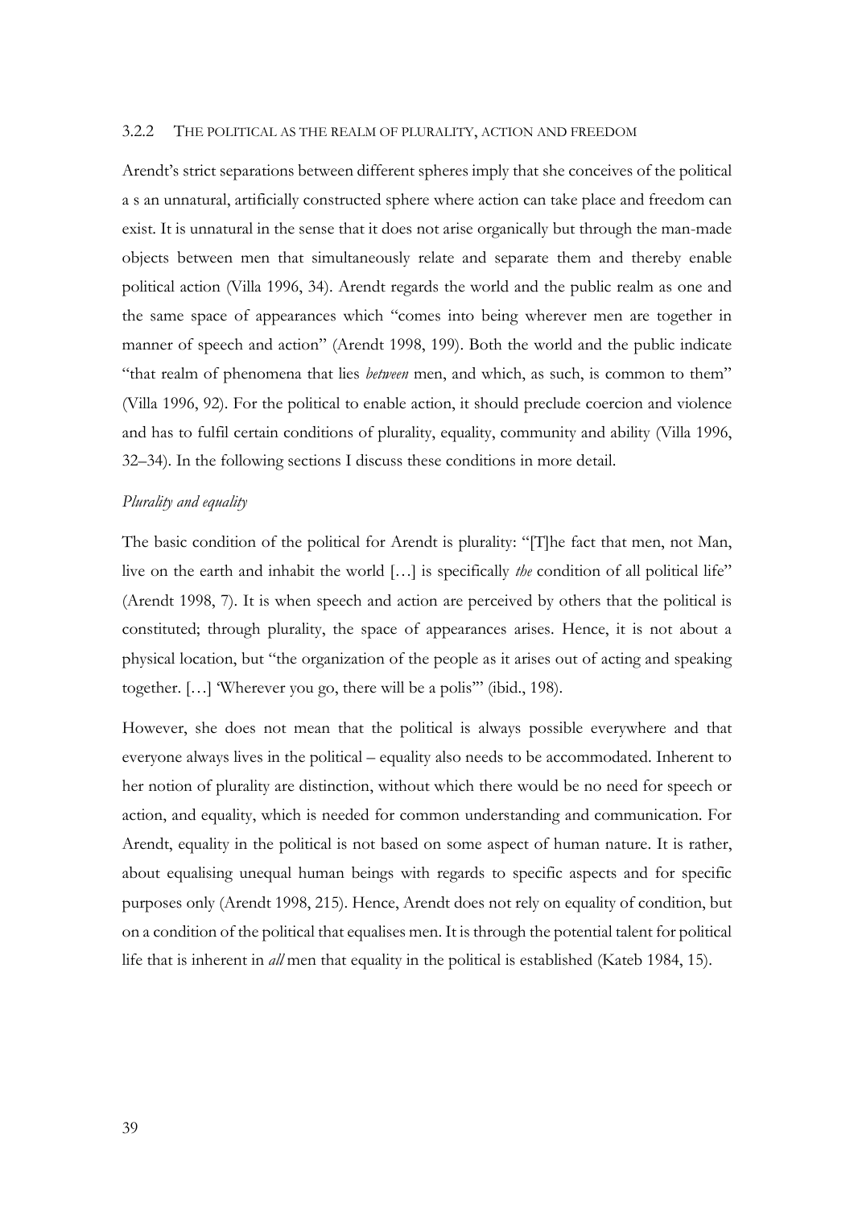### 3.2.2 The political as the realm of plurality, action and freedom

Arendt's strict separations between different spheres imply that she conceives of the political a s an unnatural, artificially constructed sphere where action can take place and freedom can exist. It is unnatural in the sense that it does not arise organically but through the man-made objects between men that simultaneously relate and separate them and thereby enable political action (Villa 1996, 34). Arendt regards the world and the public realm as one and the same space of appearances which "comes into being wherever men are together in manner of speech and action" (Arendt 1998, 199). Both the world and the public indicate "that realm of phenomena that lies *between* men, and which, as such, is common to them" (Villa 1996, 92). For the political to enable action, it should preclude coercion and violence and has to fulfil certain conditions of plurality, equality, community and ability (Villa 1996, 32–34). In the following sections I discuss these conditions in more detail.

*Plurality and equality*

The basic condition of the political for Arendt is plurality: "[T]he fact that men, not Man, live on the earth and inhabit the world […] is specifically *the* condition of all political life" (Arendt 1998, 7). It is when speech and action are perceived by others that the political is constituted; through plurality, the space of appearances arises. Hence, it is not about a physical location, but "the organization of the people as it arises out of acting and speaking together. […] 'Wherever you go, there will be a polis'" (ibid., 198).

However, she does not mean that the political is always possible everywhere and that everyone always lives in the political – equality also needs to be accommodated. Inherent to her notion of plurality are distinction, without which there would be no need for speech or action, and equality, which is needed for common understanding and communication. For Arendt, equality in the political is not based on some aspect of human nature. It is rather, about equalising unequal human beings with regards to specific aspects and for specific purposes only (Arendt 1998, 215). Hence, Arendt does not rely on equality of condition, but on a condition of the political that equalises men. It is through the potential talent for political life that is inherent in *all* men that equality in the political is established (Kateb 1984, 15).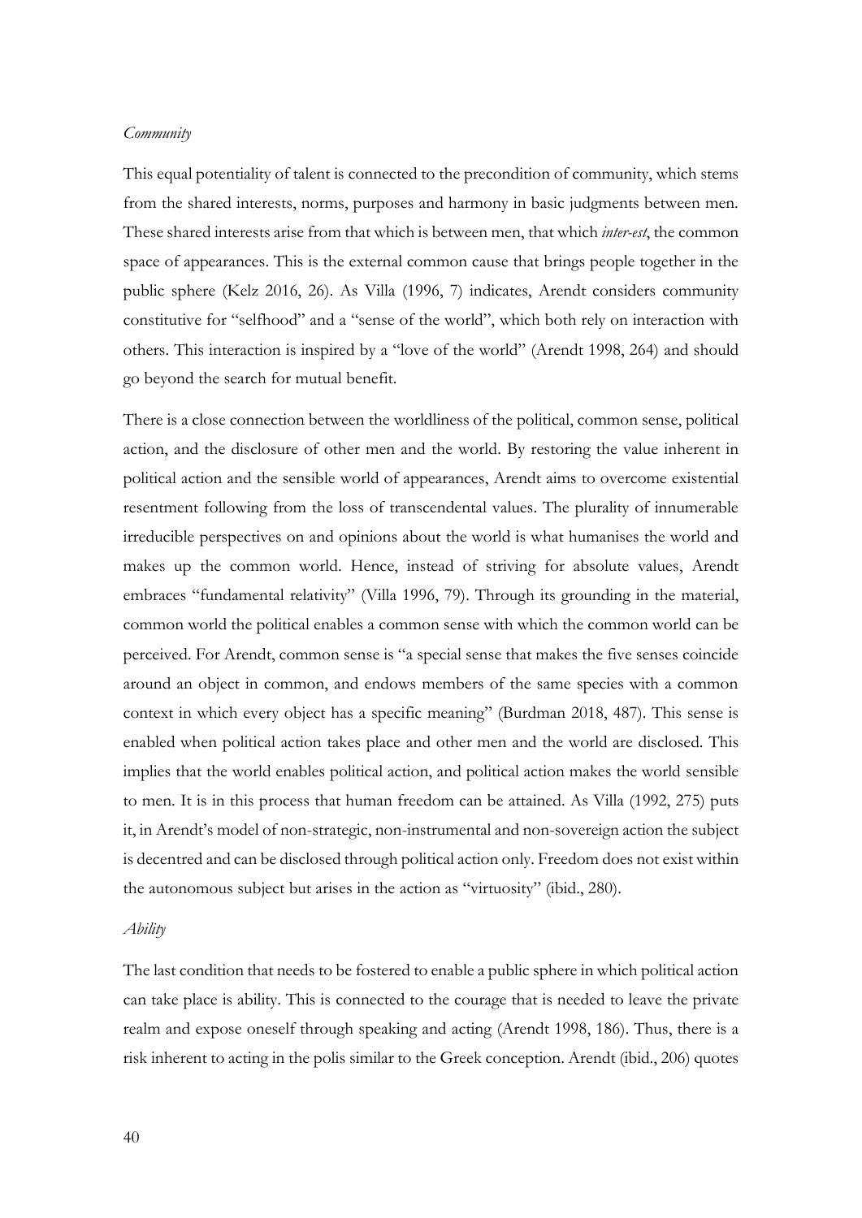*Community*

This equal potentiality of talent is connected to the precondition of community, which stems from the shared interests, norms, purposes and harmony in basic judgments between men. These shared interests arise from that which is between men, that which *inter-est*, the common space of appearances. This is the external common cause that brings people together in the public sphere (Kelz 2016, 26). As Villa (1996, 7) indicates, Arendt considers community constitutive for "selfhood" and a "sense of the world", which both rely on interaction with others. This interaction is inspired by a "love of the world" (Arendt 1998, 264) and should go beyond the search for mutual benefit.

There is a close connection between the worldliness of the political, common sense, political action, and the disclosure of other men and the world. By restoring the value inherent in political action and the sensible world of appearances, Arendt aims to overcome existential resentment following from the loss of transcendental values. The plurality of innumerable irreducible perspectives on and opinions about the world is what humanises the world and makes up the common world. Hence, instead of striving for absolute values, Arendt embraces "fundamental relativity" (Villa 1996, 79). Through its grounding in the material, common world the political enables a common sense with which the common world can be perceived. For Arendt, common sense is "a special sense that makes the five senses coincide around an object in common, and endows members of the same species with a common context in which every object has a specific meaning" (Burdman 2018, 487). This sense is enabled when political action takes place and other men and the world are disclosed. This implies that the world enables political action, and political action makes the world sensible to men. It is in this process that human freedom can be attained. As Villa (1992, 275) puts it, in Arendt's model of non-strategic, non-instrumental and non-sovereign action the subject is decentred and can be disclosed through political action only. Freedom does not exist within the autonomous subject but arises in the action as "virtuosity" (ibid., 280).

*Ability*

The last condition that needs to be fostered to enable a public sphere in which political action can take place is ability. This is connected to the courage that is needed to leave the private realm and expose oneself through speaking and acting (Arendt 1998, 186). Thus, there is a risk inherent to acting in the polis similar to the Greek conception. Arendt (ibid., 206) quotes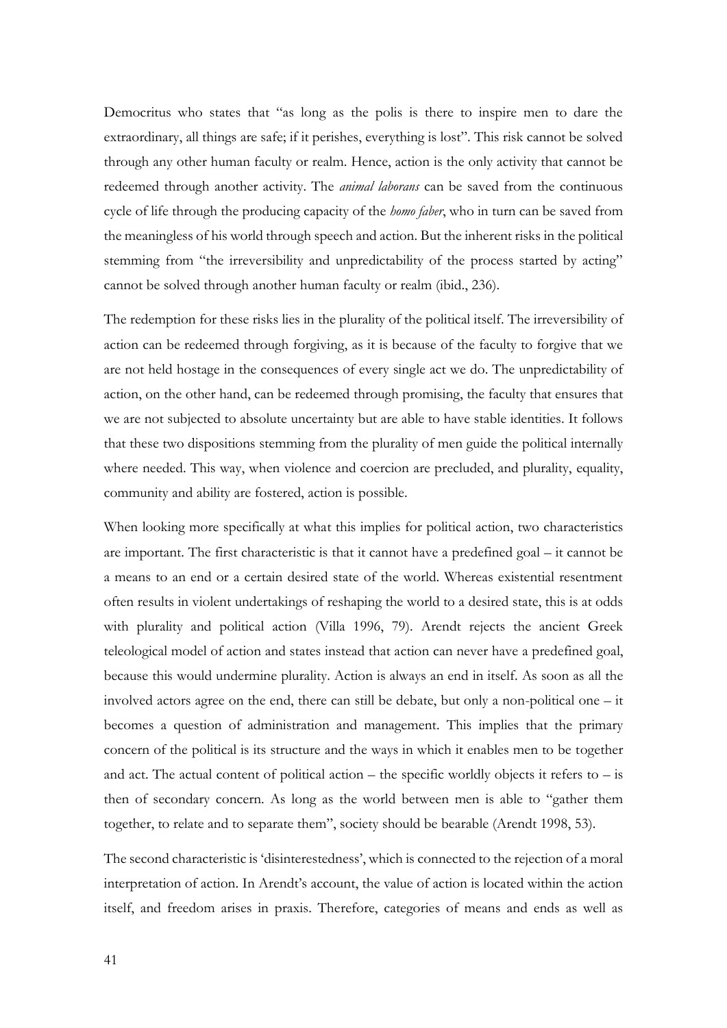Democritus who states that "as long as the polis is there to inspire men to dare the extraordinary, all things are safe; if it perishes, everything is lost". This risk cannot be solved through any other human faculty or realm. Hence, action is the only activity that cannot be redeemed through another activity. The *animal laborans* can be saved from the continuous cycle of life through the producing capacity of the *homo faber*, who in turn can be saved from the meaningless of his world through speech and action. But the inherent risks in the political stemming from "the irreversibility and unpredictability of the process started by acting" cannot be solved through another human faculty or realm (ibid., 236).

The redemption for these risks lies in the plurality of the political itself. The irreversibility of action can be redeemed through forgiving, as it is because of the faculty to forgive that we are not held hostage in the consequences of every single act we do. The unpredictability of action, on the other hand, can be redeemed through promising, the faculty that ensures that we are not subjected to absolute uncertainty but are able to have stable identities. It follows that these two dispositions stemming from the plurality of men guide the political internally where needed. This way, when violence and coercion are precluded, and plurality, equality, community and ability are fostered, action is possible.

When looking more specifically at what this implies for political action, two characteristics are important. The first characteristic is that it cannot have a predefined goal – it cannot be a means to an end or a certain desired state of the world. Whereas existential resentment often results in violent undertakings of reshaping the world to a desired state, this is at odds with plurality and political action (Villa 1996, 79). Arendt rejects the ancient Greek teleological model of action and states instead that action can never have a predefined goal, because this would undermine plurality. Action is always an end in itself. As soon as all the involved actors agree on the end, there can still be debate, but only a non-political one – it becomes a question of administration and management. This implies that the primary concern of the political is its structure and the ways in which it enables men to be together and act. The actual content of political action – the specific worldly objects it refers to – is then of secondary concern. As long as the world between men is able to "gather them together, to relate and to separate them", society should be bearable (Arendt 1998, 53).

The second characteristic is 'disinterestedness', which is connected to the rejection of a moral interpretation of action. In Arendt's account, the value of action is located within the action itself, and freedom arises in praxis. Therefore, categories of means and ends as well as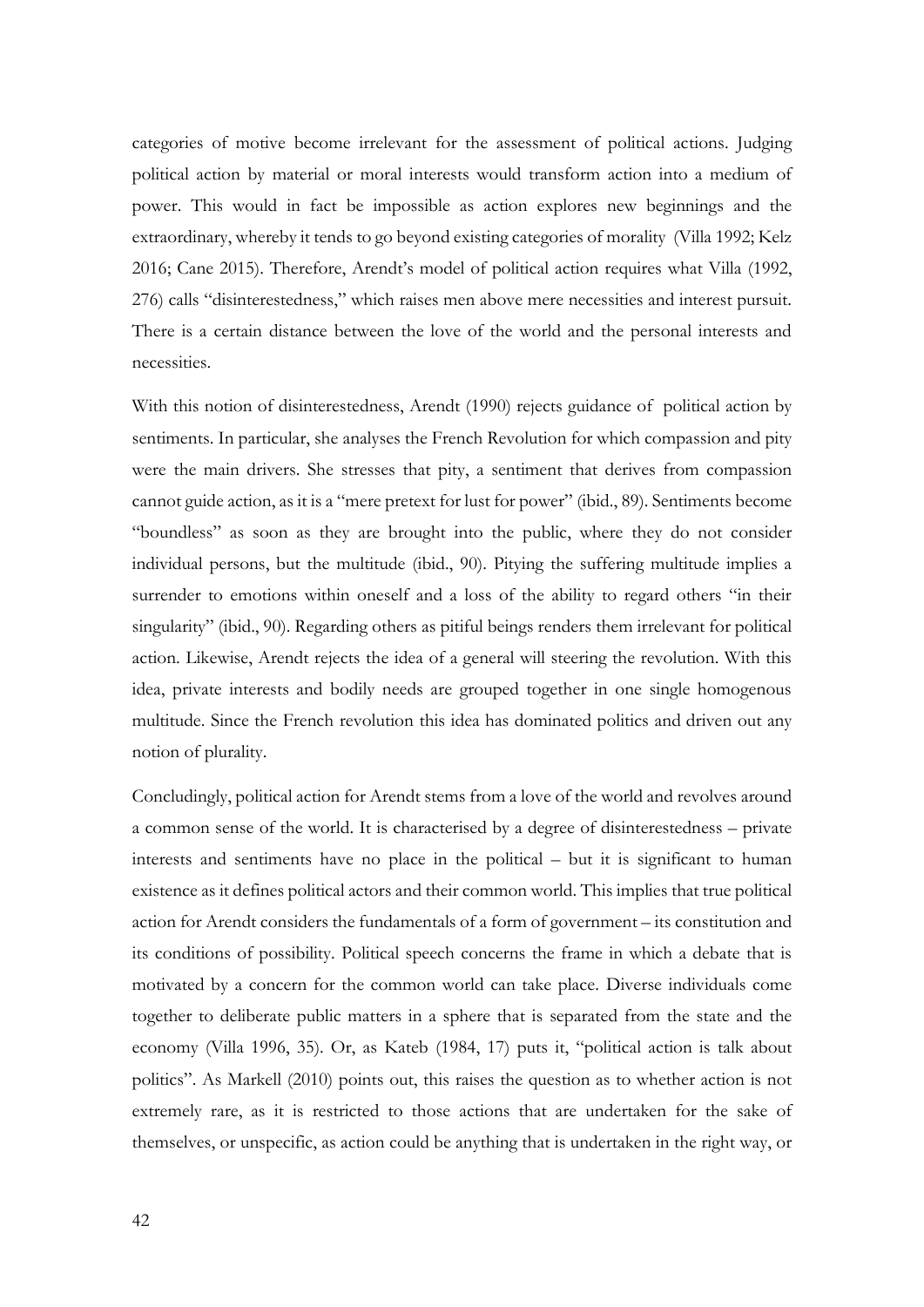categories of motive become irrelevant for the assessment of political actions. Judging political action by material or moral interests would transform action into a medium of power. This would in fact be impossible as action explores new beginnings and the extraordinary, whereby it tends to go beyond existing categories of morality (Villa 1992; Kelz 2016; Cane 2015). Therefore, Arendt's model of political action requires what Villa (1992, 276) calls "disinterestedness," which raises men above mere necessities and interest pursuit. There is a certain distance between the love of the world and the personal interests and necessities.

With this notion of disinterestedness, Arendt (1990) rejects guidance of political action by sentiments. In particular, she analyses the French Revolution for which compassion and pity were the main drivers. She stresses that pity, a sentiment that derives from compassion cannot guide action, as it is a "mere pretext for lust for power" (ibid., 89). Sentiments become "boundless" as soon as they are brought into the public, where they do not consider individual persons, but the multitude (ibid., 90). Pitying the suffering multitude implies a surrender to emotions within oneself and a loss of the ability to regard others "in their singularity" (ibid., 90). Regarding others as pitiful beings renders them irrelevant for political action. Likewise, Arendt rejects the idea of a general will steering the revolution. With this idea, private interests and bodily needs are grouped together in one single homogenous multitude. Since the French revolution this idea has dominated politics and driven out any notion of plurality.

Concludingly, political action for Arendt stems from a love of the world and revolves around a common sense of the world. It is characterised by a degree of disinterestedness – private interests and sentiments have no place in the political – but it is significant to human existence as it defines political actors and their common world. This implies that true political action for Arendt considers the fundamentals of a form of government – its constitution and its conditions of possibility. Political speech concerns the frame in which a debate that is motivated by a concern for the common world can take place. Diverse individuals come together to deliberate public matters in a sphere that is separated from the state and the economy (Villa 1996, 35). Or, as Kateb (1984, 17) puts it, "political action is talk about politics". As Markell (2010) points out, this raises the question as to whether action is not extremely rare, as it is restricted to those actions that are undertaken for the sake of themselves, or unspecific, as action could be anything that is undertaken in the right way, or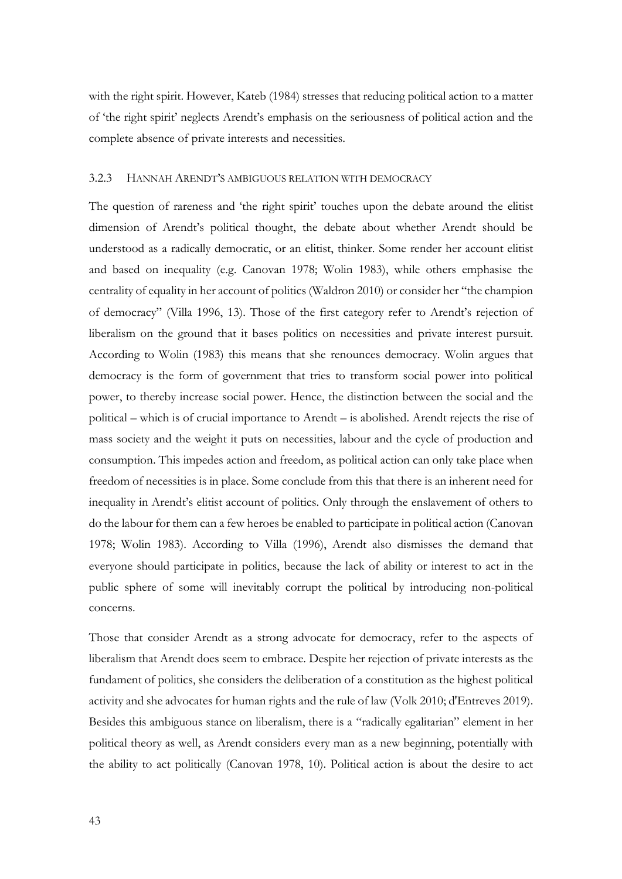with the right spirit. However, Kateb (1984) stresses that reducing political action to a matter of 'the right spirit' neglects Arendt's emphasis on the seriousness of political action and the complete absence of private interests and necessities.

### 3.2.3 Hannah Arendt's ambiguous relation with democracy

The question of rareness and 'the right spirit' touches upon the debate around the elitist dimension of Arendt's political thought, the debate about whether Arendt should be understood as a radically democratic, or an elitist, thinker. Some render her account elitist and based on inequality (e.g. Canovan 1978; Wolin 1983), while others emphasise the centrality of equality in her account of politics (Waldron 2010) or consider her "the champion of democracy" (Villa 1996, 13). Those of the first category refer to Arendt's rejection of liberalism on the ground that it bases politics on necessities and private interest pursuit. According to Wolin (1983) this means that she renounces democracy. Wolin argues that democracy is the form of government that tries to transform social power into political power, to thereby increase social power. Hence, the distinction between the social and the political – which is of crucial importance to Arendt – is abolished. Arendt rejects the rise of mass society and the weight it puts on necessities, labour and the cycle of production and consumption. This impedes action and freedom, as political action can only take place when freedom of necessities is in place. Some conclude from this that there is an inherent need for inequality in Arendt's elitist account of politics. Only through the enslavement of others to do the labour for them can a few heroes be enabled to participate in political action (Canovan 1978; Wolin 1983). According to Villa (1996), Arendt also dismisses the demand that everyone should participate in politics, because the lack of ability or interest to act in the public sphere of some will inevitably corrupt the political by introducing non-political concerns.

Those that consider Arendt as a strong advocate for democracy, refer to the aspects of liberalism that Arendt does seem to embrace. Despite her rejection of private interests as the fundament of politics, she considers the deliberation of a constitution as the highest political activity and she advocates for human rights and the rule of law (Volk 2010; d'Entreves 2019). Besides this ambiguous stance on liberalism, there is a "radically egalitarian" element in her political theory as well, as Arendt considers every man as a new beginning, potentially with the ability to act politically (Canovan 1978, 10). Political action is about the desire to act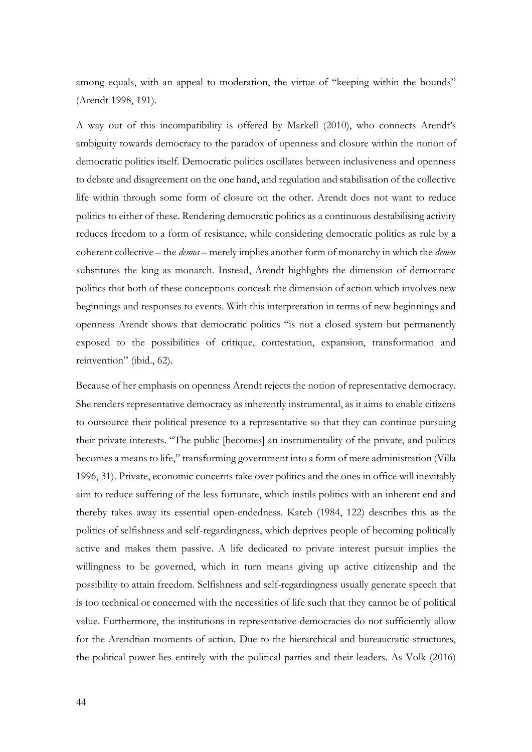among equals, with an appeal to moderation, the virtue of "keeping within the bounds" (Arendt 1998, 191).

A way out of this incompatibility is offered by Markell (2010), who connects Arendt's ambiguity towards democracy to the paradox of openness and closure within the notion of democratic politics itself. Democratic politics oscillates between inclusiveness and openness to debate and disagreement on the one hand, and regulation and stabilisation of the collective life within through some form of closure on the other. Arendt does not want to reduce politics to either of these. Rendering democratic politics as a continuous destabilising activity reduces freedom to a form of resistance, while considering democratic politics as rule by a coherent collective – the *demos* – merely implies another form of monarchy in which the *demos* substitutes the king as monarch. Instead, Arendt highlights the dimension of democratic politics that both of these conceptions conceal: the dimension of action which involves new beginnings and responses to events. With this interpretation in terms of new beginnings and openness Arendt shows that democratic politics "is not a closed system but permanently exposed to the possibilities of critique, contestation, expansion, transformation and reinvention" (ibid., 62).

Because of her emphasis on openness Arendt rejects the notion of representative democracy. She renders representative democracy as inherently instrumental, as it aims to enable citizens to outsource their political presence to a representative so that they can continue pursuing their private interests. "The public [becomes] an instrumentality of the private, and politics becomes a means to life," transforming government into a form of mere administration (Villa 1996, 31). Private, economic concerns take over politics and the ones in office will inevitably aim to reduce suffering of the less fortunate, which instils politics with an inherent end and thereby takes away its essential open-endedness. Kateb (1984, 122) describes this as the politics of selfishness and self-regardingness, which deprives people of becoming politically active and makes them passive. A life dedicated to private interest pursuit implies the willingness to be governed, which in turn means giving up active citizenship and the possibility to attain freedom. Selfishness and self-regardingness usually generate speech that is too technical or concerned with the necessities of life such that they cannot be of political value. Furthermore, the institutions in representative democracies do not sufficiently allow for the Arendtian moments of action. Due to the hierarchical and bureaucratic structures, the political power lies entirely with the political parties and their leaders. As Volk (2016)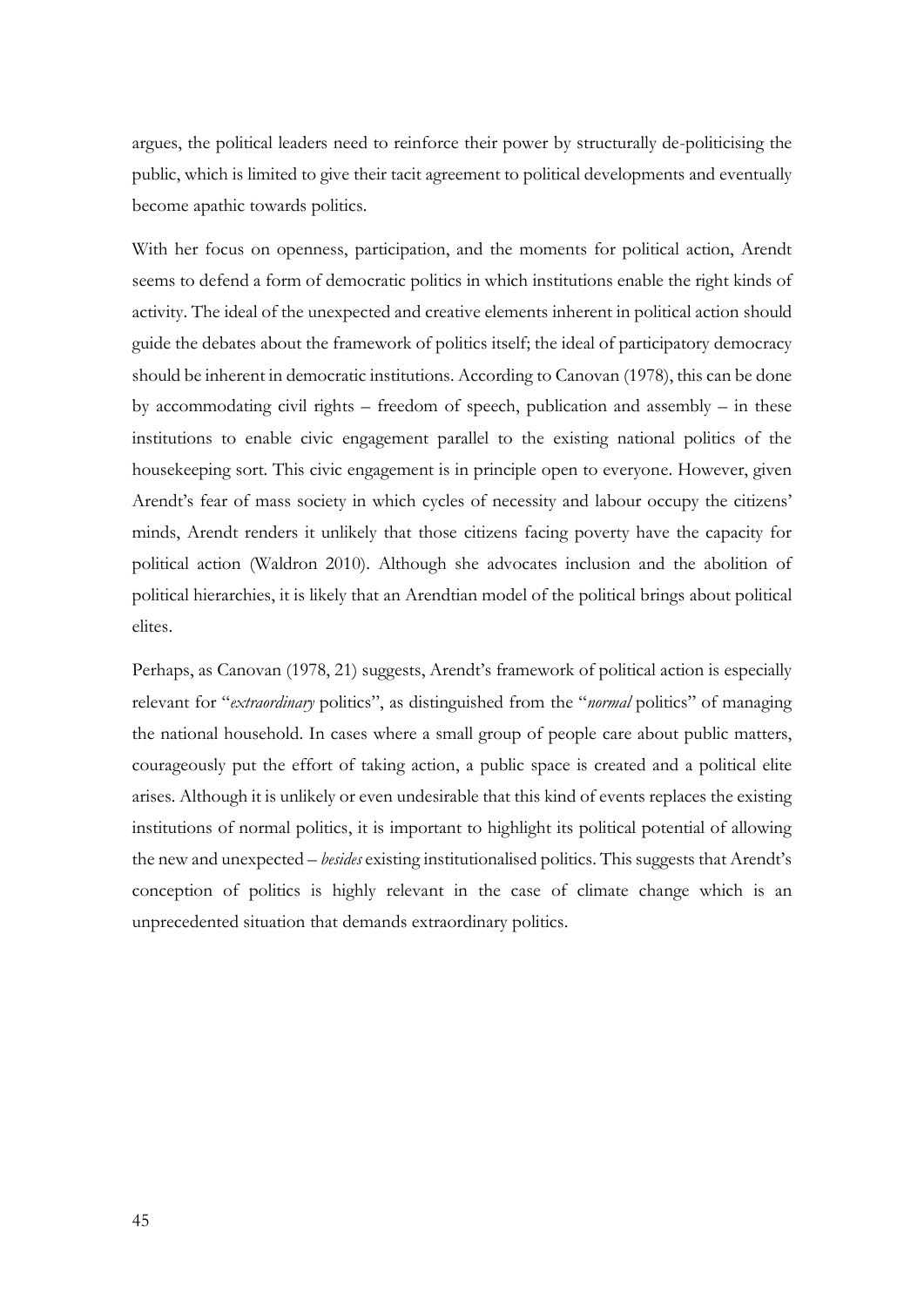argues, the political leaders need to reinforce their power by structurally de-politicising the public, which is limited to give their tacit agreement to political developments and eventually become apathic towards politics.

With her focus on openness, participation, and the moments for political action, Arendt seems to defend a form of democratic politics in which institutions enable the right kinds of activity. The ideal of the unexpected and creative elements inherent in political action should guide the debates about the framework of politics itself; the ideal of participatory democracy should be inherent in democratic institutions. According to Canovan (1978), this can be done by accommodating civil rights – freedom of speech, publication and assembly – in these institutions to enable civic engagement parallel to the existing national politics of the housekeeping sort. This civic engagement is in principle open to everyone. However, given Arendt's fear of mass society in which cycles of necessity and labour occupy the citizens' minds, Arendt renders it unlikely that those citizens facing poverty have the capacity for political action (Waldron 2010). Although she advocates inclusion and the abolition of political hierarchies, it is likely that an Arendtian model of the political brings about political elites.

Perhaps, as Canovan (1978, 21) suggests, Arendt's framework of political action is especially relevant for "*extraordinary* politics", as distinguished from the "*normal* politics" of managing the national household. In cases where a small group of people care about public matters, courageously put the effort of taking action, a public space is created and a political elite arises. Although it is unlikely or even undesirable that this kind of events replaces the existing institutions of normal politics, it is important to highlight its political potential of allowing the new and unexpected – *besides* existing institutionalised politics. This suggests that Arendt's conception of politics is highly relevant in the case of climate change which is an unprecedented situation that demands extraordinary politics.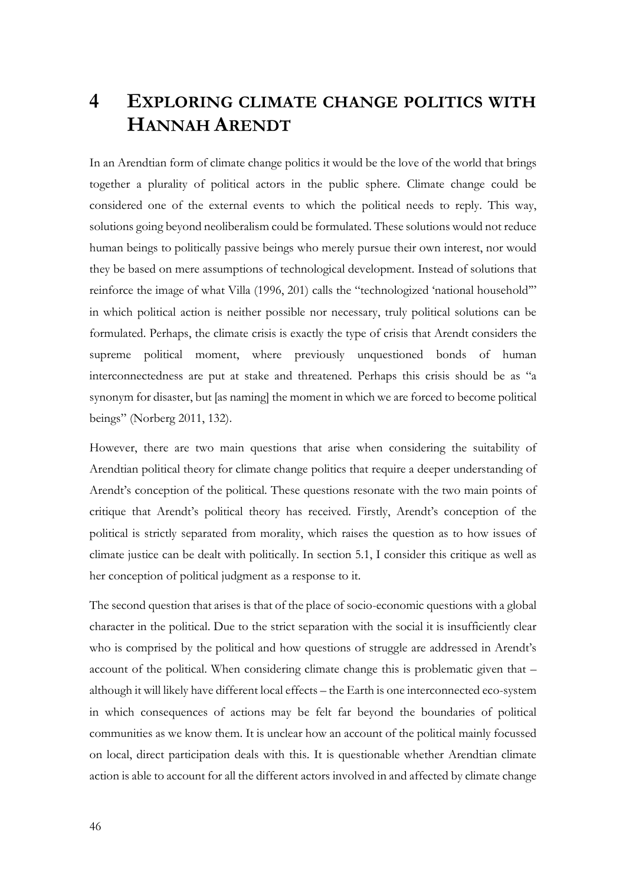# 4 EXPLORING CLIMATE CHANGE POLITICS WITH HANNAH ARENDT

In an Arendtian form of climate change politics it would be the love of the world that brings together a plurality of political actors in the public sphere. Climate change could be considered one of the external events to which the political needs to reply. This way, solutions going beyond neoliberalism could be formulated. These solutions would not reduce human beings to politically passive beings who merely pursue their own interest, nor would they be based on mere assumptions of technological development. Instead of solutions that reinforce the image of what Villa (1996, 201) calls the "technologized 'national household'" in which political action is neither possible nor necessary, truly political solutions can be formulated. Perhaps, the climate crisis is exactly the type of crisis that Arendt considers the supreme political moment, where previously unquestioned bonds of human interconnectedness are put at stake and threatened. Perhaps this crisis should be as "a synonym for disaster, but [as naming] the moment in which we are forced to become political beings" (Norberg 2011, 132).

However, there are two main questions that arise when considering the suitability of Arendtian political theory for climate change politics that require a deeper understanding of Arendt's conception of the political. These questions resonate with the two main points of critique that Arendt's political theory has received. Firstly, Arendt's conception of the political is strictly separated from morality, which raises the question as to how issues of climate justice can be dealt with politically. In section 5.1, I consider this critique as well as her conception of political judgment as a response to it.

The second question that arises is that of the place of socio-economic questions with a global character in the political. Due to the strict separation with the social it is insufficiently clear who is comprised by the political and how questions of struggle are addressed in Arendt's account of the political. When considering climate change this is problematic given that – although it will likely have different local effects – the Earth is one interconnected eco-system in which consequences of actions may be felt far beyond the boundaries of political communities as we know them. It is unclear how an account of the political mainly focussed on local, direct participation deals with this. It is questionable whether Arendtian climate action is able to account for all the different actors involved in and affected by climate change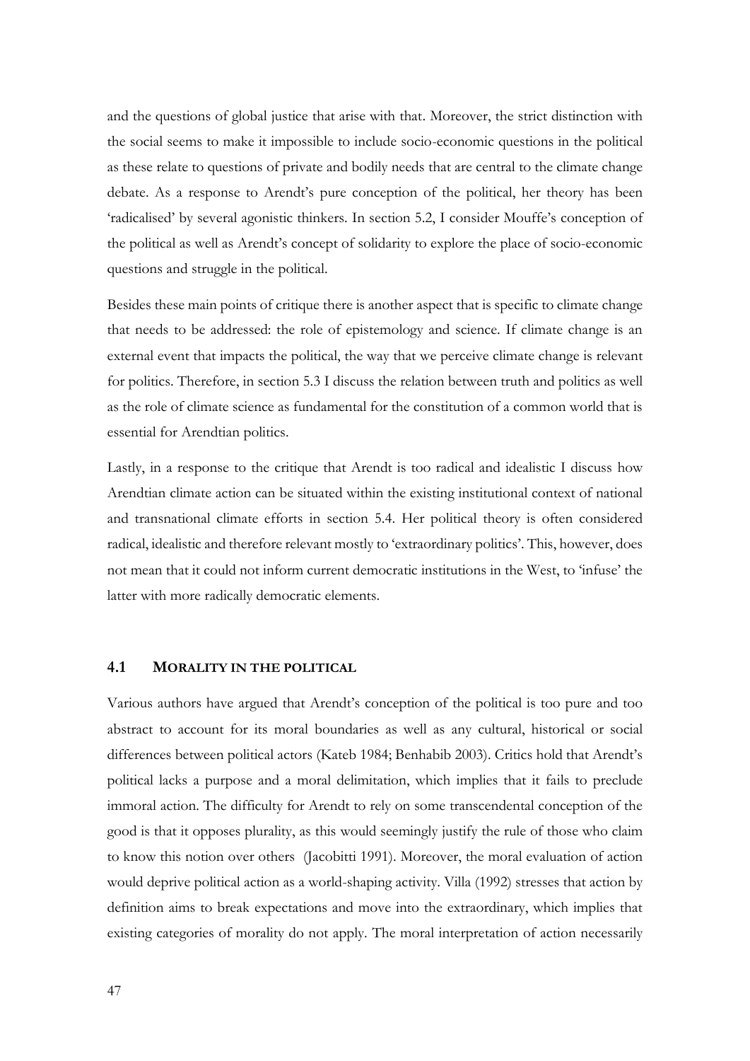and the questions of global justice that arise with that. Moreover, the strict distinction with the social seems to make it impossible to include socio-economic questions in the political as these relate to questions of private and bodily needs that are central to the climate change debate. As a response to Arendt's pure conception of the political, her theory has been 'radicalised' by several agonistic thinkers. In section 5.2, I consider Mouffe's conception of the political as well as Arendt's concept of solidarity to explore the place of socio-economic questions and struggle in the political.

Besides these main points of critique there is another aspect that is specific to climate change that needs to be addressed: the role of epistemology and science. If climate change is an external event that impacts the political, the way that we perceive climate change is relevant for politics. Therefore, in section 5.3 I discuss the relation between truth and politics as well as the role of climate science as fundamental for the constitution of a common world that is essential for Arendtian politics.

Lastly, in a response to the critique that Arendt is too radical and idealistic I discuss how Arendtian climate action can be situated within the existing institutional context of national and transnational climate efforts in section 5.4. Her political theory is often considered radical, idealistic and therefore relevant mostly to 'extraordinary politics'. This, however, does not mean that it could not inform current democratic institutions in the West, to 'infuse' the latter with more radically democratic elements.

## 4.1 MORALITY IN THE POLITICAL

Various authors have argued that Arendt's conception of the political is too pure and too abstract to account for its moral boundaries as well as any cultural, historical or social differences between political actors (Kateb 1984; Benhabib 2003). Critics hold that Arendt's political lacks a purpose and a moral delimitation, which implies that it fails to preclude immoral action. The difficulty for Arendt to rely on some transcendental conception of the good is that it opposes plurality, as this would seemingly justify the rule of those who claim to know this notion over others (Jacobitti 1991). Moreover, the moral evaluation of action would deprive political action as a world-shaping activity. Villa (1992) stresses that action by definition aims to break expectations and move into the extraordinary, which implies that existing categories of morality do not apply. The moral interpretation of action necessarily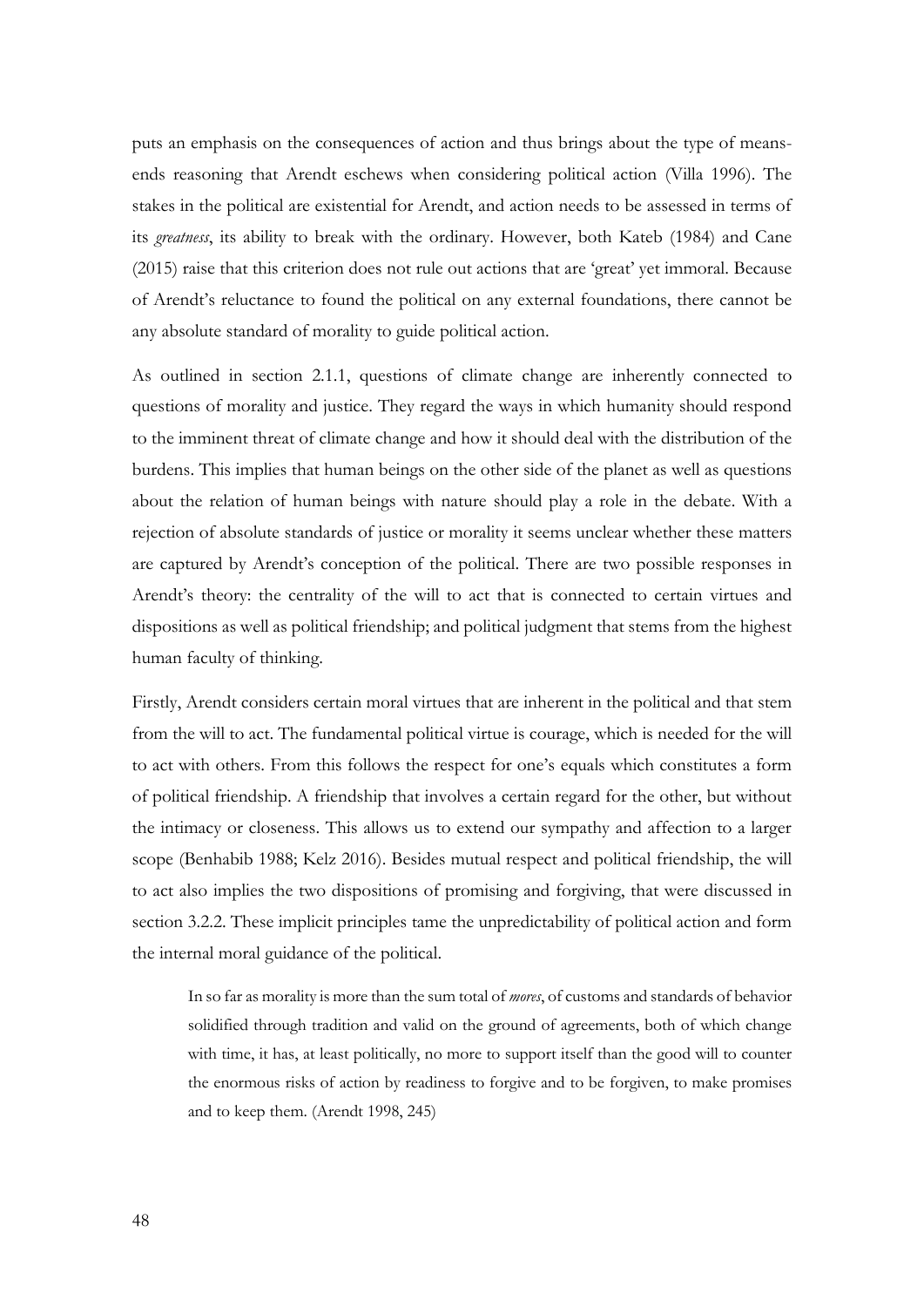puts an emphasis on the consequences of action and thus brings about the type of means-ends reasoning that Arendt eschews when considering political action (Villa 1996). The stakes in the political are existential for Arendt, and action needs to be assessed in terms of its *greatness*, its ability to break with the ordinary. However, both Kateb (1984) and Cane (2015) raise that this criterion does not rule out actions that are 'great' yet immoral. Because of Arendt's reluctance to found the political on any external foundations, there cannot be any absolute standard of morality to guide political action.

As outlined in section 2.1.1, questions of climate change are inherently connected to questions of morality and justice. They regard the ways in which humanity should respond to the imminent threat of climate change and how it should deal with the distribution of the burdens. This implies that human beings on the other side of the planet as well as questions about the relation of human beings with nature should play a role in the debate. With a rejection of absolute standards of justice or morality it seems unclear whether these matters are captured by Arendt's conception of the political. There are two possible responses in Arendt's theory: the centrality of the will to act that is connected to certain virtues and dispositions as well as political friendship; and political judgment that stems from the highest human faculty of thinking.

Firstly, Arendt considers certain moral virtues that are inherent in the political and that stem from the will to act. The fundamental political virtue is courage, which is needed for the will to act with others. From this follows the respect for one's equals which constitutes a form of political friendship. A friendship that involves a certain regard for the other, but without the intimacy or closeness. This allows us to extend our sympathy and affection to a larger scope (Benhabib 1988; Kelz 2016). Besides mutual respect and political friendship, the will to act also implies the two dispositions of promising and forgiving, that were discussed in section 3.2.2. These implicit principles tame the unpredictability of political action and form the internal moral guidance of the political.

> In so far as morality is more than the sum total of *mores*, of customs and standards of behavior solidified through tradition and valid on the ground of agreements, both of which change with time, it has, at least politically, no more to support itself than the good will to counter the enormous risks of action by readiness to forgive and to be forgiven, to make promises and to keep them. (Arendt 1998, 245)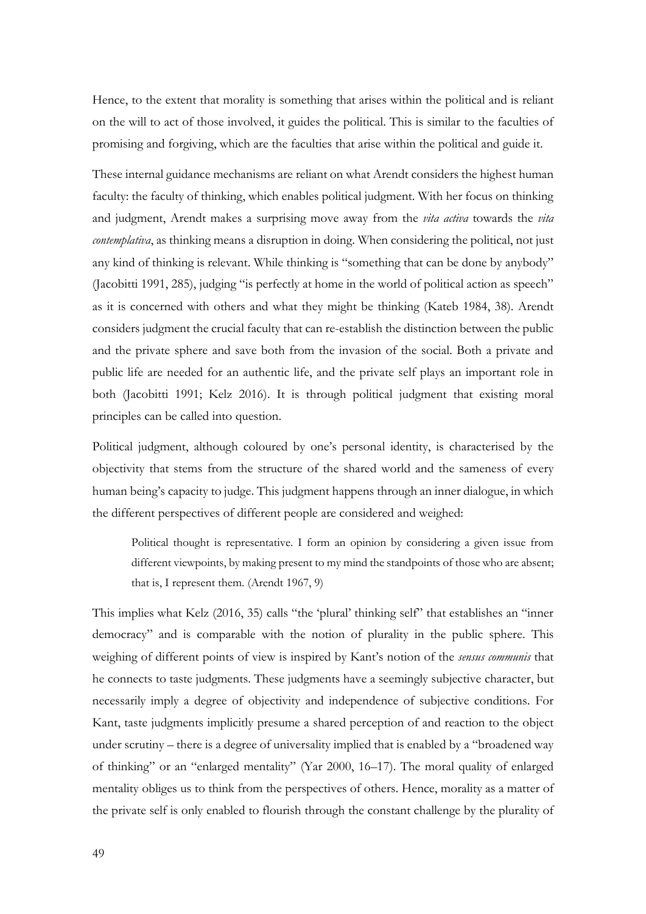Hence, to the extent that morality is something that arises within the political and is reliant on the will to act of those involved, it guides the political. This is similar to the faculties of promising and forgiving, which are the faculties that arise within the political and guide it.

These internal guidance mechanisms are reliant on what Arendt considers the highest human faculty: the faculty of thinking, which enables political judgment. With her focus on thinking and judgment, Arendt makes a surprising move away from the *vita activa* towards the *vita contemplativa*, as thinking means a disruption in doing. When considering the political, not just any kind of thinking is relevant. While thinking is "something that can be done by anybody" (Jacobitti 1991, 285), judging "is perfectly at home in the world of political action as speech" as it is concerned with others and what they might be thinking (Kateb 1984, 38). Arendt considers judgment the crucial faculty that can re-establish the distinction between the public and the private sphere and save both from the invasion of the social. Both a private and public life are needed for an authentic life, and the private self plays an important role in both (Jacobitti 1991; Kelz 2016). It is through political judgment that existing moral principles can be called into question.

Political judgment, although coloured by one's personal identity, is characterised by the objectivity that stems from the structure of the shared world and the sameness of every human being's capacity to judge. This judgment happens through an inner dialogue, in which the different perspectives of different people are considered and weighed:

> Political thought is representative. I form an opinion by considering a given issue from different viewpoints, by making present to my mind the standpoints of those who are absent; that is, I represent them. (Arendt 1967, 9)

This implies what Kelz (2016, 35) calls "the 'plural' thinking self" that establishes an "inner democracy" and is comparable with the notion of plurality in the public sphere. This weighing of different points of view is inspired by Kant's notion of the *sensus communis* that he connects to taste judgments. These judgments have a seemingly subjective character, but necessarily imply a degree of objectivity and independence of subjective conditions. For Kant, taste judgments implicitly presume a shared perception of and reaction to the object under scrutiny – there is a degree of universality implied that is enabled by a "broadened way of thinking" or an "enlarged mentality" (Yar 2000, 16–17). The moral quality of enlarged mentality obliges us to think from the perspectives of others. Hence, morality as a matter of the private self is only enabled to flourish through the constant challenge by the plurality of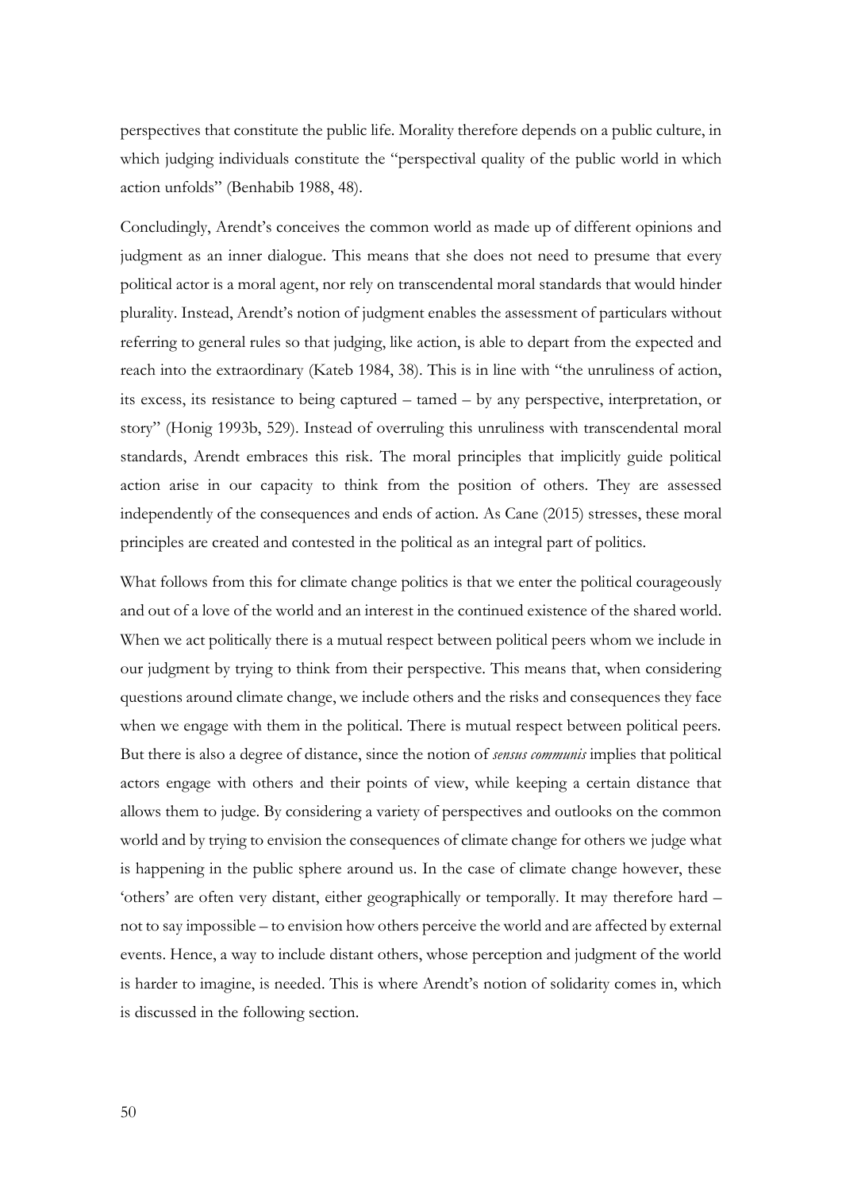perspectives that constitute the public life. Morality therefore depends on a public culture, in which judging individuals constitute the "perspectival quality of the public world in which action unfolds" (Benhabib 1988, 48).

Concludingly, Arendt's conceives the common world as made up of different opinions and judgment as an inner dialogue. This means that she does not need to presume that every political actor is a moral agent, nor rely on transcendental moral standards that would hinder plurality. Instead, Arendt's notion of judgment enables the assessment of particulars without referring to general rules so that judging, like action, is able to depart from the expected and reach into the extraordinary (Kateb 1984, 38). This is in line with "the unruliness of action, its excess, its resistance to being captured – tamed – by any perspective, interpretation, or story" (Honig 1993b, 529). Instead of overruling this unruliness with transcendental moral standards, Arendt embraces this risk. The moral principles that implicitly guide political action arise in our capacity to think from the position of others. They are assessed independently of the consequences and ends of action. As Cane (2015) stresses, these moral principles are created and contested in the political as an integral part of politics.

What follows from this for climate change politics is that we enter the political courageously and out of a love of the world and an interest in the continued existence of the shared world. When we act politically there is a mutual respect between political peers whom we include in our judgment by trying to think from their perspective. This means that, when considering questions around climate change, we include others and the risks and consequences they face when we engage with them in the political. There is mutual respect between political peers. But there is also a degree of distance, since the notion of *sensus communis* implies that political actors engage with others and their points of view, while keeping a certain distance that allows them to judge. By considering a variety of perspectives and outlooks on the common world and by trying to envision the consequences of climate change for others we judge what is happening in the public sphere around us. In the case of climate change however, these 'others' are often very distant, either geographically or temporally. It may therefore hard – not to say impossible – to envision how others perceive the world and are affected by external events. Hence, a way to include distant others, whose perception and judgment of the world is harder to imagine, is needed. This is where Arendt's notion of solidarity comes in, which is discussed in the following section.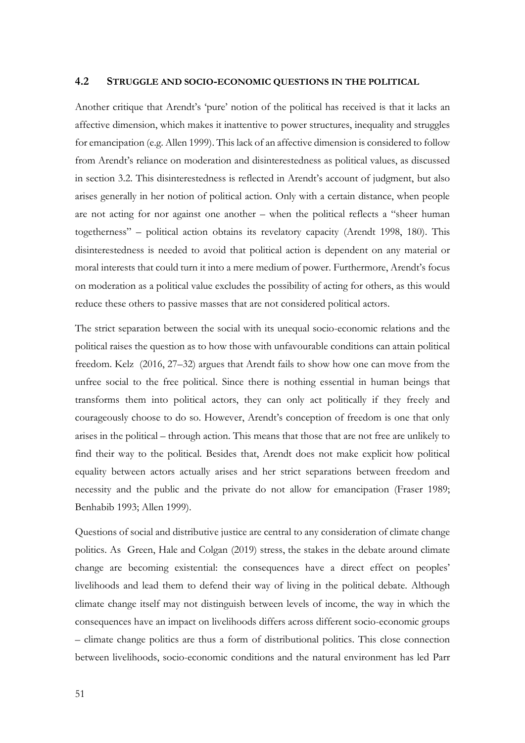## 4.2 STRUGGLE AND SOCIO-ECONOMIC QUESTIONS IN THE POLITICAL

Another critique that Arendt's 'pure' notion of the political has received is that it lacks an affective dimension, which makes it inattentive to power structures, inequality and struggles for emancipation (e.g. Allen 1999). This lack of an affective dimension is considered to follow from Arendt's reliance on moderation and disinterestedness as political values, as discussed in section 3.2. This disinterestedness is reflected in Arendt's account of judgment, but also arises generally in her notion of political action. Only with a certain distance, when people are not acting for nor against one another – when the political reflects a "sheer human togetherness" – political action obtains its revelatory capacity (Arendt 1998, 180). This disinterestedness is needed to avoid that political action is dependent on any material or moral interests that could turn it into a mere medium of power. Furthermore, Arendt's focus on moderation as a political value excludes the possibility of acting for others, as this would reduce these others to passive masses that are not considered political actors.

The strict separation between the social with its unequal socio-economic relations and the political raises the question as to how those with unfavourable conditions can attain political freedom. Kelz (2016, 27–32) argues that Arendt fails to show how one can move from the unfree social to the free political. Since there is nothing essential in human beings that transforms them into political actors, they can only act politically if they freely and courageously choose to do so. However, Arendt's conception of freedom is one that only arises in the political – through action. This means that those that are not free are unlikely to find their way to the political. Besides that, Arendt does not make explicit how political equality between actors actually arises and her strict separations between freedom and necessity and the public and the private do not allow for emancipation (Fraser 1989; Benhabib 1993; Allen 1999).

Questions of social and distributive justice are central to any consideration of climate change politics. As Green, Hale and Colgan (2019) stress, the stakes in the debate around climate change are becoming existential: the consequences have a direct effect on peoples' livelihoods and lead them to defend their way of living in the political debate. Although climate change itself may not distinguish between levels of income, the way in which the consequences have an impact on livelihoods differs across different socio-economic groups – climate change politics are thus a form of distributional politics. This close connection between livelihoods, socio-economic conditions and the natural environment has led Parr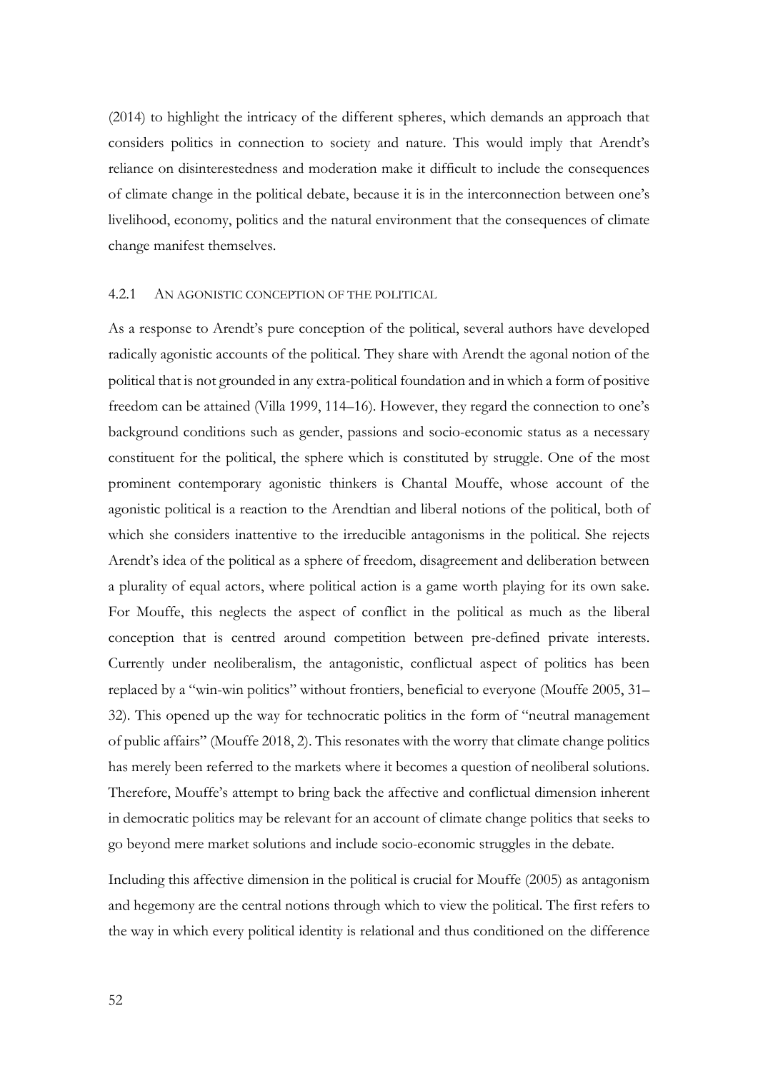(2014) to highlight the intricacy of the different spheres, which demands an approach that considers politics in connection to society and nature. This would imply that Arendt's reliance on disinterestedness and moderation make it difficult to include the consequences of climate change in the political debate, because it is in the interconnection between one's livelihood, economy, politics and the natural environment that the consequences of climate change manifest themselves.

### 4.2.1 An agonistic conception of the political

As a response to Arendt's pure conception of the political, several authors have developed radically agonistic accounts of the political. They share with Arendt the agonal notion of the political that is not grounded in any extra-political foundation and in which a form of positive freedom can be attained (Villa 1999, 114–16). However, they regard the connection to one's background conditions such as gender, passions and socio-economic status as a necessary constituent for the political, the sphere which is constituted by struggle. One of the most prominent contemporary agonistic thinkers is Chantal Mouffe, whose account of the agonistic political is a reaction to the Arendtian and liberal notions of the political, both of which she considers inattentive to the irreducible antagonisms in the political. She rejects Arendt's idea of the political as a sphere of freedom, disagreement and deliberation between a plurality of equal actors, where political action is a game worth playing for its own sake. For Mouffe, this neglects the aspect of conflict in the political as much as the liberal conception that is centred around competition between pre-defined private interests. Currently under neoliberalism, the antagonistic, conflictual aspect of politics has been replaced by a "win-win politics" without frontiers, beneficial to everyone (Mouffe 2005, 31–32). This opened up the way for technocratic politics in the form of "neutral management of public affairs" (Mouffe 2018, 2). This resonates with the worry that climate change politics has merely been referred to the markets where it becomes a question of neoliberal solutions. Therefore, Mouffe's attempt to bring back the affective and conflictual dimension inherent in democratic politics may be relevant for an account of climate change politics that seeks to go beyond mere market solutions and include socio-economic struggles in the debate.

Including this affective dimension in the political is crucial for Mouffe (2005) as antagonism and hegemony are the central notions through which to view the political. The first refers to the way in which every political identity is relational and thus conditioned on the difference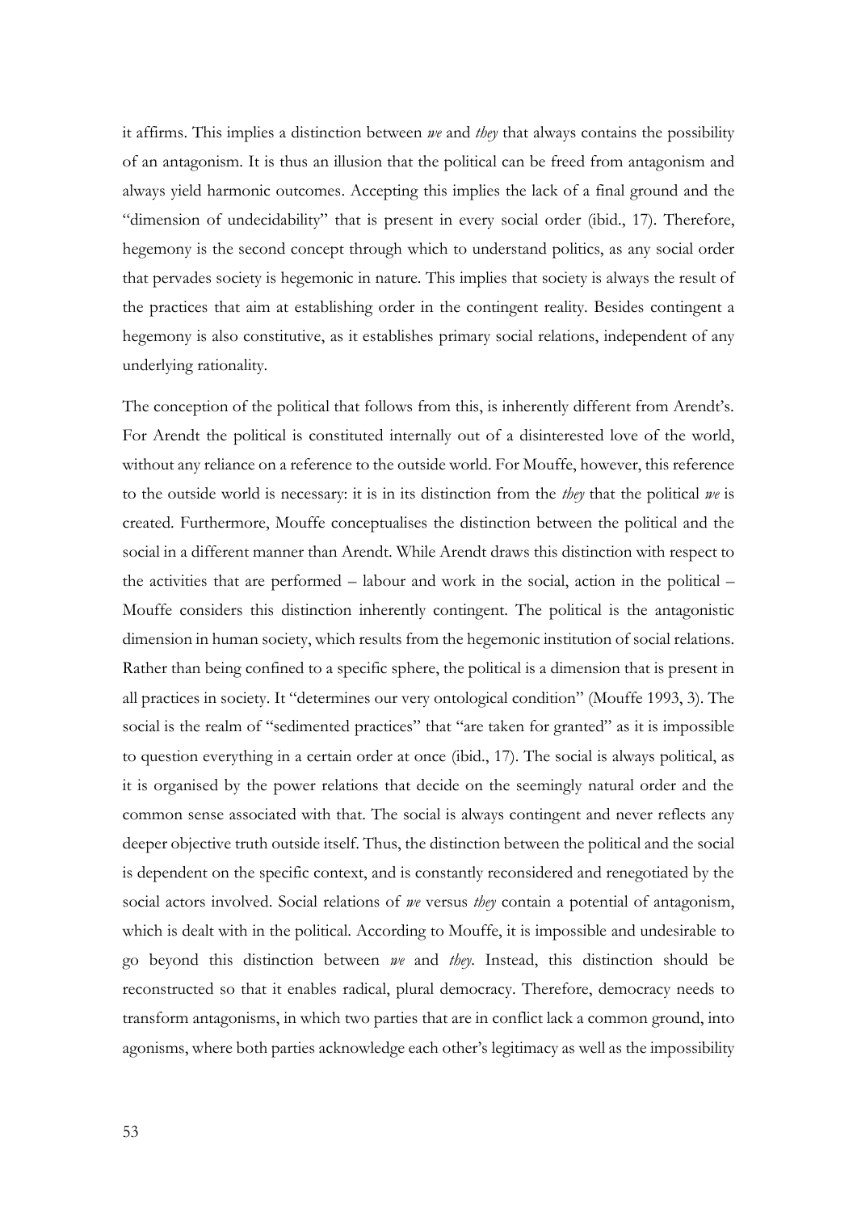it affirms. This implies a distinction between *we* and *they* that always contains the possibility of an antagonism. It is thus an illusion that the political can be freed from antagonism and always yield harmonic outcomes. Accepting this implies the lack of a final ground and the "dimension of undecidability" that is present in every social order (ibid., 17). Therefore, hegemony is the second concept through which to understand politics, as any social order that pervades society is hegemonic in nature. This implies that society is always the result of the practices that aim at establishing order in the contingent reality. Besides contingent a hegemony is also constitutive, as it establishes primary social relations, independent of any underlying rationality.

The conception of the political that follows from this, is inherently different from Arendt's. For Arendt the political is constituted internally out of a disinterested love of the world, without any reliance on a reference to the outside world. For Mouffe, however, this reference to the outside world is necessary: it is in its distinction from the *they* that the political *we* is created. Furthermore, Mouffe conceptualises the distinction between the political and the social in a different manner than Arendt. While Arendt draws this distinction with respect to the activities that are performed – labour and work in the social, action in the political – Mouffe considers this distinction inherently contingent. The political is the antagonistic dimension in human society, which results from the hegemonic institution of social relations. Rather than being confined to a specific sphere, the political is a dimension that is present in all practices in society. It "determines our very ontological condition" (Mouffe 1993, 3). The social is the realm of "sedimented practices" that "are taken for granted" as it is impossible to question everything in a certain order at once (ibid., 17). The social is always political, as it is organised by the power relations that decide on the seemingly natural order and the common sense associated with that. The social is always contingent and never reflects any deeper objective truth outside itself. Thus, the distinction between the political and the social is dependent on the specific context, and is constantly reconsidered and renegotiated by the social actors involved. Social relations of *we* versus *they* contain a potential of antagonism, which is dealt with in the political. According to Mouffe, it is impossible and undesirable to go beyond this distinction between *we* and *they*. Instead, this distinction should be reconstructed so that it enables radical, plural democracy. Therefore, democracy needs to transform antagonisms, in which two parties that are in conflict lack a common ground, into agonisms, where both parties acknowledge each other's legitimacy as well as the impossibility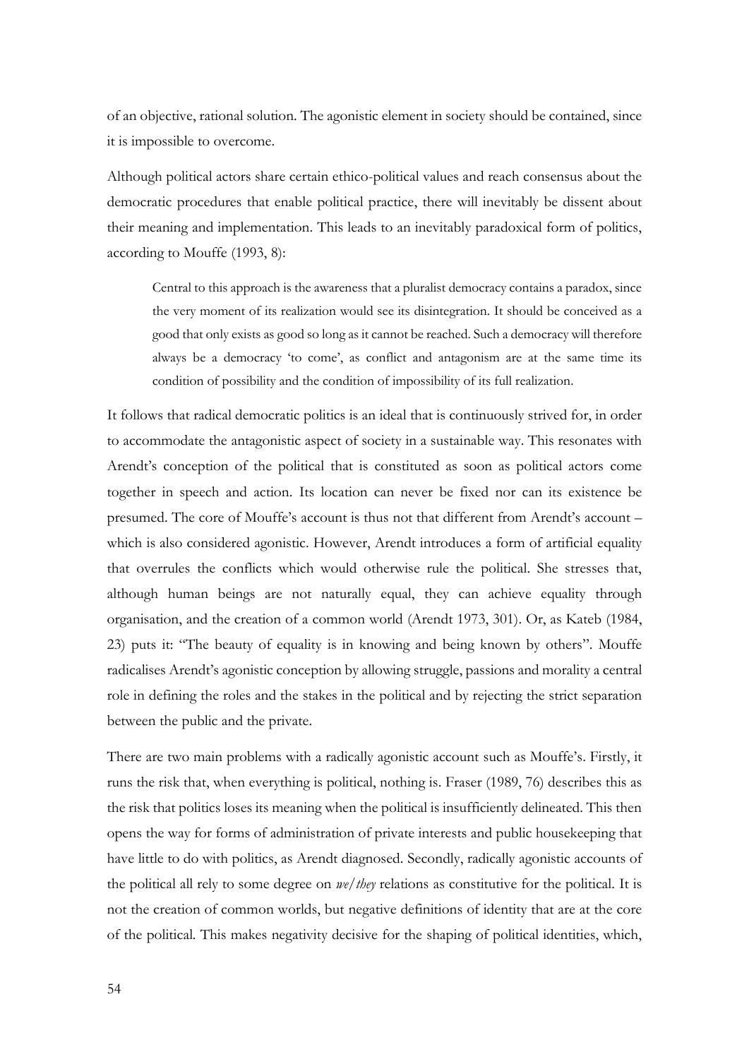of an objective, rational solution. The agonistic element in society should be contained, since it is impossible to overcome.

Although political actors share certain ethico-political values and reach consensus about the democratic procedures that enable political practice, there will inevitably be dissent about their meaning and implementation. This leads to an inevitably paradoxical form of politics, according to Mouffe (1993, 8):

> Central to this approach is the awareness that a pluralist democracy contains a paradox, since the very moment of its realization would see its disintegration. It should be conceived as a good that only exists as good so long as it cannot be reached. Such a democracy will therefore always be a democracy 'to come', as conflict and antagonism are at the same time its condition of possibility and the condition of impossibility of its full realization.

It follows that radical democratic politics is an ideal that is continuously strived for, in order to accommodate the antagonistic aspect of society in a sustainable way. This resonates with Arendt's conception of the political that is constituted as soon as political actors come together in speech and action. Its location can never be fixed nor can its existence be presumed. The core of Mouffe's account is thus not that different from Arendt's account – which is also considered agonistic. However, Arendt introduces a form of artificial equality that overrules the conflicts which would otherwise rule the political. She stresses that, although human beings are not naturally equal, they can achieve equality through organisation, and the creation of a common world (Arendt 1973, 301). Or, as Kateb (1984, 23) puts it: "The beauty of equality is in knowing and being known by others". Mouffe radicalises Arendt's agonistic conception by allowing struggle, passions and morality a central role in defining the roles and the stakes in the political and by rejecting the strict separation between the public and the private.

There are two main problems with a radically agonistic account such as Mouffe's. Firstly, it runs the risk that, when everything is political, nothing is. Fraser (1989, 76) describes this as the risk that politics loses its meaning when the political is insufficiently delineated. This then opens the way for forms of administration of private interests and public housekeeping that have little to do with politics, as Arendt diagnosed. Secondly, radically agonistic accounts of the political all rely to some degree on *we/they* relations as constitutive for the political. It is not the creation of common worlds, but negative definitions of identity that are at the core of the political. This makes negativity decisive for the shaping of political identities, which,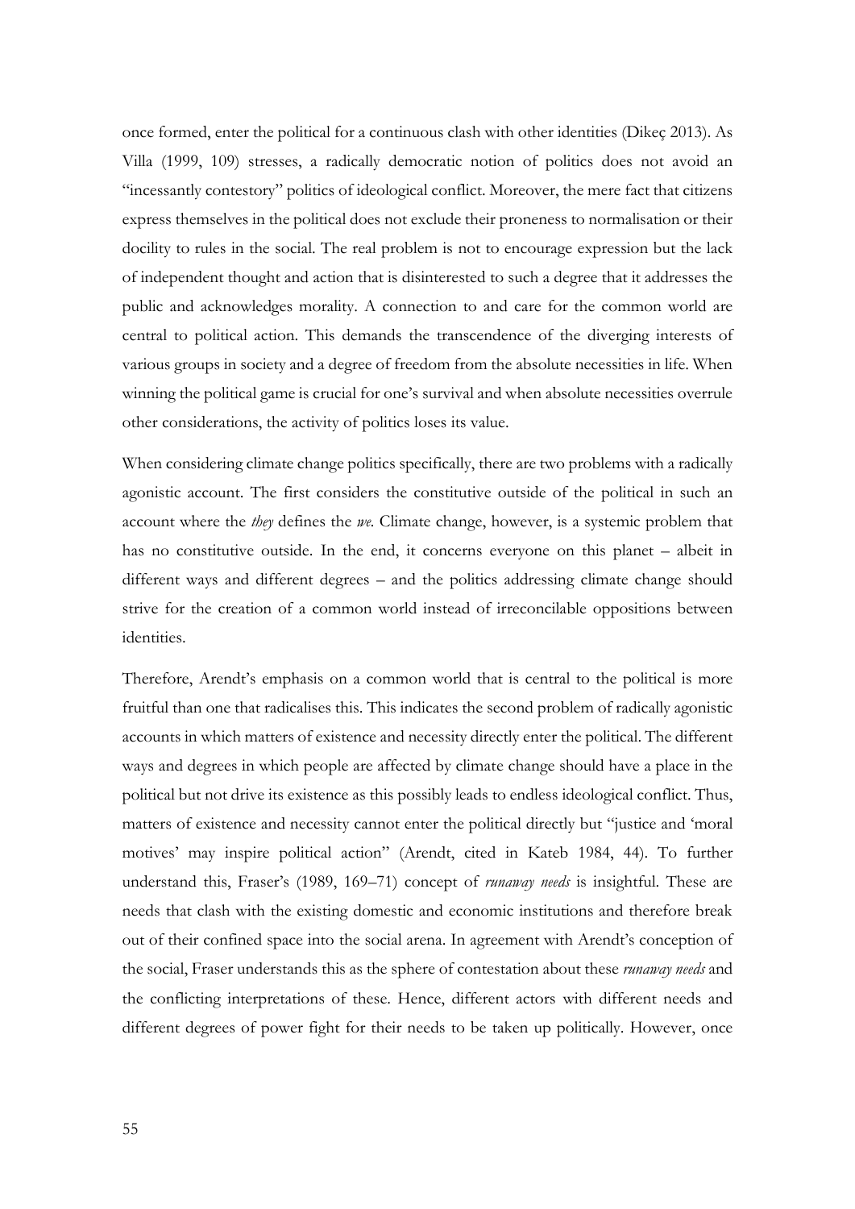once formed, enter the political for a continuous clash with other identities (Dikeç 2013). As Villa (1999, 109) stresses, a radically democratic notion of politics does not avoid an "incessantly contestory" politics of ideological conflict. Moreover, the mere fact that citizens express themselves in the political does not exclude their proneness to normalisation or their docility to rules in the social. The real problem is not to encourage expression but the lack of independent thought and action that is disinterested to such a degree that it addresses the public and acknowledges morality. A connection to and care for the common world are central to political action. This demands the transcendence of the diverging interests of various groups in society and a degree of freedom from the absolute necessities in life. When winning the political game is crucial for one's survival and when absolute necessities overrule other considerations, the activity of politics loses its value.

When considering climate change politics specifically, there are two problems with a radically agonistic account. The first considers the constitutive outside of the political in such an account where the *they* defines the *we*. Climate change, however, is a systemic problem that has no constitutive outside. In the end, it concerns everyone on this planet – albeit in different ways and different degrees – and the politics addressing climate change should strive for the creation of a common world instead of irreconcilable oppositions between identities.

Therefore, Arendt's emphasis on a common world that is central to the political is more fruitful than one that radicalises this. This indicates the second problem of radically agonistic accounts in which matters of existence and necessity directly enter the political. The different ways and degrees in which people are affected by climate change should have a place in the political but not drive its existence as this possibly leads to endless ideological conflict. Thus, matters of existence and necessity cannot enter the political directly but "justice and 'moral motives' may inspire political action" (Arendt, cited in Kateb 1984, 44). To further understand this, Fraser's (1989, 169–71) concept of *runaway needs* is insightful. These are needs that clash with the existing domestic and economic institutions and therefore break out of their confined space into the social arena. In agreement with Arendt's conception of the social, Fraser understands this as the sphere of contestation about these *runaway needs* and the conflicting interpretations of these. Hence, different actors with different needs and different degrees of power fight for their needs to be taken up politically. However, once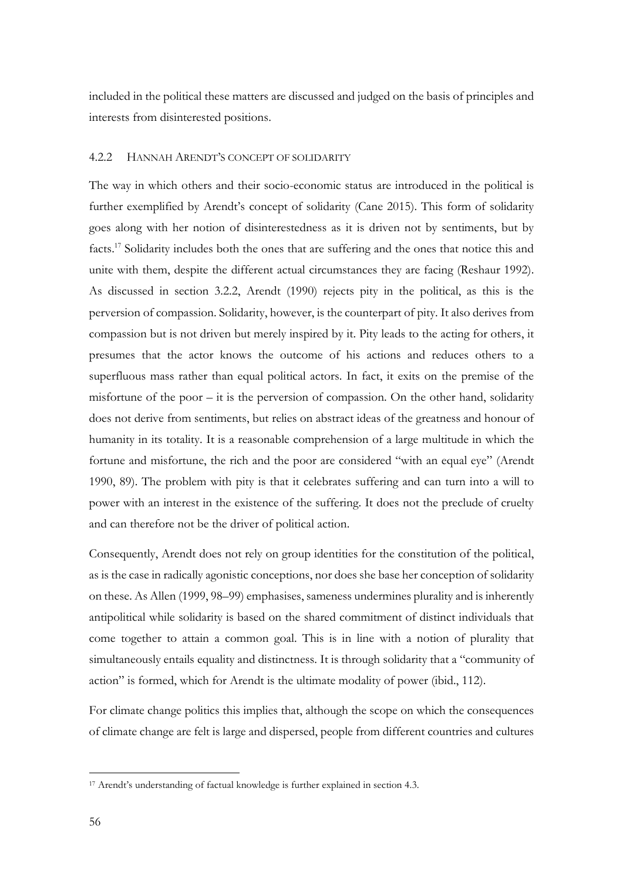included in the political these matters are discussed and judged on the basis of principles and interests from disinterested positions.

#### 4.2.2 Hannah Arendt's concept of solidarity

The way in which others and their socio-economic status are introduced in the political is further exemplified by Arendt's concept of solidarity (Cane 2015). This form of solidarity goes along with her notion of disinterestedness as it is driven not by sentiments, but by facts.[17] Solidarity includes both the ones that are suffering and the ones that notice this and unite with them, despite the different actual circumstances they are facing (Reshaur 1992). As discussed in section 3.2.2, Arendt (1990) rejects pity in the political, as this is the perversion of compassion. Solidarity, however, is the counterpart of pity. It also derives from compassion but is not driven but merely inspired by it. Pity leads to the acting for others, it presumes that the actor knows the outcome of his actions and reduces others to a superfluous mass rather than equal political actors. In fact, it exits on the premise of the misfortune of the poor – it is the perversion of compassion. On the other hand, solidarity does not derive from sentiments, but relies on abstract ideas of the greatness and honour of humanity in its totality. It is a reasonable comprehension of a large multitude in which the fortune and misfortune, the rich and the poor are considered "with an equal eye" (Arendt 1990, 89). The problem with pity is that it celebrates suffering and can turn into a will to power with an interest in the existence of the suffering. It does not the preclude of cruelty and can therefore not be the driver of political action.

Consequently, Arendt does not rely on group identities for the constitution of the political, as is the case in radically agonistic conceptions, nor does she base her conception of solidarity on these. As Allen (1999, 98–99) emphasises, sameness undermines plurality and is inherently antipolitical while solidarity is based on the shared commitment of distinct individuals that come together to attain a common goal. This is in line with a notion of plurality that simultaneously entails equality and distinctness. It is through solidarity that a "community of action" is formed, which for Arendt is the ultimate modality of power (ibid., 112).

For climate change politics this implies that, although the scope on which the consequences of climate change are felt is large and dispersed, people from different countries and cultures

[17] Arendt's understanding of factual knowledge is further explained in section 4.3.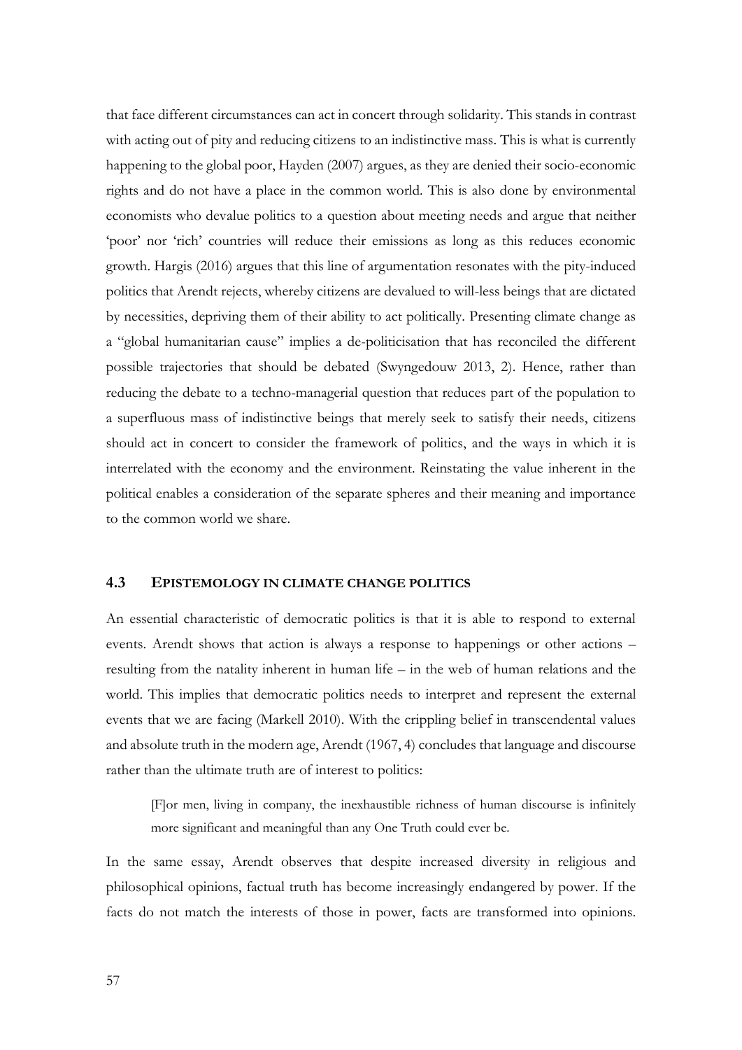that face different circumstances can act in concert through solidarity. This stands in contrast with acting out of pity and reducing citizens to an indistinctive mass. This is what is currently happening to the global poor, Hayden (2007) argues, as they are denied their socio-economic rights and do not have a place in the common world. This is also done by environmental economists who devalue politics to a question about meeting needs and argue that neither 'poor' nor 'rich' countries will reduce their emissions as long as this reduces economic growth. Hargis (2016) argues that this line of argumentation resonates with the pity-induced politics that Arendt rejects, whereby citizens are devalued to will-less beings that are dictated by necessities, depriving them of their ability to act politically. Presenting climate change as a "global humanitarian cause" implies a de-politicisation that has reconciled the different possible trajectories that should be debated (Swyngedouw 2013, 2). Hence, rather than reducing the debate to a techno-managerial question that reduces part of the population to a superfluous mass of indistinctive beings that merely seek to satisfy their needs, citizens should act in concert to consider the framework of politics, and the ways in which it is interrelated with the economy and the environment. Reinstating the value inherent in the political enables a consideration of the separate spheres and their meaning and importance to the common world we share.

### 4.3 EPISTEMOLOGY IN CLIMATE CHANGE POLITICS

An essential characteristic of democratic politics is that it is able to respond to external events. Arendt shows that action is always a response to happenings or other actions – resulting from the natality inherent in human life – in the web of human relations and the world. This implies that democratic politics needs to interpret and represent the external events that we are facing (Markell 2010). With the crippling belief in transcendental values and absolute truth in the modern age, Arendt (1967, 4) concludes that language and discourse rather than the ultimate truth are of interest to politics:

> [F]or men, living in company, the inexhaustible richness of human discourse is infinitely more significant and meaningful than any One Truth could ever be.

In the same essay, Arendt observes that despite increased diversity in religious and philosophical opinions, factual truth has become increasingly endangered by power. If the facts do not match the interests of those in power, facts are transformed into opinions.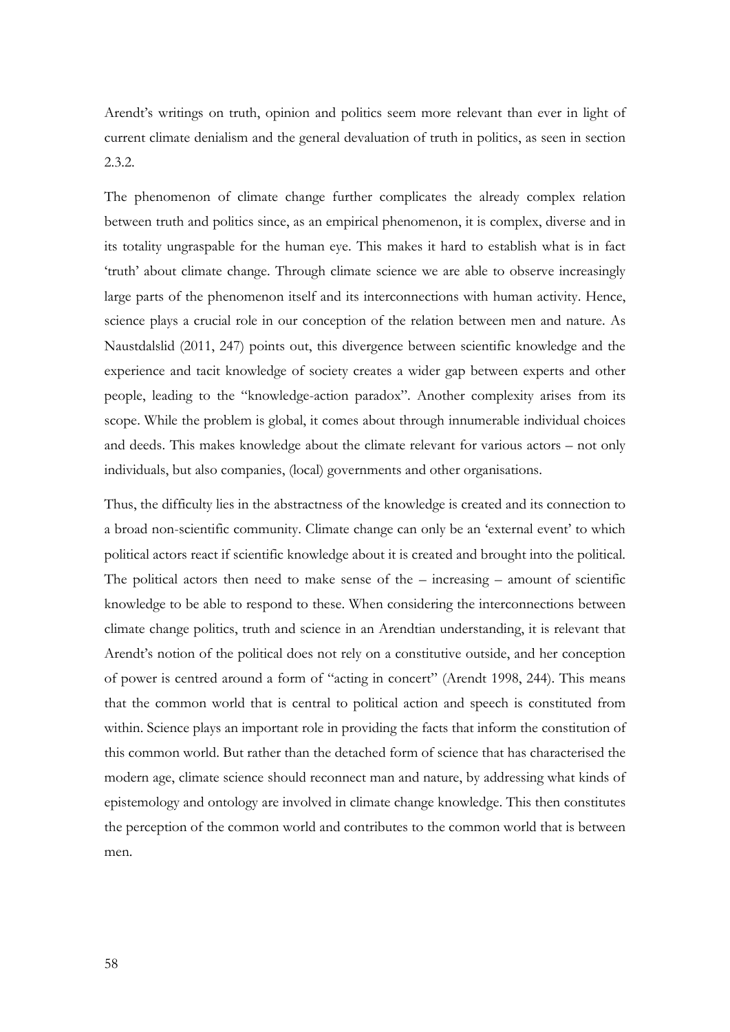Arendt's writings on truth, opinion and politics seem more relevant than ever in light of current climate denialism and the general devaluation of truth in politics, as seen in section 2.3.2.

The phenomenon of climate change further complicates the already complex relation between truth and politics since, as an empirical phenomenon, it is complex, diverse and in its totality ungraspable for the human eye. This makes it hard to establish what is in fact 'truth' about climate change. Through climate science we are able to observe increasingly large parts of the phenomenon itself and its interconnections with human activity. Hence, science plays a crucial role in our conception of the relation between men and nature. As Naustdalslid (2011, 247) points out, this divergence between scientific knowledge and the experience and tacit knowledge of society creates a wider gap between experts and other people, leading to the "knowledge-action paradox". Another complexity arises from its scope. While the problem is global, it comes about through innumerable individual choices and deeds. This makes knowledge about the climate relevant for various actors – not only individuals, but also companies, (local) governments and other organisations.

Thus, the difficulty lies in the abstractness of the knowledge is created and its connection to a broad non-scientific community. Climate change can only be an 'external event' to which political actors react if scientific knowledge about it is created and brought into the political. The political actors then need to make sense of the – increasing – amount of scientific knowledge to be able to respond to these. When considering the interconnections between climate change politics, truth and science in an Arendtian understanding, it is relevant that Arendt's notion of the political does not rely on a constitutive outside, and her conception of power is centred around a form of "acting in concert" (Arendt 1998, 244). This means that the common world that is central to political action and speech is constituted from within. Science plays an important role in providing the facts that inform the constitution of this common world. But rather than the detached form of science that has characterised the modern age, climate science should reconnect man and nature, by addressing what kinds of epistemology and ontology are involved in climate change knowledge. This then constitutes the perception of the common world and contributes to the common world that is between men.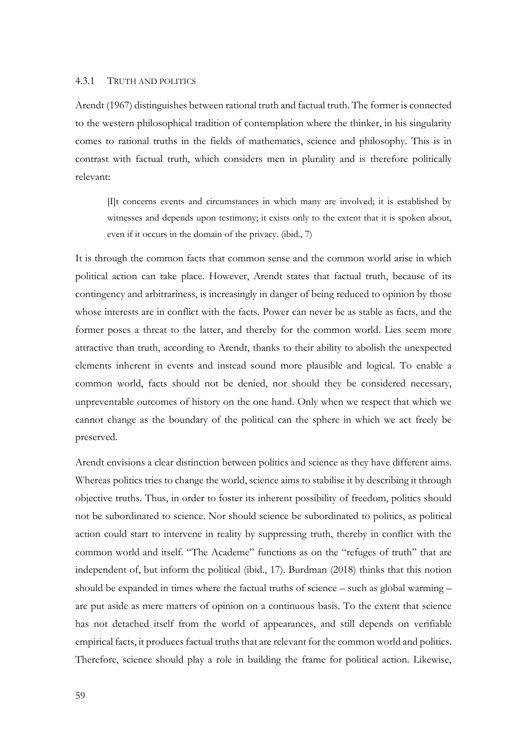### 4.3.1 Truth and politics

Arendt (1967) distinguishes between rational truth and factual truth. The former is connected to the western philosophical tradition of contemplation where the thinker, in his singularity comes to rational truths in the fields of mathematics, science and philosophy. This is in contrast with factual truth, which considers men in plurality and is therefore politically relevant:

> [I]t concerns events and circumstances in which many are involved; it is established by witnesses and depends upon testimony; it exists only to the extent that it is spoken about, even if it occurs in the domain of the privacy. (ibid., 7)

It is through the common facts that common sense and the common world arise in which political action can take place. However, Arendt states that factual truth, because of its contingency and arbitrariness, is increasingly in danger of being reduced to opinion by those whose interests are in conflict with the facts. Power can never be as stable as facts, and the former poses a threat to the latter, and thereby for the common world. Lies seem more attractive than truth, according to Arendt, thanks to their ability to abolish the unexpected elements inherent in events and instead sound more plausible and logical. To enable a common world, facts should not be denied, nor should they be considered necessary, unpreventable outcomes of history on the one hand. Only when we respect that which we cannot change as the boundary of the political can the sphere in which we act freely be preserved.

Arendt envisions a clear distinction between politics and science as they have different aims. Whereas politics tries to change the world, science aims to stabilise it by describing it through objective truths. Thus, in order to foster its inherent possibility of freedom, politics should not be subordinated to science. Nor should science be subordinated to politics, as political action could start to intervene in reality by suppressing truth, thereby in conflict with the common world and itself. "The Academe" functions as on the "refuges of truth" that are independent of, but inform the political (ibid., 17). Burdman (2018) thinks that this notion should be expanded in times where the factual truths of science – such as global warming – are put aside as mere matters of opinion on a continuous basis. To the extent that science has not detached itself from the world of appearances, and still depends on verifiable empirical facts, it produces factual truths that are relevant for the common world and politics. Therefore, science should play a role in building the frame for political action. Likewise,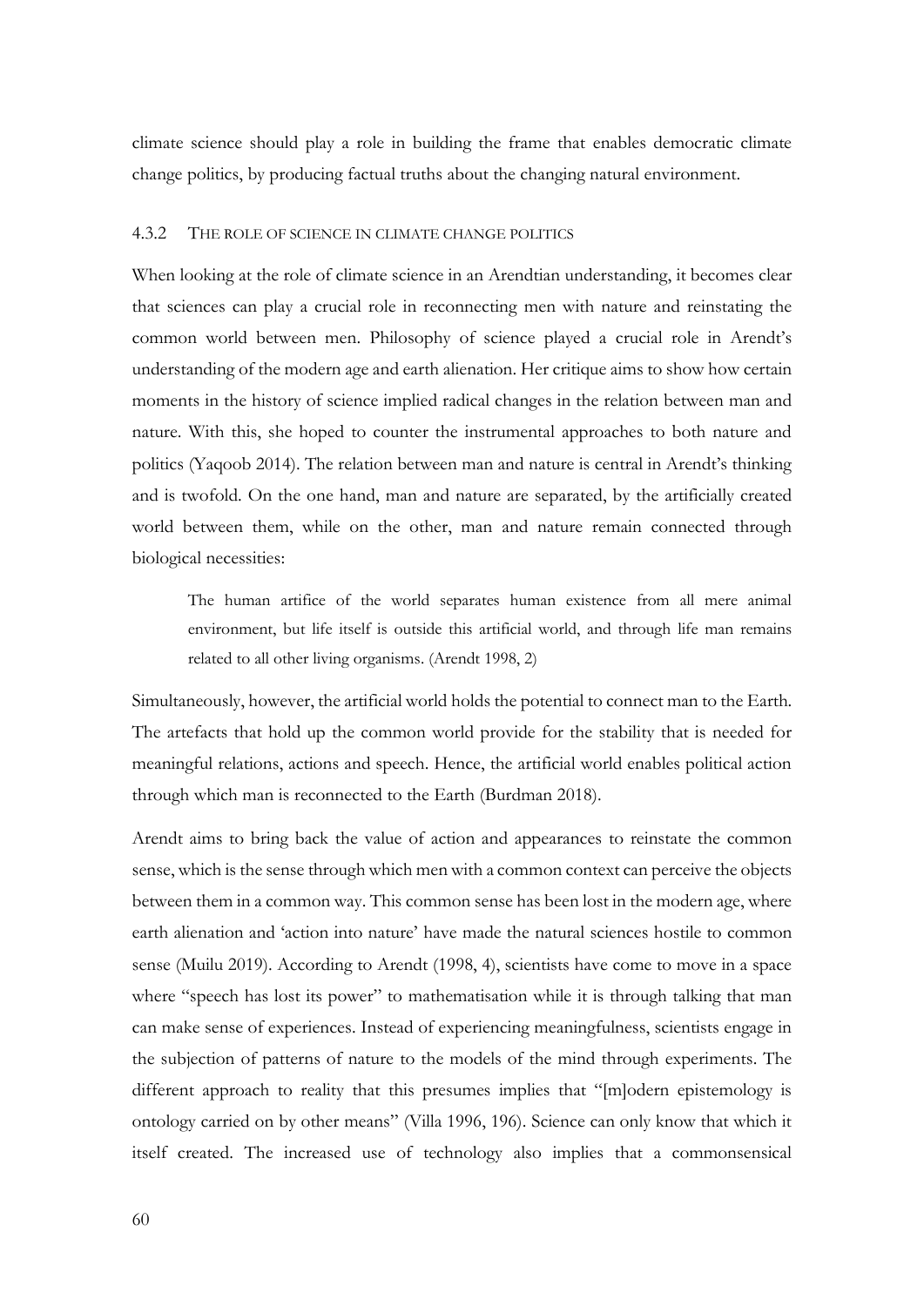climate science should play a role in building the frame that enables democratic climate change politics, by producing factual truths about the changing natural environment.

### 4.3.2 The role of science in climate change politics

When looking at the role of climate science in an Arendtian understanding, it becomes clear that sciences can play a crucial role in reconnecting men with nature and reinstating the common world between men. Philosophy of science played a crucial role in Arendt's understanding of the modern age and earth alienation. Her critique aims to show how certain moments in the history of science implied radical changes in the relation between man and nature. With this, she hoped to counter the instrumental approaches to both nature and politics (Yaqoob 2014). The relation between man and nature is central in Arendt's thinking and is twofold. On the one hand, man and nature are separated, by the artificially created world between them, while on the other, man and nature remain connected through biological necessities:

> The human artifice of the world separates human existence from all mere animal environment, but life itself is outside this artificial world, and through life man remains related to all other living organisms. (Arendt 1998, 2)

Simultaneously, however, the artificial world holds the potential to connect man to the Earth. The artefacts that hold up the common world provide for the stability that is needed for meaningful relations, actions and speech. Hence, the artificial world enables political action through which man is reconnected to the Earth (Burdman 2018).

Arendt aims to bring back the value of action and appearances to reinstate the common sense, which is the sense through which men with a common context can perceive the objects between them in a common way. This common sense has been lost in the modern age, where earth alienation and 'action into nature' have made the natural sciences hostile to common sense (Muilu 2019). According to Arendt (1998, 4), scientists have come to move in a space where "speech has lost its power" to mathematisation while it is through talking that man can make sense of experiences. Instead of experiencing meaningfulness, scientists engage in the subjection of patterns of nature to the models of the mind through experiments. The different approach to reality that this presumes implies that "[m]odern epistemology is ontology carried on by other means" (Villa 1996, 196). Science can only know that which it itself created. The increased use of technology also implies that a commonsensical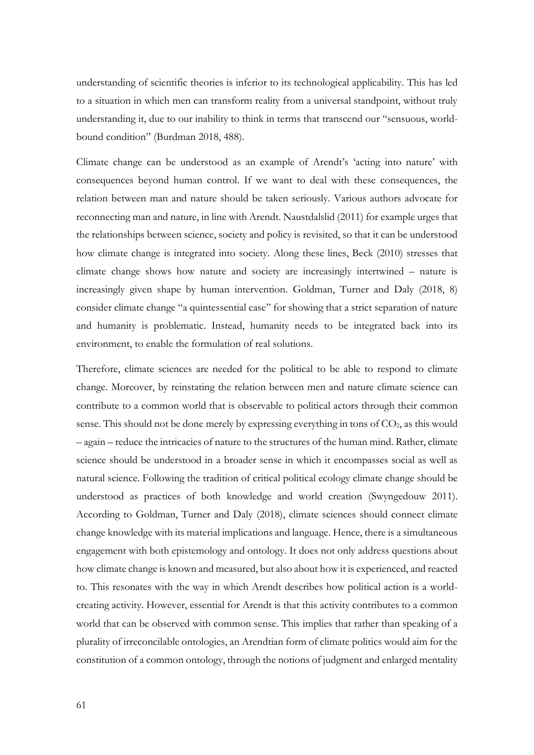understanding of scientific theories is inferior to its technological applicability. This has led to a situation in which men can transform reality from a universal standpoint, without truly understanding it, due to our inability to think in terms that transcend our "sensuous, world-bound condition" (Burdman 2018, 488).

Climate change can be understood as an example of Arendt's 'acting into nature' with consequences beyond human control. If we want to deal with these consequences, the relation between man and nature should be taken seriously. Various authors advocate for reconnecting man and nature, in line with Arendt. Naustdalslid (2011) for example urges that the relationships between science, society and policy is revisited, so that it can be understood how climate change is integrated into society. Along these lines, Beck (2010) stresses that climate change shows how nature and society are increasingly intertwined – nature is increasingly given shape by human intervention. Goldman, Turner and Daly (2018, 8) consider climate change "a quintessential case" for showing that a strict separation of nature and humanity is problematic. Instead, humanity needs to be integrated back into its environment, to enable the formulation of real solutions.

Therefore, climate sciences are needed for the political to be able to respond to climate change. Moreover, by reinstating the relation between men and nature climate science can contribute to a common world that is observable to political actors through their common sense. This should not be done merely by expressing everything in tons of $CO_2$, as this would – again – reduce the intricacies of nature to the structures of the human mind. Rather, climate science should be understood in a broader sense in which it encompasses social as well as natural science. Following the tradition of critical political ecology climate change should be understood as practices of both knowledge and world creation (Swyngedouw 2011). According to Goldman, Turner and Daly (2018), climate sciences should connect climate change knowledge with its material implications and language. Hence, there is a simultaneous engagement with both epistemology and ontology. It does not only address questions about how climate change is known and measured, but also about how it is experienced, and reacted to. This resonates with the way in which Arendt describes how political action is a world-creating activity. However, essential for Arendt is that this activity contributes to a common world that can be observed with common sense. This implies that rather than speaking of a plurality of irreconcilable ontologies, an Arendtian form of climate politics would aim for the constitution of a common ontology, through the notions of judgment and enlarged mentality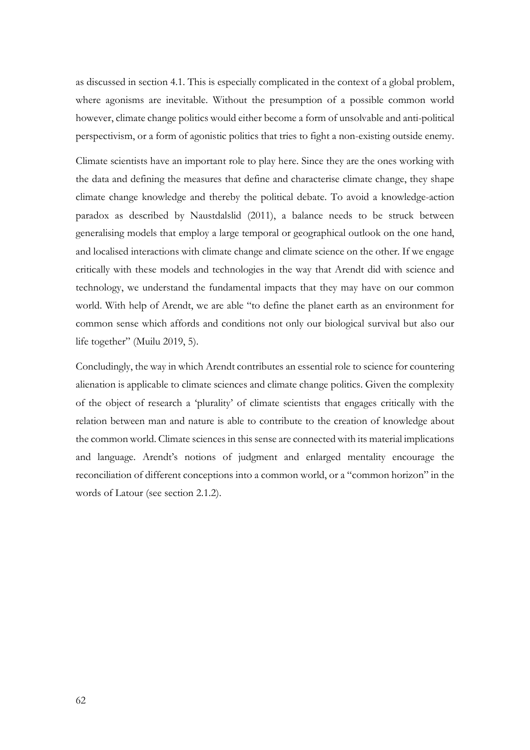as discussed in section 4.1. This is especially complicated in the context of a global problem, where agonisms are inevitable. Without the presumption of a possible common world however, climate change politics would either become a form of unsolvable and anti-political perspectivism, or a form of agonistic politics that tries to fight a non-existing outside enemy.

Climate scientists have an important role to play here. Since they are the ones working with the data and defining the measures that define and characterise climate change, they shape climate change knowledge and thereby the political debate. To avoid a knowledge-action paradox as described by Naustdalslid (2011), a balance needs to be struck between generalising models that employ a large temporal or geographical outlook on the one hand, and localised interactions with climate change and climate science on the other. If we engage critically with these models and technologies in the way that Arendt did with science and technology, we understand the fundamental impacts that they may have on our common world. With help of Arendt, we are able "to define the planet earth as an environment for common sense which affords and conditions not only our biological survival but also our life together" (Muilu 2019, 5).

Concludingly, the way in which Arendt contributes an essential role to science for countering alienation is applicable to climate sciences and climate change politics. Given the complexity of the object of research a 'plurality' of climate scientists that engages critically with the relation between man and nature is able to contribute to the creation of knowledge about the common world. Climate sciences in this sense are connected with its material implications and language. Arendt's notions of judgment and enlarged mentality encourage the reconciliation of different conceptions into a common world, or a "common horizon" in the words of Latour (see section 2.1.2).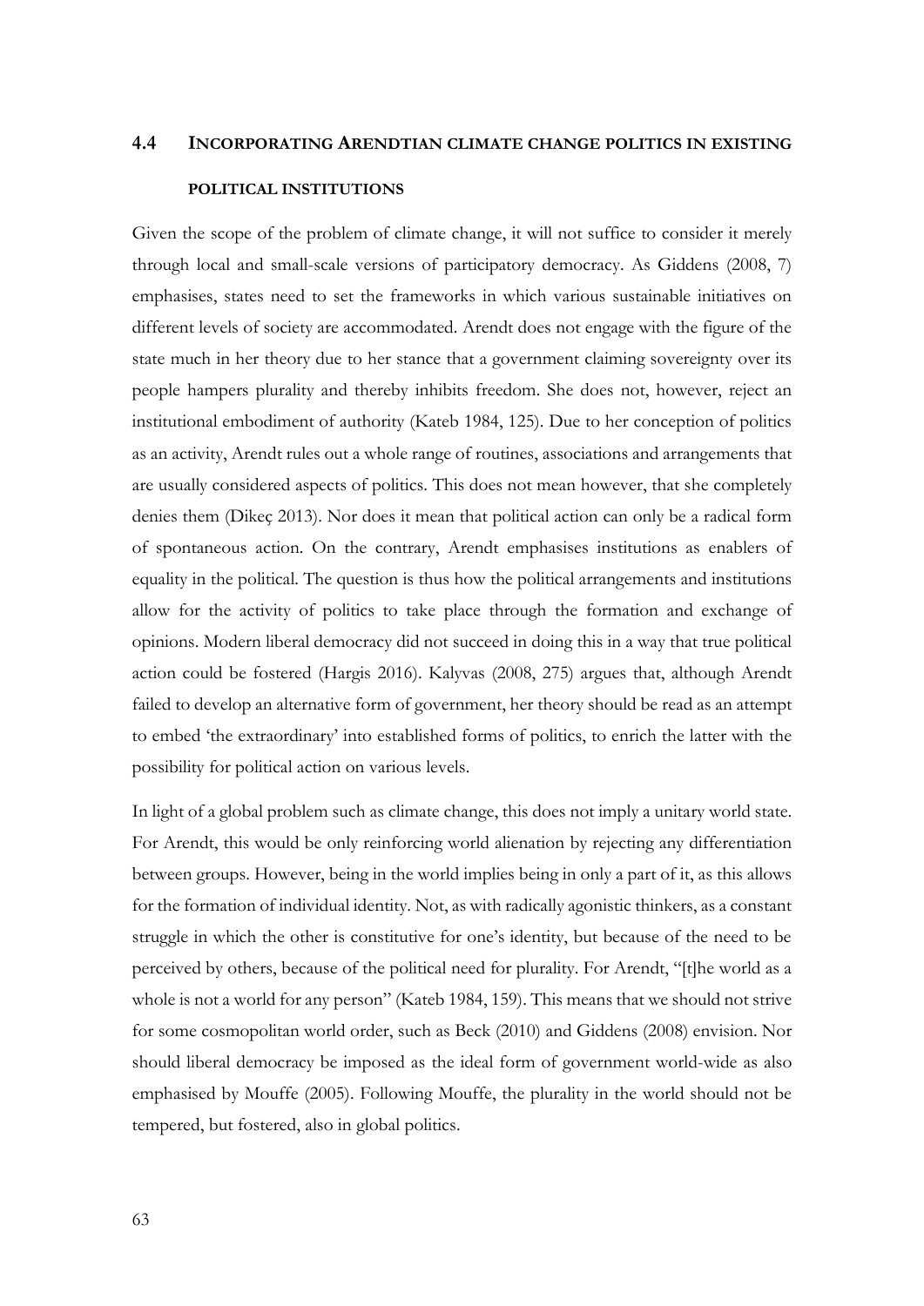## 4.4 INCORPORATING ARENDTIAN CLIMATE CHANGE POLITICS IN EXISTING POLITICAL INSTITUTIONS

Given the scope of the problem of climate change, it will not suffice to consider it merely through local and small-scale versions of participatory democracy. As Giddens (2008, 7) emphasises, states need to set the frameworks in which various sustainable initiatives on different levels of society are accommodated. Arendt does not engage with the figure of the state much in her theory due to her stance that a government claiming sovereignty over its people hampers plurality and thereby inhibits freedom. She does not, however, reject an institutional embodiment of authority (Kateb 1984, 125). Due to her conception of politics as an activity, Arendt rules out a whole range of routines, associations and arrangements that are usually considered aspects of politics. This does not mean however, that she completely denies them (Dikeç 2013). Nor does it mean that political action can only be a radical form of spontaneous action. On the contrary, Arendt emphasises institutions as enablers of equality in the political. The question is thus how the political arrangements and institutions allow for the activity of politics to take place through the formation and exchange of opinions. Modern liberal democracy did not succeed in doing this in a way that true political action could be fostered (Hargis 2016). Kalyvas (2008, 275) argues that, although Arendt failed to develop an alternative form of government, her theory should be read as an attempt to embed 'the extraordinary' into established forms of politics, to enrich the latter with the possibility for political action on various levels.

In light of a global problem such as climate change, this does not imply a unitary world state. For Arendt, this would be only reinforcing world alienation by rejecting any differentiation between groups. However, being in the world implies being in only a part of it, as this allows for the formation of individual identity. Not, as with radically agonistic thinkers, as a constant struggle in which the other is constitutive for one's identity, but because of the need to be perceived by others, because of the political need for plurality. For Arendt, "[t]he world as a whole is not a world for any person" (Kateb 1984, 159). This means that we should not strive for some cosmopolitan world order, such as Beck (2010) and Giddens (2008) envision. Nor should liberal democracy be imposed as the ideal form of government world-wide as also emphasised by Mouffe (2005). Following Mouffe, the plurality in the world should not be tempered, but fostered, also in global politics.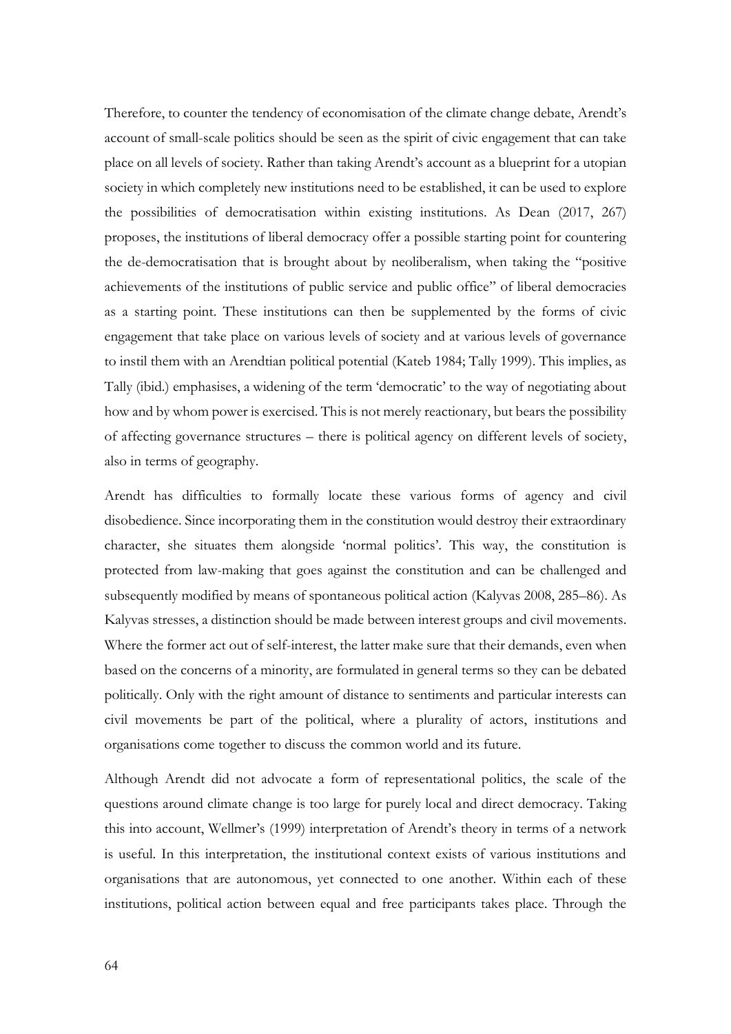Therefore, to counter the tendency of economisation of the climate change debate, Arendt's account of small-scale politics should be seen as the spirit of civic engagement that can take place on all levels of society. Rather than taking Arendt's account as a blueprint for a utopian society in which completely new institutions need to be established, it can be used to explore the possibilities of democratisation within existing institutions. As Dean (2017, 267) proposes, the institutions of liberal democracy offer a possible starting point for countering the de-democratisation that is brought about by neoliberalism, when taking the "positive achievements of the institutions of public service and public office" of liberal democracies as a starting point. These institutions can then be supplemented by the forms of civic engagement that take place on various levels of society and at various levels of governance to instil them with an Arendtian political potential (Kateb 1984; Tally 1999). This implies, as Tally (ibid.) emphasises, a widening of the term 'democratic' to the way of negotiating about how and by whom power is exercised. This is not merely reactionary, but bears the possibility of affecting governance structures – there is political agency on different levels of society, also in terms of geography.

Arendt has difficulties to formally locate these various forms of agency and civil disobedience. Since incorporating them in the constitution would destroy their extraordinary character, she situates them alongside 'normal politics'. This way, the constitution is protected from law-making that goes against the constitution and can be challenged and subsequently modified by means of spontaneous political action (Kalyvas 2008, 285–86). As Kalyvas stresses, a distinction should be made between interest groups and civil movements. Where the former act out of self-interest, the latter make sure that their demands, even when based on the concerns of a minority, are formulated in general terms so they can be debated politically. Only with the right amount of distance to sentiments and particular interests can civil movements be part of the political, where a plurality of actors, institutions and organisations come together to discuss the common world and its future.

Although Arendt did not advocate a form of representational politics, the scale of the questions around climate change is too large for purely local and direct democracy. Taking this into account, Wellmer's (1999) interpretation of Arendt's theory in terms of a network is useful. In this interpretation, the institutional context exists of various institutions and organisations that are autonomous, yet connected to one another. Within each of these institutions, political action between equal and free participants takes place. Through the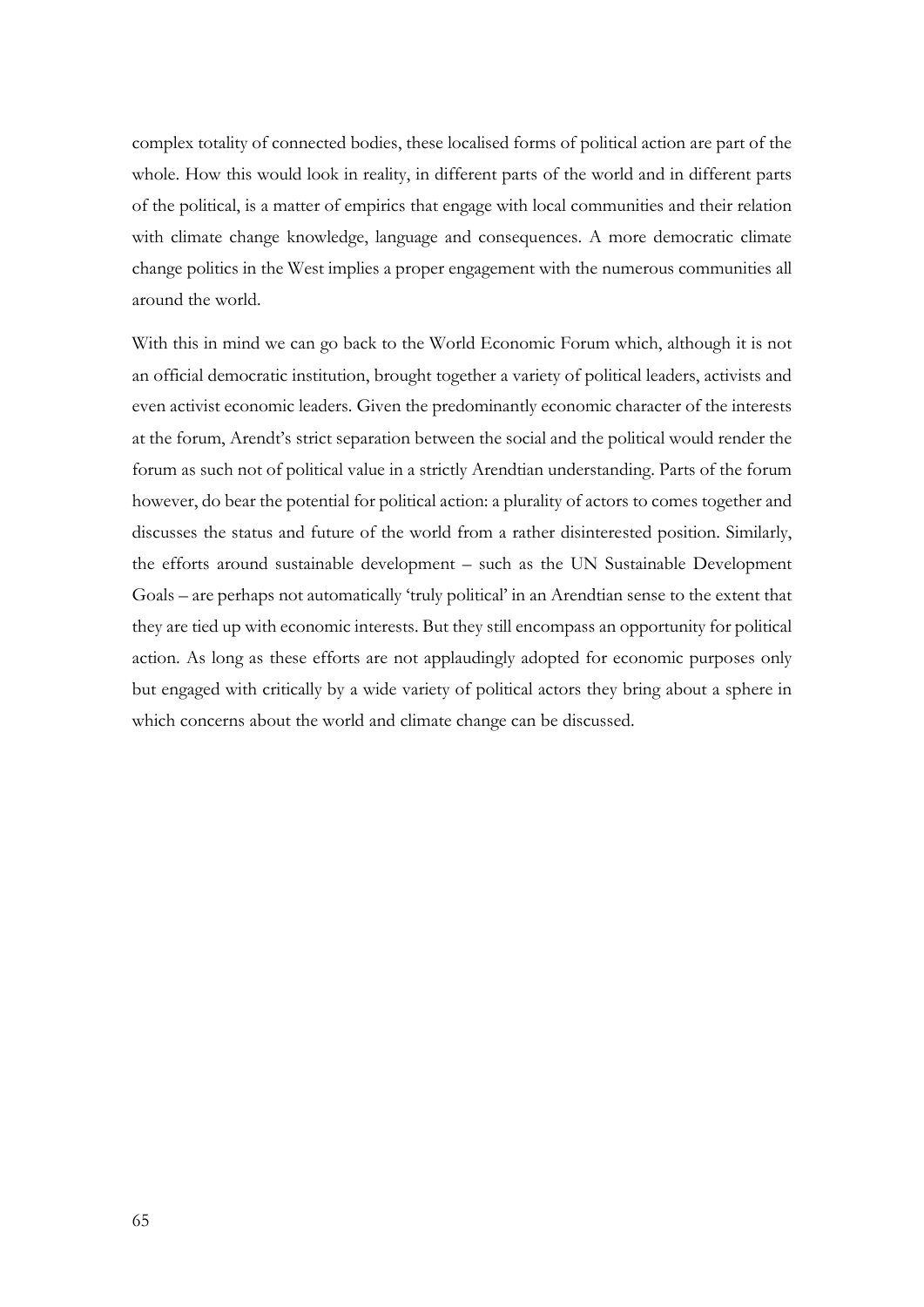complex totality of connected bodies, these localised forms of political action are part of the whole. How this would look in reality, in different parts of the world and in different parts of the political, is a matter of empirics that engage with local communities and their relation with climate change knowledge, language and consequences. A more democratic climate change politics in the West implies a proper engagement with the numerous communities all around the world.

With this in mind we can go back to the World Economic Forum which, although it is not an official democratic institution, brought together a variety of political leaders, activists and even activist economic leaders. Given the predominantly economic character of the interests at the forum, Arendt's strict separation between the social and the political would render the forum as such not of political value in a strictly Arendtian understanding. Parts of the forum however, do bear the potential for political action: a plurality of actors to comes together and discusses the status and future of the world from a rather disinterested position. Similarly, the efforts around sustainable development – such as the UN Sustainable Development Goals – are perhaps not automatically 'truly political' in an Arendtian sense to the extent that they are tied up with economic interests. But they still encompass an opportunity for political action. As long as these efforts are not applaudingly adopted for economic purposes only but engaged with critically by a wide variety of political actors they bring about a sphere in which concerns about the world and climate change can be discussed.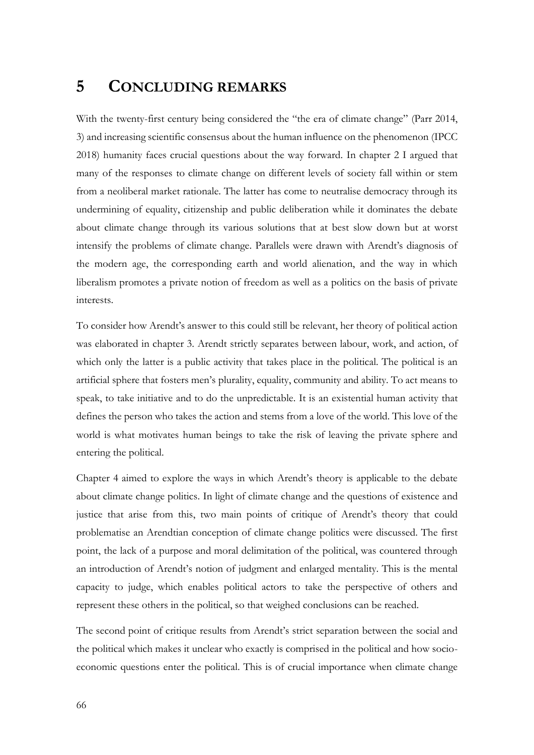# 5 CONCLUDING REMARKS

With the twenty-first century being considered the "the era of climate change" (Parr 2014, 3) and increasing scientific consensus about the human influence on the phenomenon (IPCC 2018) humanity faces crucial questions about the way forward. In chapter 2 I argued that many of the responses to climate change on different levels of society fall within or stem from a neoliberal market rationale. The latter has come to neutralise democracy through its undermining of equality, citizenship and public deliberation while it dominates the debate about climate change through its various solutions that at best slow down but at worst intensify the problems of climate change. Parallels were drawn with Arendt's diagnosis of the modern age, the corresponding earth and world alienation, and the way in which liberalism promotes a private notion of freedom as well as a politics on the basis of private interests.

To consider how Arendt's answer to this could still be relevant, her theory of political action was elaborated in chapter 3. Arendt strictly separates between labour, work, and action, of which only the latter is a public activity that takes place in the political. The political is an artificial sphere that fosters men's plurality, equality, community and ability. To act means to speak, to take initiative and to do the unpredictable. It is an existential human activity that defines the person who takes the action and stems from a love of the world. This love of the world is what motivates human beings to take the risk of leaving the private sphere and entering the political.

Chapter 4 aimed to explore the ways in which Arendt's theory is applicable to the debate about climate change politics. In light of climate change and the questions of existence and justice that arise from this, two main points of critique of Arendt's theory that could problematise an Arendtian conception of climate change politics were discussed. The first point, the lack of a purpose and moral delimitation of the political, was countered through an introduction of Arendt's notion of judgment and enlarged mentality. This is the mental capacity to judge, which enables political actors to take the perspective of others and represent these others in the political, so that weighed conclusions can be reached.

The second point of critique results from Arendt's strict separation between the social and the political which makes it unclear who exactly is comprised in the political and how socio-economic questions enter the political. This is of crucial importance when climate change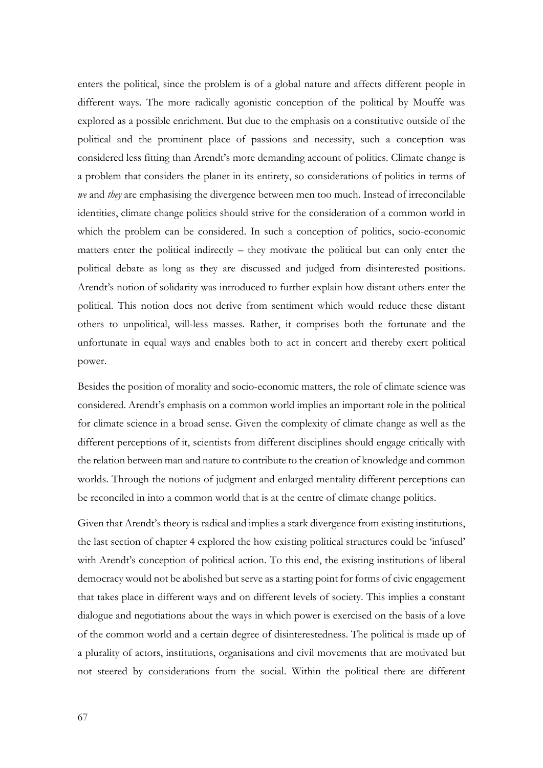enters the political, since the problem is of a global nature and affects different people in different ways. The more radically agonistic conception of the political by Mouffe was explored as a possible enrichment. But due to the emphasis on a constitutive outside of the political and the prominent place of passions and necessity, such a conception was considered less fitting than Arendt's more demanding account of politics. Climate change is a problem that considers the planet in its entirety, so considerations of politics in terms of *we* and *they* are emphasising the divergence between men too much. Instead of irreconcilable identities, climate change politics should strive for the consideration of a common world in which the problem can be considered. In such a conception of politics, socio-economic matters enter the political indirectly – they motivate the political but can only enter the political debate as long as they are discussed and judged from disinterested positions. Arendt's notion of solidarity was introduced to further explain how distant others enter the political. This notion does not derive from sentiment which would reduce these distant others to unpolitical, will-less masses. Rather, it comprises both the fortunate and the unfortunate in equal ways and enables both to act in concert and thereby exert political power.

Besides the position of morality and socio-economic matters, the role of climate science was considered. Arendt's emphasis on a common world implies an important role in the political for climate science in a broad sense. Given the complexity of climate change as well as the different perceptions of it, scientists from different disciplines should engage critically with the relation between man and nature to contribute to the creation of knowledge and common worlds. Through the notions of judgment and enlarged mentality different perceptions can be reconciled in into a common world that is at the centre of climate change politics.

Given that Arendt's theory is radical and implies a stark divergence from existing institutions, the last section of chapter 4 explored the how existing political structures could be 'infused' with Arendt's conception of political action. To this end, the existing institutions of liberal democracy would not be abolished but serve as a starting point for forms of civic engagement that takes place in different ways and on different levels of society. This implies a constant dialogue and negotiations about the ways in which power is exercised on the basis of a love of the common world and a certain degree of disinterestedness. The political is made up of a plurality of actors, institutions, organisations and civil movements that are motivated but not steered by considerations from the social. Within the political there are different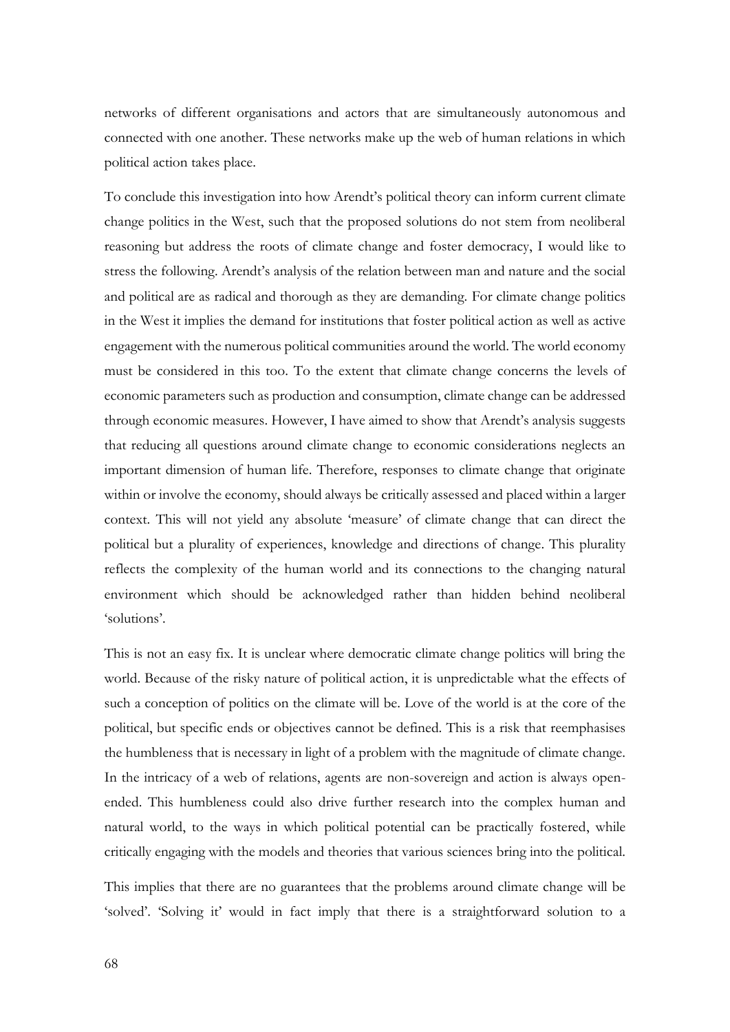networks of different organisations and actors that are simultaneously autonomous and connected with one another. These networks make up the web of human relations in which political action takes place.

To conclude this investigation into how Arendt's political theory can inform current climate change politics in the West, such that the proposed solutions do not stem from neoliberal reasoning but address the roots of climate change and foster democracy, I would like to stress the following. Arendt's analysis of the relation between man and nature and the social and political are as radical and thorough as they are demanding. For climate change politics in the West it implies the demand for institutions that foster political action as well as active engagement with the numerous political communities around the world. The world economy must be considered in this too. To the extent that climate change concerns the levels of economic parameters such as production and consumption, climate change can be addressed through economic measures. However, I have aimed to show that Arendt's analysis suggests that reducing all questions around climate change to economic considerations neglects an important dimension of human life. Therefore, responses to climate change that originate within or involve the economy, should always be critically assessed and placed within a larger context. This will not yield any absolute 'measure' of climate change that can direct the political but a plurality of experiences, knowledge and directions of change. This plurality reflects the complexity of the human world and its connections to the changing natural environment which should be acknowledged rather than hidden behind neoliberal 'solutions'.

This is not an easy fix. It is unclear where democratic climate change politics will bring the world. Because of the risky nature of political action, it is unpredictable what the effects of such a conception of politics on the climate will be. Love of the world is at the core of the political, but specific ends or objectives cannot be defined. This is a risk that reemphasises the humbleness that is necessary in light of a problem with the magnitude of climate change. In the intricacy of a web of relations, agents are non-sovereign and action is always open-ended. This humbleness could also drive further research into the complex human and natural world, to the ways in which political potential can be practically fostered, while critically engaging with the models and theories that various sciences bring into the political.

This implies that there are no guarantees that the problems around climate change will be 'solved'. 'Solving it' would in fact imply that there is a straightforward solution to a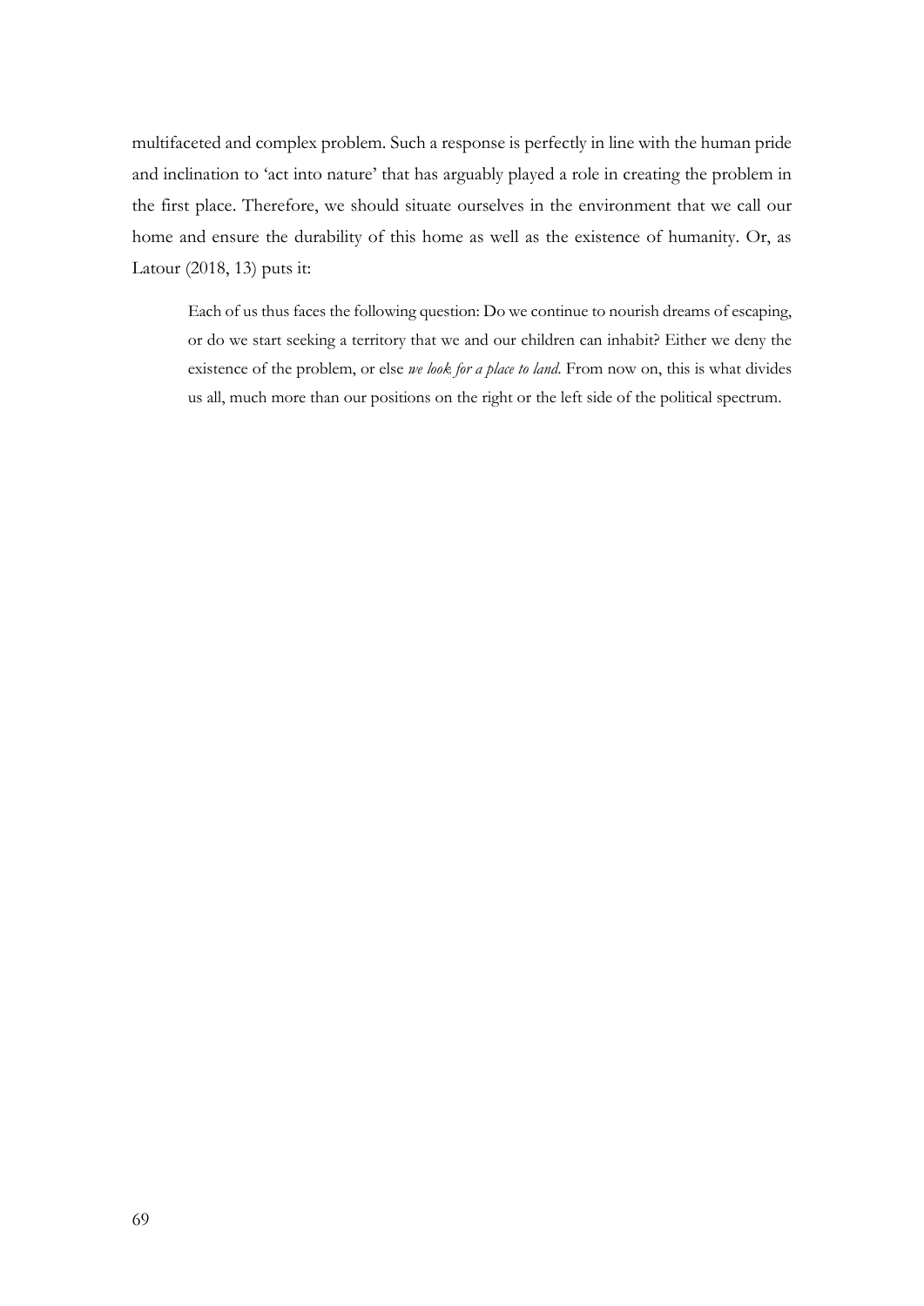multifaceted and complex problem. Such a response is perfectly in line with the human pride and inclination to 'act into nature' that has arguably played a role in creating the problem in the first place. Therefore, we should situate ourselves in the environment that we call our home and ensure the durability of this home as well as the existence of humanity. Or, as Latour (2018, 13) puts it:

> Each of us thus faces the following question: Do we continue to nourish dreams of escaping, or do we start seeking a territory that we and our children can inhabit? Either we deny the existence of the problem, or else *we look for a place to land*. From now on, this is what divides us all, much more than our positions on the right or the left side of the political spectrum.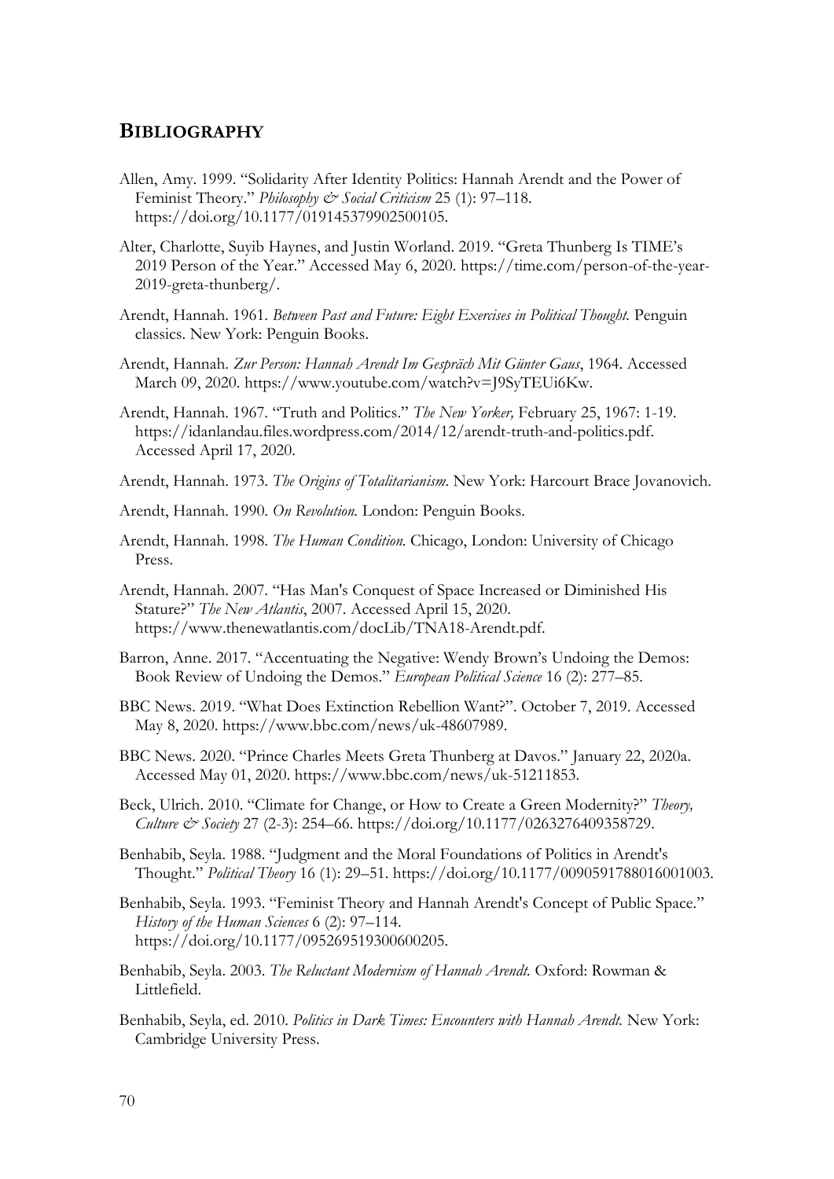# Bibliography

Allen, Amy. 1999. "Solidarity After Identity Politics: Hannah Arendt and the Power of Feminist Theory." *Philosophy & Social Criticism* 25 (1): 97–118. https://doi.org/10.1177/019145379902500105.

Alter, Charlotte, Suyib Haynes, and Justin Worland. 2019. "Greta Thunberg Is TIME's 2019 Person of the Year." Accessed May 6, 2020. https://time.com/person-of-the-year-2019-greta-thunberg/.

Arendt, Hannah. 1961. *Between Past and Future: Eight Exercises in Political Thought.* Penguin classics. New York: Penguin Books.

Arendt, Hannah. *Zur Person: Hannah Arendt Im Gespräch Mit Günter Gaus*, 1964. Accessed March 09, 2020. https://www.youtube.com/watch?v=J9SyTEUi6Kw.

Arendt, Hannah. 1967. "Truth and Politics." *The New Yorker,* February 25, 1967: 1-19. https://idanlandau.files.wordpress.com/2014/12/arendt-truth-and-politics.pdf. Accessed April 17, 2020.

Arendt, Hannah. 1973. *The Origins of Totalitarianism.* New York: Harcourt Brace Jovanovich.

Arendt, Hannah. 1990. *On Revolution.* London: Penguin Books.

Arendt, Hannah. 1998. *The Human Condition.* Chicago, London: University of Chicago Press.

Arendt, Hannah. 2007. "Has Man's Conquest of Space Increased or Diminished His Stature?" *The New Atlantis*, 2007. Accessed April 15, 2020. https://www.thenewatlantis.com/docLib/TNA18-Arendt.pdf.

Barron, Anne. 2017. "Accentuating the Negative: Wendy Brown's Undoing the Demos: Book Review of Undoing the Demos." *European Political Science* 16 (2): 277–85.

BBC News. 2019. "What Does Extinction Rebellion Want?". October 7, 2019. Accessed May 8, 2020. https://www.bbc.com/news/uk-48607989.

BBC News. 2020. "Prince Charles Meets Greta Thunberg at Davos." January 22, 2020a. Accessed May 01, 2020. https://www.bbc.com/news/uk-51211853.

Beck, Ulrich. 2010. "Climate for Change, or How to Create a Green Modernity?" *Theory, Culture & Society* 27 (2-3): 254–66. https://doi.org/10.1177/0263276409358729.

Benhabib, Seyla. 1988. "Judgment and the Moral Foundations of Politics in Arendt's Thought." *Political Theory* 16 (1): 29–51. https://doi.org/10.1177/0090591788016001003.

Benhabib, Seyla. 1993. "Feminist Theory and Hannah Arendt's Concept of Public Space." *History of the Human Sciences* 6 (2): 97–114. https://doi.org/10.1177/095269519300600205.

Benhabib, Seyla. 2003. *The Reluctant Modernism of Hannah Arendt.* Oxford: Rowman & Littlefield.

Benhabib, Seyla, ed. 2010. *Politics in Dark Times: Encounters with Hannah Arendt.* New York: Cambridge University Press.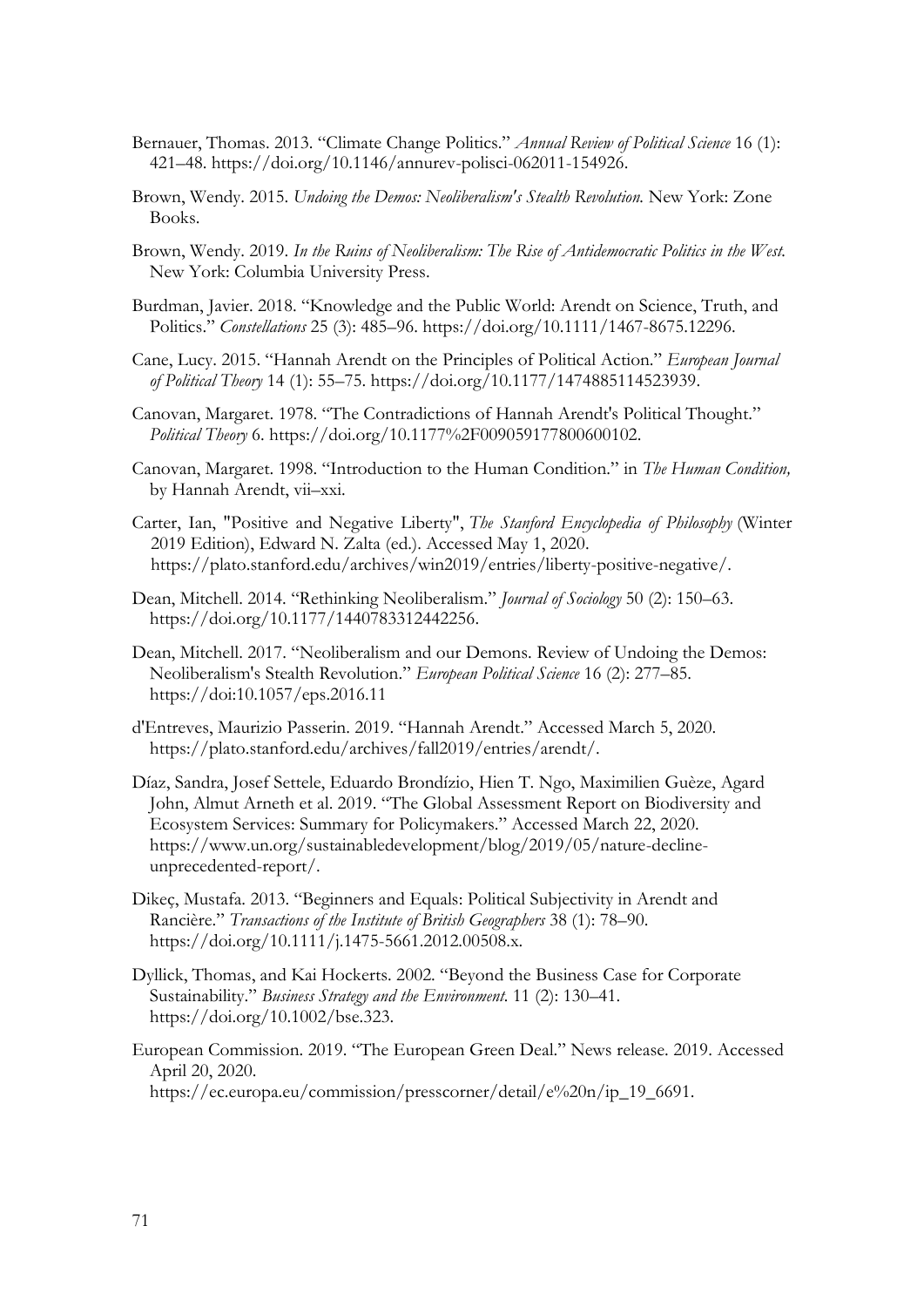Bernauer, Thomas. 2013. "Climate Change Politics." *Annual Review of Political Science* 16 (1): 421–48. https://doi.org/10.1146/annurev-polisci-062011-154926.

Brown, Wendy. 2015. *Undoing the Demos: Neoliberalism's Stealth Revolution.* New York: Zone Books.

Brown, Wendy. 2019. *In the Ruins of Neoliberalism: The Rise of Antidemocratic Politics in the West.* New York: Columbia University Press.

Burdman, Javier. 2018. "Knowledge and the Public World: Arendt on Science, Truth, and Politics." *Constellations* 25 (3): 485–96. https://doi.org/10.1111/1467-8675.12296.

Cane, Lucy. 2015. "Hannah Arendt on the Principles of Political Action." *European Journal of Political Theory* 14 (1): 55–75. https://doi.org/10.1177/1474885114523939.

Canovan, Margaret. 1978. "The Contradictions of Hannah Arendt's Political Thought." *Political Theory* 6. https://doi.org/10.1177%2F009059177800600102.

Canovan, Margaret. 1998. "Introduction to the Human Condition." in *The Human Condition,* by Hannah Arendt, vii–xxi.

Carter, Ian, "Positive and Negative Liberty", *The Stanford Encyclopedia of Philosophy* (Winter 2019 Edition), Edward N. Zalta (ed.). Accessed May 1, 2020. https://plato.stanford.edu/archives/win2019/entries/liberty-positive-negative/.

Dean, Mitchell. 2014. "Rethinking Neoliberalism." *Journal of Sociology* 50 (2): 150–63. https://doi.org/10.1177/1440783312442256.

Dean, Mitchell. 2017. "Neoliberalism and our Demons. Review of Undoing the Demos: Neoliberalism's Stealth Revolution." *European Political Science* 16 (2): 277–85. https://doi:10.1057/eps.2016.11

d'Entreves, Maurizio Passerin. 2019. "Hannah Arendt." Accessed March 5, 2020. https://plato.stanford.edu/archives/fall2019/entries/arendt/.

Díaz, Sandra, Josef Settele, Eduardo Brondízio, Hien T. Ngo, Maximilien Guèze, Agard John, Almut Arneth et al. 2019. "The Global Assessment Report on Biodiversity and Ecosystem Services: Summary for Policymakers." Accessed March 22, 2020. https://www.un.org/sustainabledevelopment/blog/2019/05/nature-decline-unprecedented-report/.

Dikeç, Mustafa. 2013. "Beginners and Equals: Political Subjectivity in Arendt and Rancière." *Transactions of the Institute of British Geographers* 38 (1): 78–90. https://doi.org/10.1111/j.1475-5661.2012.00508.x.

Dyllick, Thomas, and Kai Hockerts. 2002. "Beyond the Business Case for Corporate Sustainability." *Business Strategy and the Environment.* 11 (2): 130–41. https://doi.org/10.1002/bse.323.

European Commission. 2019. "The European Green Deal." News release. 2019. Accessed April 20, 2020. https://ec.europa.eu/commission/presscorner/detail/e%20n/ip_19_6691.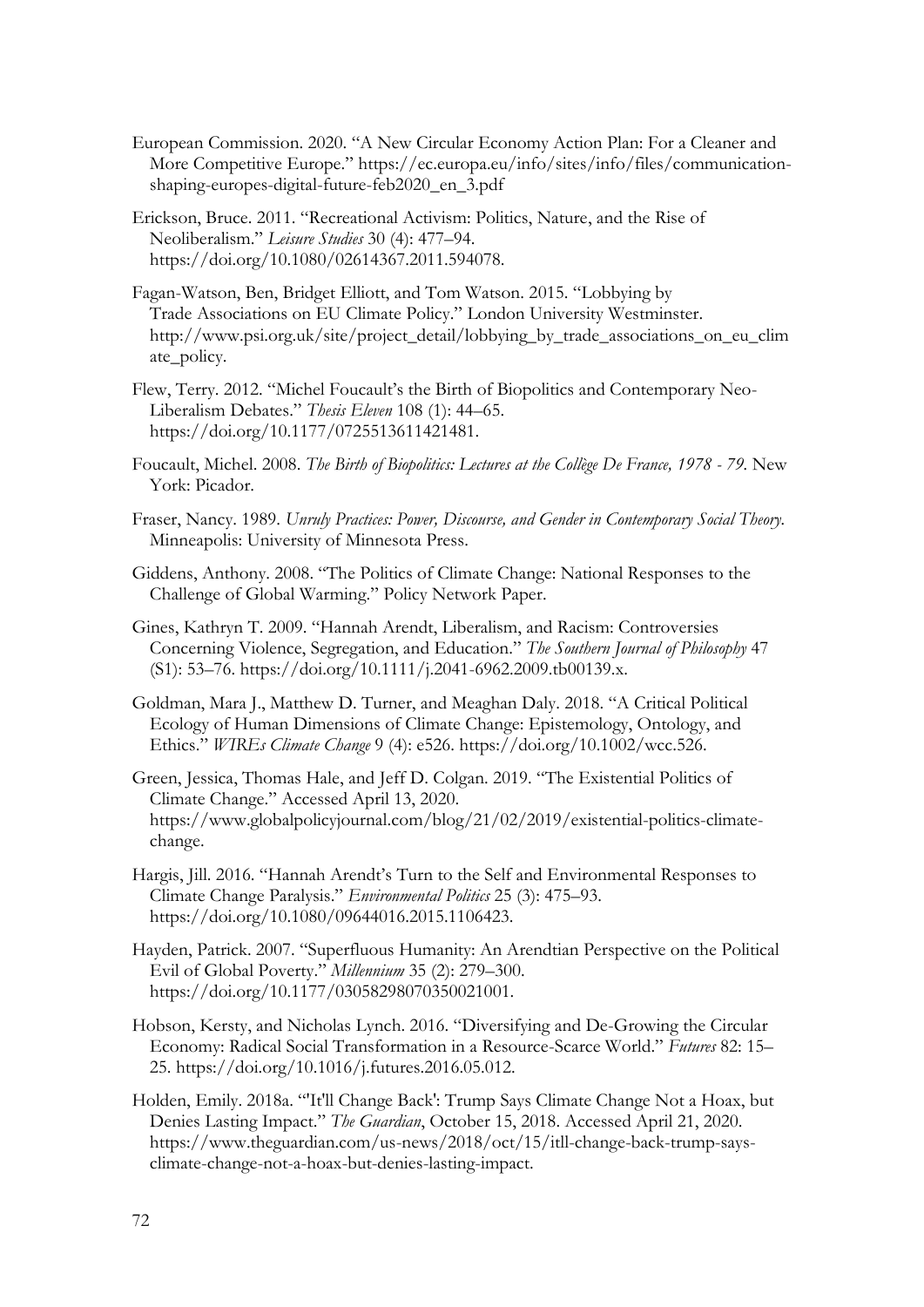European Commission. 2020. "A New Circular Economy Action Plan: For a Cleaner and More Competitive Europe." https://ec.europa.eu/info/sites/info/files/communication-shaping-europes-digital-future-feb2020_en_3.pdf

Erickson, Bruce. 2011. "Recreational Activism: Politics, Nature, and the Rise of Neoliberalism." *Leisure Studies* 30 (4): 477–94. https://doi.org/10.1080/02614367.2011.594078.

Fagan-Watson, Ben, Bridget Elliott, and Tom Watson. 2015. "Lobbying by Trade Associations on EU Climate Policy." London University Westminster. http://www.psi.org.uk/site/project_detail/lobbying_by_trade_associations_on_eu_climate_policy.

Flew, Terry. 2012. "Michel Foucault's the Birth of Biopolitics and Contemporary Neo-Liberalism Debates." *Thesis Eleven* 108 (1): 44–65. https://doi.org/10.1177/0725513611421481.

Foucault, Michel. 2008. *The Birth of Biopolitics: Lectures at the Collège De France, 1978 - 79*. New York: Picador.

Fraser, Nancy. 1989. *Unruly Practices: Power, Discourse, and Gender in Contemporary Social Theory*. Minneapolis: University of Minnesota Press.

Giddens, Anthony. 2008. "The Politics of Climate Change: National Responses to the Challenge of Global Warming." Policy Network Paper.

Gines, Kathryn T. 2009. "Hannah Arendt, Liberalism, and Racism: Controversies Concerning Violence, Segregation, and Education." *The Southern Journal of Philosophy* 47 (S1): 53–76. https://doi.org/10.1111/j.2041-6962.2009.tb00139.x.

Goldman, Mara J., Matthew D. Turner, and Meaghan Daly. 2018. "A Critical Political Ecology of Human Dimensions of Climate Change: Epistemology, Ontology, and Ethics." *WIREs Climate Change* 9 (4): e526. https://doi.org/10.1002/wcc.526.

Green, Jessica, Thomas Hale, and Jeff D. Colgan. 2019. "The Existential Politics of Climate Change." Accessed April 13, 2020. https://www.globalpolicyjournal.com/blog/21/02/2019/existential-politics-climate-change.

Hargis, Jill. 2016. "Hannah Arendt's Turn to the Self and Environmental Responses to Climate Change Paralysis." *Environmental Politics* 25 (3): 475–93. https://doi.org/10.1080/09644016.2015.1106423.

Hayden, Patrick. 2007. "Superfluous Humanity: An Arendtian Perspective on the Political Evil of Global Poverty." *Millennium* 35 (2): 279–300. https://doi.org/10.1177/03058298070350021001.

Hobson, Kersty, and Nicholas Lynch. 2016. "Diversifying and De-Growing the Circular Economy: Radical Social Transformation in a Resource-Scarce World." *Futures* 82: 15–25. https://doi.org/10.1016/j.futures.2016.05.012.

Holden, Emily. 2018a. "'It'll Change Back': Trump Says Climate Change Not a Hoax, but Denies Lasting Impact." *The Guardian*, October 15, 2018. Accessed April 21, 2020. https://www.theguardian.com/us-news/2018/oct/15/itll-change-back-trump-says-climate-change-not-a-hoax-but-denies-lasting-impact.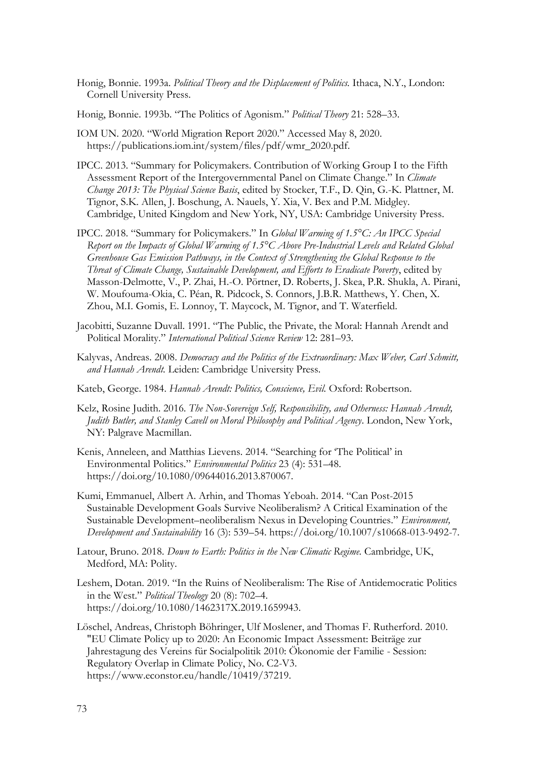Honig, Bonnie. 1993a. *Political Theory and the Displacement of Politics.* Ithaca, N.Y., London: Cornell University Press.

Honig, Bonnie. 1993b. "The Politics of Agonism." *Political Theory* 21: 528–33.

IOM UN. 2020. "World Migration Report 2020." Accessed May 8, 2020. https://publications.iom.int/system/files/pdf/wmr_2020.pdf.

IPCC. 2013. "Summary for Policymakers. Contribution of Working Group I to the Fifth Assessment Report of the Intergovernmental Panel on Climate Change." In *Climate Change 2013: The Physical Science Basis*, edited by Stocker, T.F., D. Qin, G.-K. Plattner, M. Tignor, S.K. Allen, J. Boschung, A. Nauels, Y. Xia, V. Bex and P.M. Midgley. Cambridge, United Kingdom and New York, NY, USA: Cambridge University Press.

IPCC. 2018. "Summary for Policymakers." In *Global Warming of 1.5°C: An IPCC Special Report on the Impacts of Global Warming of 1.5°C Above Pre-Industrial Levels and Related Global Greenhouse Gas Emission Pathways, in the Context of Strengthening the Global Response to the Threat of Climate Change, Sustainable Development, and Efforts to Eradicate Poverty*, edited by Masson-Delmotte, V., P. Zhai, H.-O. Pörtner, D. Roberts, J. Skea, P.R. Shukla, A. Pirani, W. Moufouma-Okia, C. Péan, R. Pidcock, S. Connors, J.B.R. Matthews, Y. Chen, X. Zhou, M.I. Gomis, E. Lonnoy, T. Maycock, M. Tignor, and T. Waterfield.

Jacobitti, Suzanne Duvall. 1991. "The Public, the Private, the Moral: Hannah Arendt and Political Morality." *International Political Science Review* 12: 281–93.

Kalyvas, Andreas. 2008. *Democracy and the Politics of the Extraordinary: Max Weber, Carl Schmitt, and Hannah Arendt.* Leiden: Cambridge University Press.

Kateb, George. 1984. *Hannah Arendt: Politics, Conscience, Evil.* Oxford: Robertson.

Kelz, Rosine Judith. 2016. *The Non-Sovereign Self, Responsibility, and Otherness: Hannah Arendt, Judith Butler, and Stanley Cavell on Moral Philosophy and Political Agency*. London, New York, NY: Palgrave Macmillan.

Kenis, Anneleen, and Matthias Lievens. 2014. "Searching for 'The Political' in Environmental Politics." *Environmental Politics* 23 (4): 531–48. https://doi.org/10.1080/09644016.2013.870067.

Kumi, Emmanuel, Albert A. Arhin, and Thomas Yeboah. 2014. "Can Post-2015 Sustainable Development Goals Survive Neoliberalism? A Critical Examination of the Sustainable Development–neoliberalism Nexus in Developing Countries." *Environment, Development and Sustainability* 16 (3): 539–54. https://doi.org/10.1007/s10668-013-9492-7.

Latour, Bruno. 2018. *Down to Earth: Politics in the New Climatic Regime.* Cambridge, UK, Medford, MA: Polity.

Leshem, Dotan. 2019. "In the Ruins of Neoliberalism: The Rise of Antidemocratic Politics in the West." *Political Theology* 20 (8): 702–4. https://doi.org/10.1080/1462317X.2019.1659943.

Löschel, Andreas, Christoph Böhringer, Ulf Moslener, and Thomas F. Rutherford. 2010. "EU Climate Policy up to 2020: An Economic Impact Assessment: Beiträge zur Jahrestagung des Vereins für Socialpolitik 2010: Ökonomie der Familie - Session: Regulatory Overlap in Climate Policy, No. C2-V3. https://www.econstor.eu/handle/10419/37219.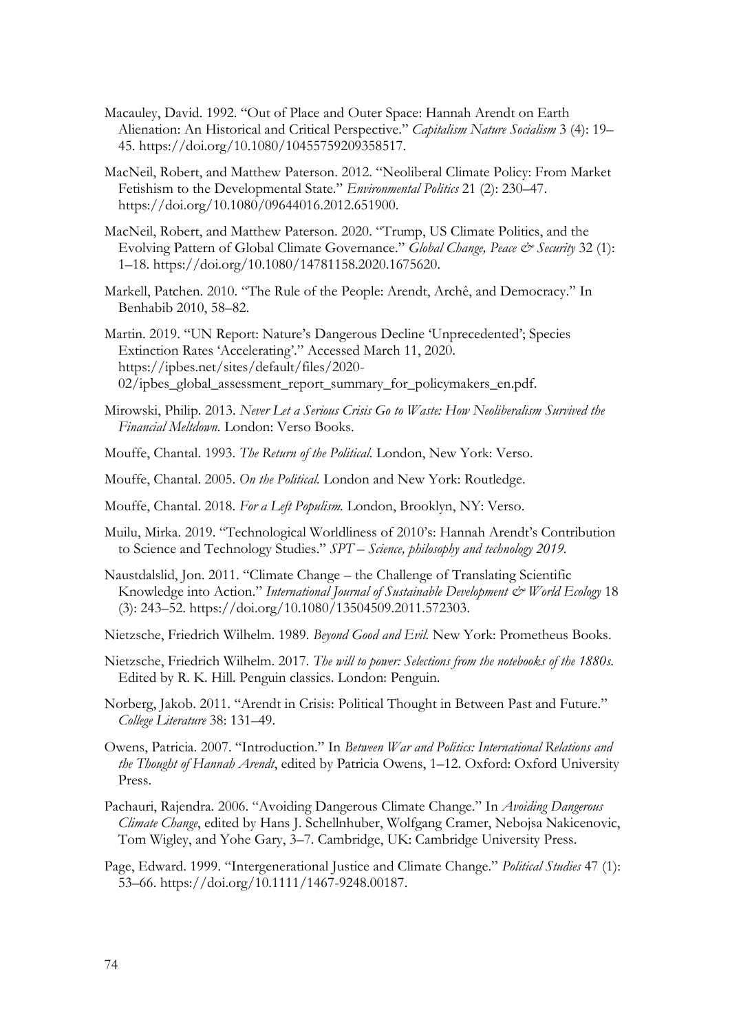Macauley, David. 1992. "Out of Place and Outer Space: Hannah Arendt on Earth Alienation: An Historical and Critical Perspective." *Capitalism Nature Socialism* 3 (4): 19–45. https://doi.org/10.1080/10455759209358517.

MacNeil, Robert, and Matthew Paterson. 2012. "Neoliberal Climate Policy: From Market Fetishism to the Developmental State." *Environmental Politics* 21 (2): 230–47. https://doi.org/10.1080/09644016.2012.651900.

MacNeil, Robert, and Matthew Paterson. 2020. "Trump, US Climate Politics, and the Evolving Pattern of Global Climate Governance." *Global Change, Peace & Security* 32 (1): 1–18. https://doi.org/10.1080/14781158.2020.1675620.

Markell, Patchen. 2010. "The Rule of the People: Arendt, Archê, and Democracy." In Benhabib 2010, 58–82.

Martin. 2019. "UN Report: Nature's Dangerous Decline 'Unprecedented'; Species Extinction Rates 'Accelerating'." Accessed March 11, 2020. https://ipbes.net/sites/default/files/2020-02/ipbes_global_assessment_report_summary_for_policymakers_en.pdf.

Mirowski, Philip. 2013. *Never Let a Serious Crisis Go to Waste: How Neoliberalism Survived the Financial Meltdown.* London: Verso Books.

Mouffe, Chantal. 1993. *The Return of the Political.* London, New York: Verso.

Mouffe, Chantal. 2005. *On the Political.* London and New York: Routledge.

Mouffe, Chantal. 2018. *For a Left Populism.* London, Brooklyn, NY: Verso.

Muilu, Mirka. 2019. "Technological Worldliness of 2010's: Hannah Arendt's Contribution to Science and Technology Studies." *SPT – Science, philosophy and technology 2019.*

Naustdalslid, Jon. 2011. "Climate Change – the Challenge of Translating Scientific Knowledge into Action." *International Journal of Sustainable Development & World Ecology* 18 (3): 243–52. https://doi.org/10.1080/13504509.2011.572303.

Nietzsche, Friedrich Wilhelm. 1989. *Beyond Good and Evil.* New York: Prometheus Books.

Nietzsche, Friedrich Wilhelm. 2017. *The will to power: Selections from the notebooks of the 1880s.* Edited by R. K. Hill. Penguin classics. London: Penguin.

Norberg, Jakob. 2011. "Arendt in Crisis: Political Thought in Between Past and Future." *College Literature* 38: 131–49.

Owens, Patricia. 2007. "Introduction." In *Between War and Politics: International Relations and the Thought of Hannah Arendt*, edited by Patricia Owens, 1–12. Oxford: Oxford University Press.

Pachauri, Rajendra. 2006. "Avoiding Dangerous Climate Change." In *Avoiding Dangerous Climate Change*, edited by Hans J. Schellnhuber, Wolfgang Cramer, Nebojsa Nakicenovic, Tom Wigley, and Yohe Gary, 3–7. Cambridge, UK: Cambridge University Press.

Page, Edward. 1999. "Intergenerational Justice and Climate Change." *Political Studies* 47 (1): 53–66. https://doi.org/10.1111/1467-9248.00187.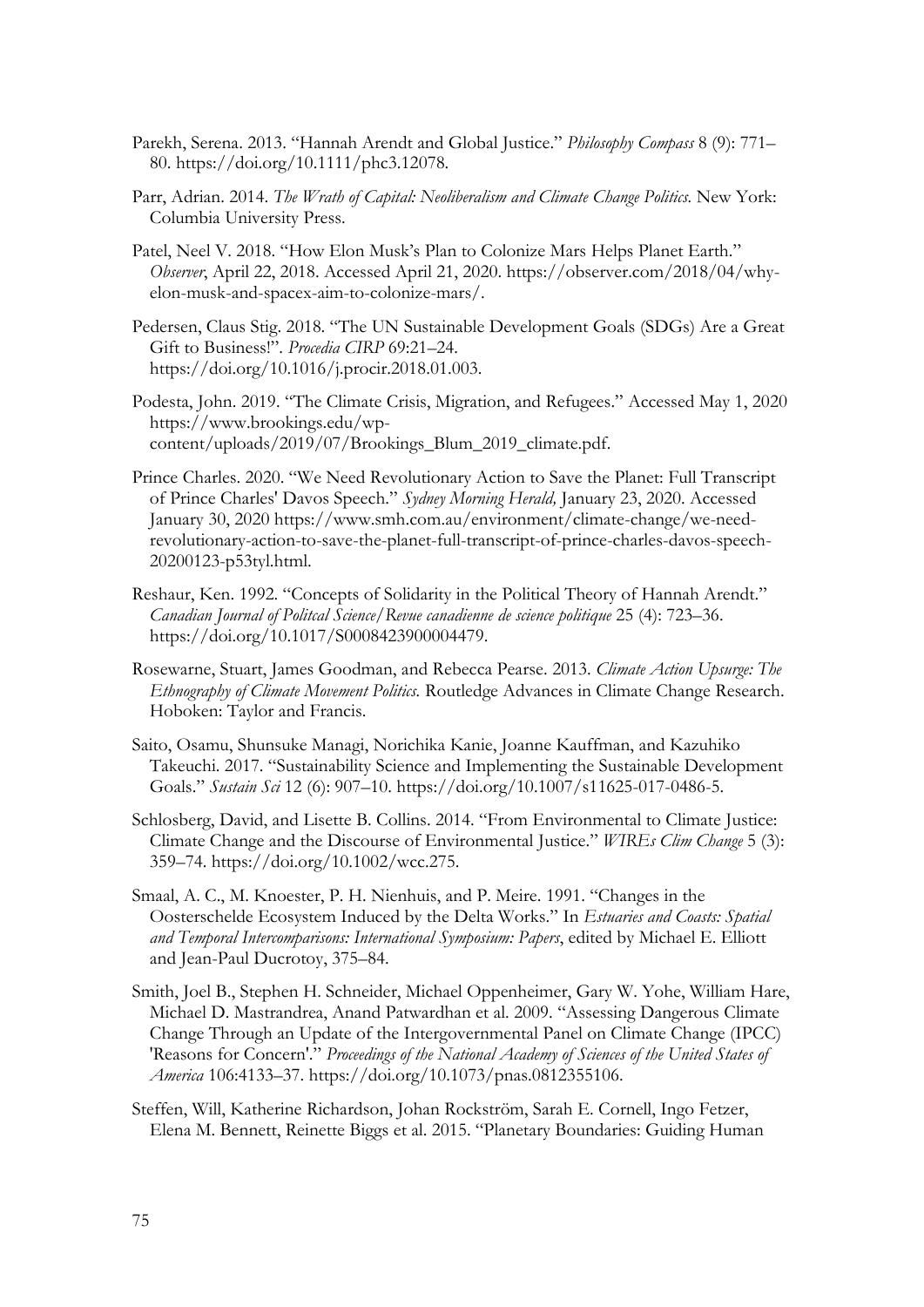Parekh, Serena. 2013. "Hannah Arendt and Global Justice." *Philosophy Compass* 8 (9): 771–80. https://doi.org/10.1111/phc3.12078.

Parr, Adrian. 2014. *The Wrath of Capital: Neoliberalism and Climate Change Politics.* New York: Columbia University Press.

Patel, Neel V. 2018. "How Elon Musk's Plan to Colonize Mars Helps Planet Earth." *Observer*, April 22, 2018. Accessed April 21, 2020. https://observer.com/2018/04/why-elon-musk-and-spacex-aim-to-colonize-mars/.

Pedersen, Claus Stig. 2018. "The UN Sustainable Development Goals (SDGs) Are a Great Gift to Business!". *Procedia CIRP* 69:21–24. https://doi.org/10.1016/j.procir.2018.01.003.

Podesta, John. 2019. "The Climate Crisis, Migration, and Refugees." Accessed May 1, 2020 https://www.brookings.edu/wp-content/uploads/2019/07/Brookings_Blum_2019_climate.pdf.

Prince Charles. 2020. "We Need Revolutionary Action to Save the Planet: Full Transcript of Prince Charles' Davos Speech." *Sydney Morning Herald,* January 23, 2020. Accessed January 30, 2020 https://www.smh.com.au/environment/climate-change/we-need-revolutionary-action-to-save-the-planet-full-transcript-of-prince-charles-davos-speech-20200123-p53tyl.html.

Reshaur, Ken. 1992. "Concepts of Solidarity in the Political Theory of Hannah Arendt." *Canadian Journal of Politcal Science/Revue canadienne de science politique* 25 (4): 723–36. https://doi.org/10.1017/S0008423900004479.

Rosewarne, Stuart, James Goodman, and Rebecca Pearse. 2013. *Climate Action Upsurge: The Ethnography of Climate Movement Politics.* Routledge Advances in Climate Change Research. Hoboken: Taylor and Francis.

Saito, Osamu, Shunsuke Managi, Norichika Kanie, Joanne Kauffman, and Kazuhiko Takeuchi. 2017. "Sustainability Science and Implementing the Sustainable Development Goals." *Sustain Sci* 12 (6): 907–10. https://doi.org/10.1007/s11625-017-0486-5.

Schlosberg, David, and Lisette B. Collins. 2014. "From Environmental to Climate Justice: Climate Change and the Discourse of Environmental Justice." *WIREs Clim Change* 5 (3): 359–74. https://doi.org/10.1002/wcc.275.

Smaal, A. C., M. Knoester, P. H. Nienhuis, and P. Meire. 1991. "Changes in the Oosterschelde Ecosystem Induced by the Delta Works." In *Estuaries and Coasts: Spatial and Temporal Intercomparisons: International Symposium: Papers*, edited by Michael E. Elliott and Jean-Paul Ducrotoy, 375–84.

Smith, Joel B., Stephen H. Schneider, Michael Oppenheimer, Gary W. Yohe, William Hare, Michael D. Mastrandrea, Anand Patwardhan et al. 2009. "Assessing Dangerous Climate Change Through an Update of the Intergovernmental Panel on Climate Change (IPCC) 'Reasons for Concern'." *Proceedings of the National Academy of Sciences of the United States of America* 106:4133–37. https://doi.org/10.1073/pnas.0812355106.

Steffen, Will, Katherine Richardson, Johan Rockström, Sarah E. Cornell, Ingo Fetzer, Elena M. Bennett, Reinette Biggs et al. 2015. "Planetary Boundaries: Guiding Human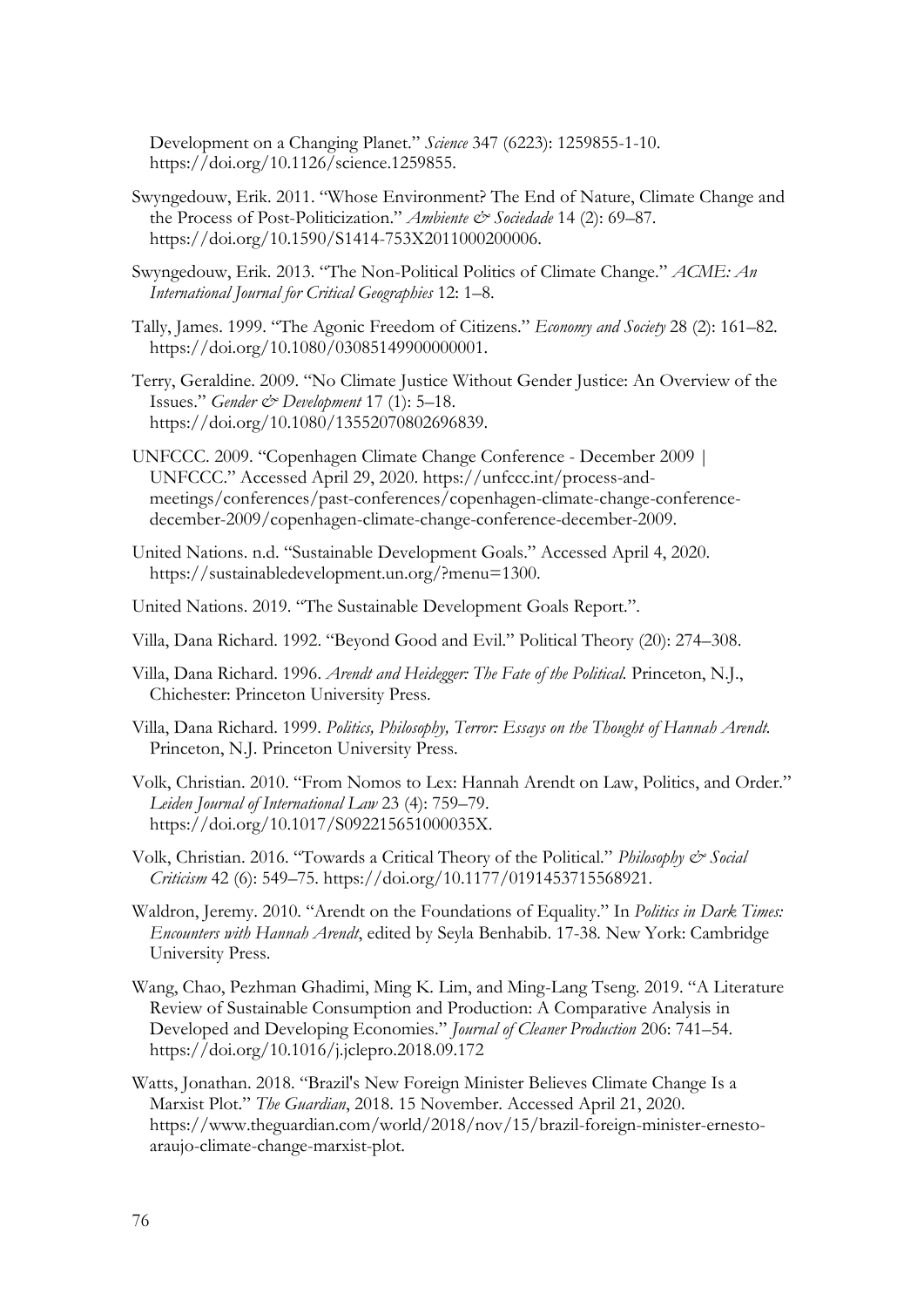Development on a Changing Planet." *Science* 347 (6223): 1259855-1-10. https://doi.org/10.1126/science.1259855.

Swyngedouw, Erik. 2011. "Whose Environment? The End of Nature, Climate Change and the Process of Post-Politicization." *Ambiente & Sociedade* 14 (2): 69–87. https://doi.org/10.1590/S1414-753X2011000200006.

Swyngedouw, Erik. 2013. "The Non-Political Politics of Climate Change." *ACME: An International Journal for Critical Geographies* 12: 1–8.

Tally, James. 1999. "The Agonic Freedom of Citizens." *Economy and Society* 28 (2): 161–82. https://doi.org/10.1080/03085149900000001.

Terry, Geraldine. 2009. "No Climate Justice Without Gender Justice: An Overview of the Issues." *Gender & Development* 17 (1): 5–18. https://doi.org/10.1080/13552070802696839.

UNFCCC. 2009. "Copenhagen Climate Change Conference - December 2009 | UNFCCC." Accessed April 29, 2020. https://unfccc.int/process-and-meetings/conferences/past-conferences/copenhagen-climate-change-conference-december-2009/copenhagen-climate-change-conference-december-2009.

United Nations. n.d. "Sustainable Development Goals." Accessed April 4, 2020. https://sustainabledevelopment.un.org/?menu=1300.

United Nations. 2019. "The Sustainable Development Goals Report.".

Villa, Dana Richard. 1992. "Beyond Good and Evil." Political Theory (20): 274–308.

Villa, Dana Richard. 1996. *Arendt and Heidegger: The Fate of the Political.* Princeton, N.J., Chichester: Princeton University Press.

Villa, Dana Richard. 1999. *Politics, Philosophy, Terror: Essays on the Thought of Hannah Arendt.* Princeton, N.J. Princeton University Press.

Volk, Christian. 2010. "From Nomos to Lex: Hannah Arendt on Law, Politics, and Order." *Leiden Journal of International Law* 23 (4): 759–79. https://doi.org/10.1017/S092215651000035X.

Volk, Christian. 2016. "Towards a Critical Theory of the Political." *Philosophy & Social Criticism* 42 (6): 549–75. https://doi.org/10.1177/0191453715568921.

Waldron, Jeremy. 2010. "Arendt on the Foundations of Equality." In *Politics in Dark Times: Encounters with Hannah Arendt*, edited by Seyla Benhabib. 17-38. New York: Cambridge University Press.

Wang, Chao, Pezhman Ghadimi, Ming K. Lim, and Ming-Lang Tseng. 2019. "A Literature Review of Sustainable Consumption and Production: A Comparative Analysis in Developed and Developing Economies." *Journal of Cleaner Production* 206: 741–54. https://doi.org/10.1016/j.jclepro.2018.09.172

Watts, Jonathan. 2018. "Brazil's New Foreign Minister Believes Climate Change Is a Marxist Plot." *The Guardian*, 2018. 15 November. Accessed April 21, 2020. https://www.theguardian.com/world/2018/nov/15/brazil-foreign-minister-ernesto-araujo-climate-change-marxist-plot.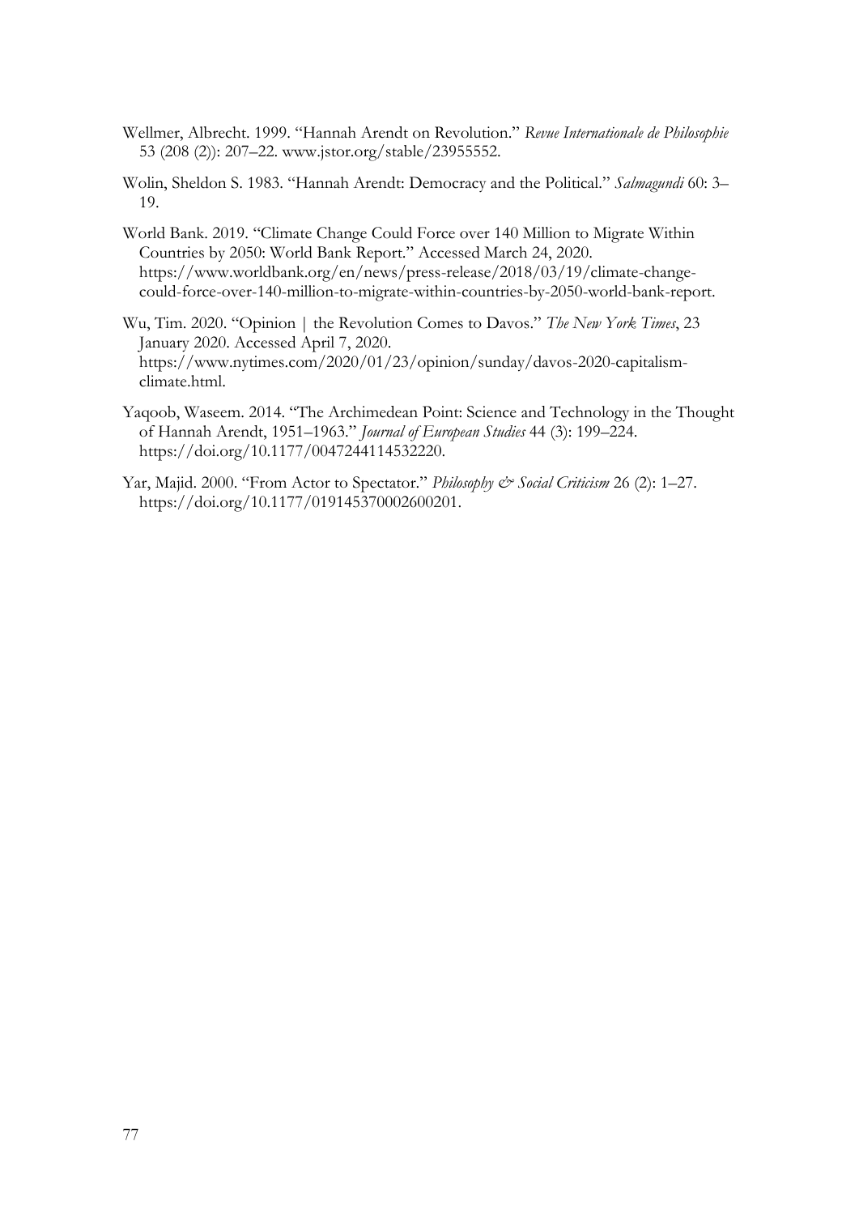Wellmer, Albrecht. 1999. "Hannah Arendt on Revolution." *Revue Internationale de Philosophie* 53 (208 (2)): 207–22. www.jstor.org/stable/23955552.

Wolin, Sheldon S. 1983. "Hannah Arendt: Democracy and the Political." *Salmagundi* 60: 3–19.

World Bank. 2019. "Climate Change Could Force over 140 Million to Migrate Within Countries by 2050: World Bank Report." Accessed March 24, 2020. https://www.worldbank.org/en/news/press-release/2018/03/19/climate-change-could-force-over-140-million-to-migrate-within-countries-by-2050-world-bank-report.

Wu, Tim. 2020. "Opinion | the Revolution Comes to Davos." *The New York Times*, 23 January 2020. Accessed April 7, 2020. https://www.nytimes.com/2020/01/23/opinion/sunday/davos-2020-capitalism-climate.html.

Yaqoob, Waseem. 2014. "The Archimedean Point: Science and Technology in the Thought of Hannah Arendt, 1951–1963." *Journal of European Studies* 44 (3): 199–224. https://doi.org/10.1177/0047244114532220.

Yar, Majid. 2000. "From Actor to Spectator." *Philosophy & Social Criticism* 26 (2): 1–27. https://doi.org/10.1177/019145370002600201.